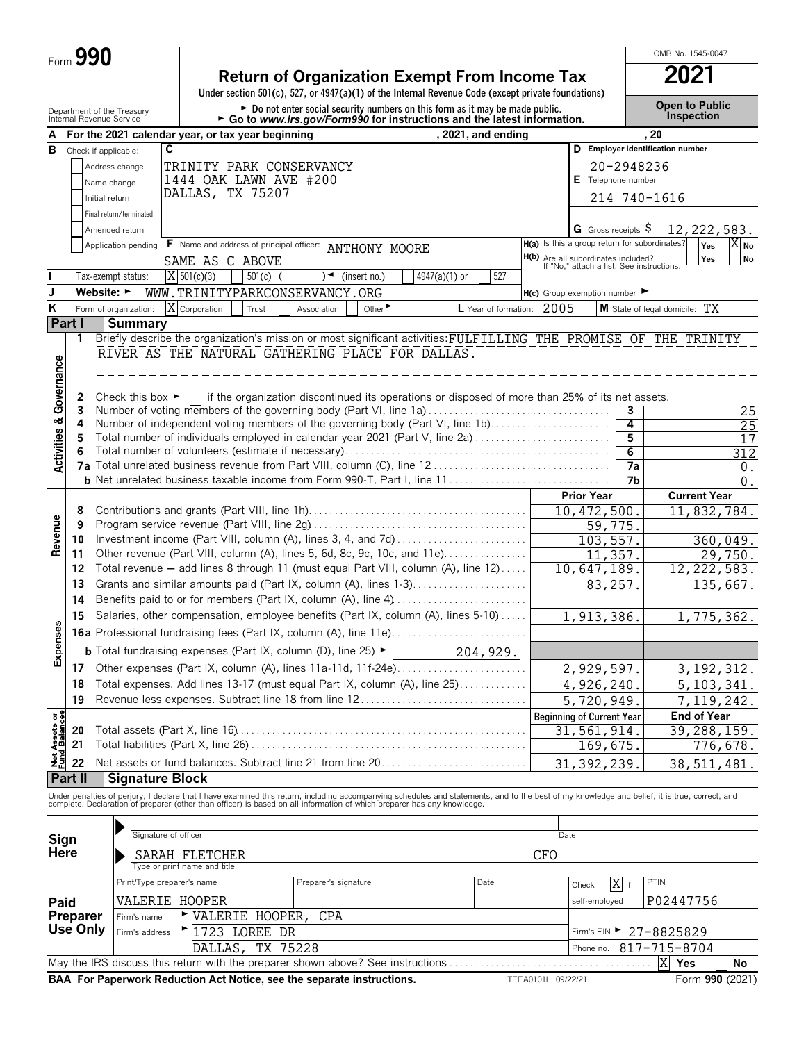Form **990**

# Return of Organization Exempt From Income Tax

**2021**

OMB No. 1545-0047

Under section 501(c), 527, or 4947(a)(1) of the Internal Revenue Code (except private foundations)

Department of the Treasury
Internal Revenue Service

► Do not enter social security numbers on this form as it may be made public.
► Go to *www.irs.gov/Form990* for instructions and the latest information.

**Open to Public Inspection**

**A** For the 2021 calendar year, or tax year beginning , 2021, and ending , 20

**B** Check if applicable:
- Address change
- Name change
- Initial return
- Final return/terminated
- Amended return
- Application pending

**C** TRINITY PARK CONSERVANCY
1444 OAK LAWN AVE #200
DALLAS, TX 75207

**D** Employer identification number: 20-2948236

**E** Telephone number: 214 740-1616

**G** Gross receipts $ 12,222,583.

**F** Name and address of principal officer: ANTHONY MOORE
SAME AS C ABOVE

**H(a)** Is this a group return for subordinates? Yes [ ] No [X]

**H(b)** Are all subordinates included? Yes [ ] No [ ]
If "No," attach a list. See instructions.

**I** Tax-exempt status: [X] 501(c)(3) [ ] 501(c) ( ) ◄ (insert no.) [ ] 4947(a)(1) or [ ] 527

**J** Website: ► WWW.TRINITYPARKCONSERVANCY.ORG

**H(c)** Group exemption number ►

**K** Form of organization: [X] Corporation [ ] Trust [ ] Association [ ] Other ►

**L** Year of formation: 2005

**M** State of legal domicile: TX

## Part I Summary

**Activities & Governance**

1 Briefly describe the organization's mission or most significant activities: FULFILLING THE PROMISE OF THE TRINITY RIVER AS THE NATURAL GATHERING PLACE FOR DALLAS.

2 Check this box ► [ ] if the organization discontinued its operations or disposed of more than 25% of its net assets.

| Line | Description | | Value |
|---|---|---|---|
| 3 | Number of voting members of the governing body (Part VI, line 1a) | 3 | 25 |
| 4 | Number of independent voting members of the governing body (Part VI, line 1b) | 4 | 25 |
| 5 | Total number of individuals employed in calendar year 2021 (Part V, line 2a) | 5 | 17 |
| 6 | Total number of volunteers (estimate if necessary) | 6 | 312 |
| 7a | Total unrelated business revenue from Part VIII, column (C), line 12 | 7a | 0. |
| b | Net unrelated business taxable income from Form 990-T, Part I, line 11 | 7b | 0. |

**Revenue / Expenses**

| Line | Description | Prior Year | Current Year |
|---|---|---|---|
| 8 | Contributions and grants (Part VIII, line 1h) | 10,472,500. | 11,832,784. |
| 9 | Program service revenue (Part VIII, line 2g) | 59,775. | |
| 10 | Investment income (Part VIII, column (A), lines 3, 4, and 7d) | 103,557. | 360,049. |
| 11 | Other revenue (Part VIII, column (A), lines 5, 6d, 8c, 9c, 10c, and 11e) | 11,357. | 29,750. |
| 12 | Total revenue — add lines 8 through 11 (must equal Part VIII, column (A), line 12) | 10,647,189. | 12,222,583. |
| 13 | Grants and similar amounts paid (Part IX, column (A), lines 1-3) | 83,257. | 135,667. |
| 14 | Benefits paid to or for members (Part IX, column (A), line 4) | | |
| 15 | Salaries, other compensation, employee benefits (Part IX, column (A), lines 5-10) | 1,913,386. | 1,775,362. |
| 16a | Professional fundraising fees (Part IX, column (A), line 11e) | | |
| b | Total fundraising expenses (Part IX, column (D), line 25) ► 204,929. | | |
| 17 | Other expenses (Part IX, column (A), lines 11a-11d, 11f-24e) | 2,929,597. | 3,192,312. |
| 18 | Total expenses. Add lines 13-17 (must equal Part IX, column (A), line 25) | 4,926,240. | 5,103,341. |
| 19 | Revenue less expenses. Subtract line 18 from line 12 | 5,720,949. | 7,119,242. |

**Net Assets or Fund Balances**

| Line | Description | Beginning of Current Year | End of Year |
|---|---|---|---|
| 20 | Total assets (Part X, line 16) | 31,561,914. | 39,288,159. |
| 21 | Total liabilities (Part X, line 26) | 169,675. | 776,678. |
| 22 | Net assets or fund balances. Subtract line 21 from line 20 | 31,392,239. | 38,511,481. |

## Part II Signature Block

Under penalties of perjury, I declare that I have examined this return, including accompanying schedules and statements, and to the best of my knowledge and belief, it is true, correct, and complete. Declaration of preparer (other than officer) is based on all information of which preparer has any knowledge.

**Sign Here**

Signature of officer — Date

SARAH FLETCHER — CFO
Type or print name and title

**Paid Preparer Use Only**

| Print/Type preparer's name | Preparer's signature | Date | Check [X] if self-employed | PTIN |
|---|---|---|---|---|
| VALERIE HOOPER | | | | P02447756 |

Firm's name ► VALERIE HOOPER, CPA
Firm's address ► 1723 LOREE DR, DALLAS, TX 75228
Firm's EIN ► 27-8825829
Phone no. 817-715-8704

May the IRS discuss this return with the preparer shown above? See instructions [X] Yes [ ] No

BAA For Paperwork Reduction Act Notice, see the separate instructions. TEEA0101L 09/22/21 Form **990** (2021)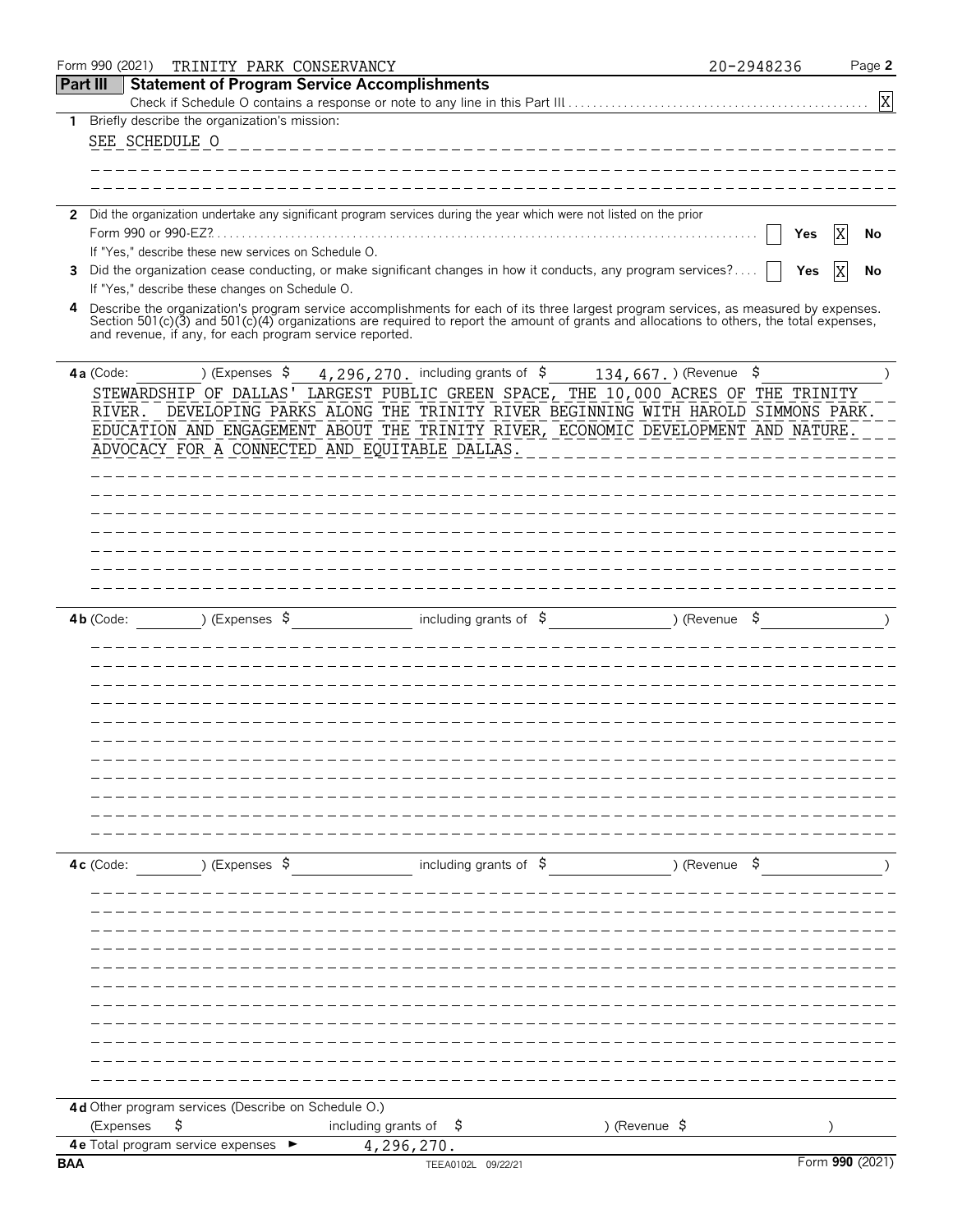Form 990 (2021) TRINITY PARK CONSERVANCY 20-2948236 Page **2**

## Part III Statement of Program Service Accomplishments

Check if Schedule O contains a response or note to any line in this Part III . . . . . [X]

**1** Briefly describe the organization's mission:

SEE SCHEDULE O

**2** Did the organization undertake any significant program services during the year which were not listed on the prior Form 990 or 990-EZ? . . . . . [ ] Yes [X] No

If "Yes," describe these new services on Schedule O.

**3** Did the organization cease conducting, or make significant changes in how it conducts, any program services? . . . . [ ] Yes [X] No

If "Yes," describe these changes on Schedule O.

**4** Describe the organization's program service accomplishments for each of its three largest program services, as measured by expenses. Section 501(c)(3) and 501(c)(4) organizations are required to report the amount of grants and allocations to others, the total expenses, and revenue, if any, for each program service reported.

**4a** (Code: ) (Expenses $ 4,296,270. including grants of $ 134,667.) (Revenue $ )

STEWARDSHIP OF DALLAS' LARGEST PUBLIC GREEN SPACE, THE 10,000 ACRES OF THE TRINITY RIVER. DEVELOPING PARKS ALONG THE TRINITY RIVER BEGINNING WITH HAROLD SIMMONS PARK. EDUCATION AND ENGAGEMENT ABOUT THE TRINITY RIVER, ECONOMIC DEVELOPMENT AND NATURE. ADVOCACY FOR A CONNECTED AND EQUITABLE DALLAS.

**4b** (Code: ) (Expenses $ including grants of $ ) (Revenue $ )

**4c** (Code: ) (Expenses $ including grants of $ ) (Revenue $ )

**4d** Other program services (Describe on Schedule O.)

(Expenses $ including grants of $ ) (Revenue $ )

**4e** Total program service expenses ► 4,296,270.

BAA TEEA0102L 09/22/21 Form **990** (2021)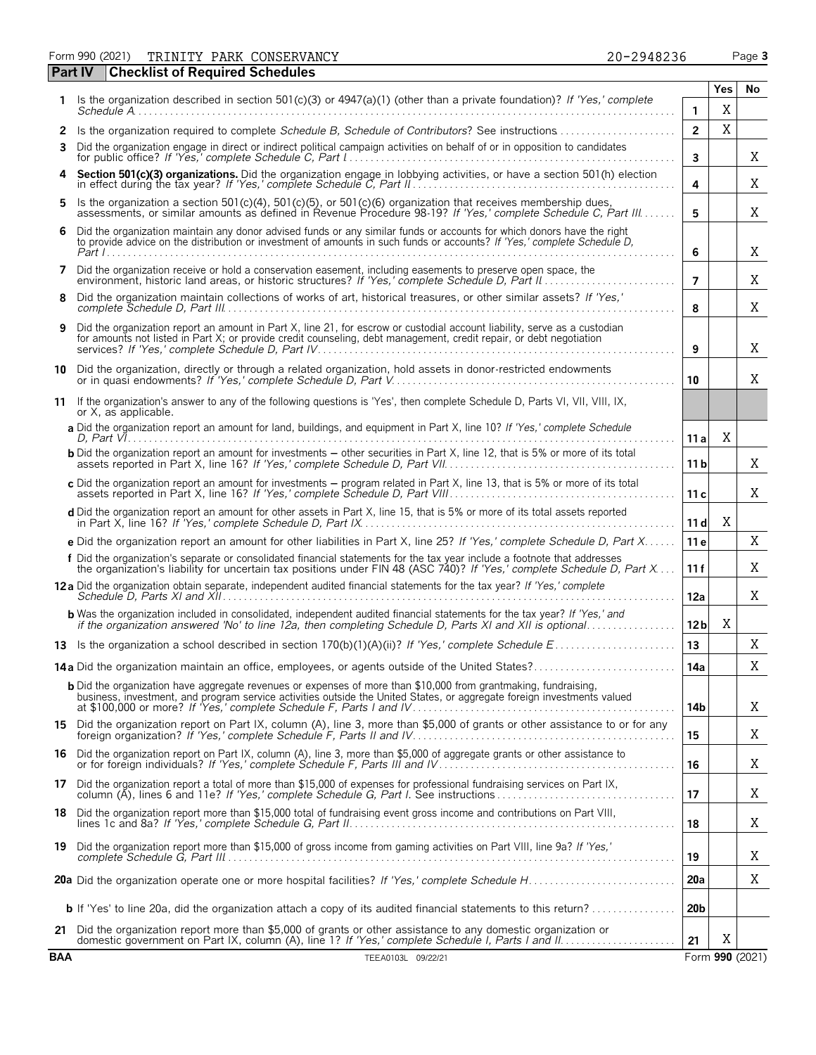Form 990 (2021) TRINITY PARK CONSERVANCY 20-2948236

## Part IV Checklist of Required Schedules

| | | | Yes | No |
|---|---|---|---|---|
| **1** | Is the organization described in section 501(c)(3) or 4947(a)(1) (other than a private foundation)? *If 'Yes,' complete Schedule A* | **1** | X | |
| **2** | Is the organization required to complete *Schedule B, Schedule of Contributors*? See instructions | **2** | X | |
| **3** | Did the organization engage in direct or indirect political campaign activities on behalf of or in opposition to candidates for public office? *If 'Yes,' complete Schedule C, Part I* | **3** | | X |
| **4** | **Section 501(c)(3) organizations.** Did the organization engage in lobbying activities, or have a section 501(h) election in effect during the tax year? *If 'Yes,' complete Schedule C, Part II* | **4** | | X |
| **5** | Is the organization a section 501(c)(4), 501(c)(5), or 501(c)(6) organization that receives membership dues, assessments, or similar amounts as defined in Revenue Procedure 98-19? *If 'Yes,' complete Schedule C, Part III* | **5** | | X |
| **6** | Did the organization maintain any donor advised funds or any similar funds or accounts for which donors have the right to provide advice on the distribution or investment of amounts in such funds or accounts? *If 'Yes,' complete Schedule D, Part I* | **6** | | X |
| **7** | Did the organization receive or hold a conservation easement, including easements to preserve open space, the environment, historic land areas, or historic structures? *If 'Yes,' complete Schedule D, Part II* | **7** | | X |
| **8** | Did the organization maintain collections of works of art, historical treasures, or other similar assets? *If 'Yes,' complete Schedule D, Part III* | **8** | | X |
| **9** | Did the organization report an amount in Part X, line 21, for escrow or custodial account liability, serve as a custodian for amounts not listed in Part X; or provide credit counseling, debt management, credit repair, or debt negotiation services? *If 'Yes,' complete Schedule D, Part IV* | **9** | | X |
| **10** | Did the organization, directly or through a related organization, hold assets in donor-restricted endowments or in quasi endowments? *If 'Yes,' complete Schedule D, Part V* | **10** | | X |
| **11** | If the organization's answer to any of the following questions is 'Yes', then complete Schedule D, Parts VI, VII, VIII, IX, or X, as applicable. | | | |
| | **a** Did the organization report an amount for land, buildings, and equipment in Part X, line 10? *If 'Yes,' complete Schedule D, Part VI* | **11a** | X | |
| | **b** Did the organization report an amount for investments – other securities in Part X, line 12, that is 5% or more of its total assets reported in Part X, line 16? *If 'Yes,' complete Schedule D, Part VII* | **11b** | | X |
| | **c** Did the organization report an amount for investments – program related in Part X, line 13, that is 5% or more of its total assets reported in Part X, line 16? *If 'Yes,' complete Schedule D, Part VIII* | **11c** | | X |
| | **d** Did the organization report an amount for other assets in Part X, line 15, that is 5% or more of its total assets reported in Part X, line 16? *If 'Yes,' complete Schedule D, Part IX* | **11d** | X | |
| | **e** Did the organization report an amount for other liabilities in Part X, line 25? *If 'Yes,' complete Schedule D, Part X* | **11e** | | X |
| | **f** Did the organization's separate or consolidated financial statements for the tax year include a footnote that addresses the organization's liability for uncertain tax positions under FIN 48 (ASC 740)? *If 'Yes,' complete Schedule D, Part X* | **11f** | | X |
| **12a** | Did the organization obtain separate, independent audited financial statements for the tax year? *If 'Yes,' complete Schedule D, Parts XI and XII* | **12a** | | X |
| | **b** Was the organization included in consolidated, independent audited financial statements for the tax year? *If 'Yes,' and if the organization answered 'No' to line 12a, then completing Schedule D, Parts XI and XII is optional* | **12b** | X | |
| **13** | Is the organization a school described in section 170(b)(1)(A)(ii)? *If 'Yes,' complete Schedule E* | **13** | | X |
| **14a** | Did the organization maintain an office, employees, or agents outside of the United States? | **14a** | | X |
| | **b** Did the organization have aggregate revenues or expenses of more than $10,000 from grantmaking, fundraising, business, investment, and program service activities outside the United States, or aggregate foreign investments valued at $100,000 or more? *If 'Yes,' complete Schedule F, Parts I and IV* | **14b** | | X |
| **15** | Did the organization report on Part IX, column (A), line 3, more than $5,000 of grants or other assistance to or for any foreign organization? *If 'Yes,' complete Schedule F, Parts II and IV* | **15** | | X |
| **16** | Did the organization report on Part IX, column (A), line 3, more than $5,000 of aggregate grants or other assistance to or for foreign individuals? *If 'Yes,' complete Schedule F, Parts III and IV* | **16** | | X |
| **17** | Did the organization report a total of more than $15,000 of expenses for professional fundraising services on Part IX, column (A), lines 6 and 11e? *If 'Yes,' complete Schedule G, Part I.* See instructions | **17** | | X |
| **18** | Did the organization report more than $15,000 total of fundraising event gross income and contributions on Part VIII, lines 1c and 8a? *If 'Yes,' complete Schedule G, Part II* | **18** | | X |
| **19** | Did the organization report more than $15,000 of gross income from gaming activities on Part VIII, line 9a? *If 'Yes,' complete Schedule G, Part III* | **19** | | X |
| **20a** | Did the organization operate one or more hospital facilities? *If 'Yes,' complete Schedule H* | **20a** | | X |
| | **b** If 'Yes' to line 20a, did the organization attach a copy of its audited financial statements to this return? | **20b** | | |
| **21** | Did the organization report more than $5,000 of grants or other assistance to any domestic organization or domestic government on Part IX, column (A), line 1? *If 'Yes,' complete Schedule I, Parts I and II* | **21** | X | |

BAA TEEA0103L 09/22/21 Form **990** (2021)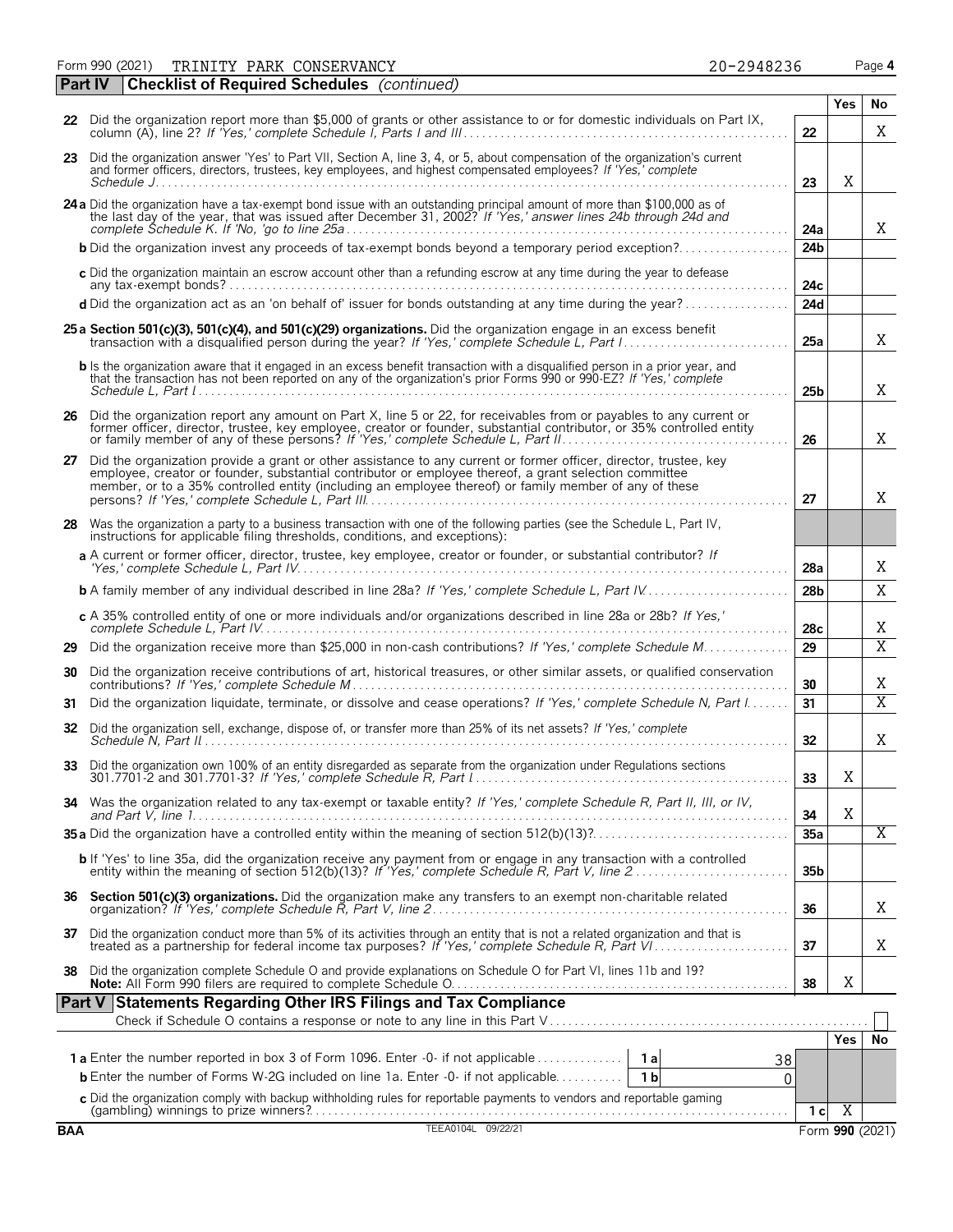Form 990 (2021) TRINITY PARK CONSERVANCY 20-2948236 Page **4**

## Part IV Checklist of Required Schedules *(continued)*

| | | | Yes | No |
|---|---|---|---|---|
| **22** | Did the organization report more than $5,000 of grants or other assistance to or for domestic individuals on Part IX, column (A), line 2? *If 'Yes,' complete Schedule I, Parts I and III* | **22** | | X |
| **23** | Did the organization answer 'Yes' to Part VII, Section A, line 3, 4, or 5, about compensation of the organization's current and former officers, directors, trustees, key employees, and highest compensated employees? *If 'Yes,' complete Schedule J* | **23** | X | |
| **24 a** | Did the organization have a tax-exempt bond issue with an outstanding principal amount of more than $100,000 as of the last day of the year, that was issued after December 31, 2002? *If 'Yes,' answer lines 24b through 24d and complete Schedule K. If 'No,' go to line 25a* | **24a** | | X |
| **b** | Did the organization invest any proceeds of tax-exempt bonds beyond a temporary period exception? | **24b** | | |
| **c** | Did the organization maintain an escrow account other than a refunding escrow at any time during the year to defease any tax-exempt bonds? | **24c** | | |
| **d** | Did the organization act as an 'on behalf of' issuer for bonds outstanding at any time during the year? | **24d** | | |
| **25 a** | **Section 501(c)(3), 501(c)(4), and 501(c)(29) organizations.** Did the organization engage in an excess benefit transaction with a disqualified person during the year? *If 'Yes,' complete Schedule L, Part I* | **25a** | | X |
| **b** | Is the organization aware that it engaged in an excess benefit transaction with a disqualified person in a prior year, and that the transaction has not been reported on any of the organization's prior Forms 990 or 990-EZ? *If 'Yes,' complete Schedule L, Part I* | **25b** | | X |
| **26** | Did the organization report any amount on Part X, line 5 or 22, for receivables from or payables to any current or former officer, director, trustee, key employee, creator or founder, substantial contributor, or 35% controlled entity or family member of any of these persons? *If 'Yes,' complete Schedule L, Part II* | **26** | | X |
| **27** | Did the organization provide a grant or other assistance to any current or former officer, director, trustee, key employee, creator or founder, substantial contributor or employee thereof, a grant selection committee member, or to a 35% controlled entity (including an employee thereof) or family member of any of these persons? *If 'Yes,' complete Schedule L, Part III* | **27** | | X |
| **28** | Was the organization a party to a business transaction with one of the following parties (see the Schedule L, Part IV, instructions for applicable filing thresholds, conditions, and exceptions): | | | |
| **a** | A current or former officer, director, trustee, key employee, creator or founder, or substantial contributor? *If 'Yes,' complete Schedule L, Part IV* | **28a** | | X |
| **b** | A family member of any individual described in line 28a? *If 'Yes,' complete Schedule L, Part IV* | **28b** | | X |
| **c** | A 35% controlled entity of one or more individuals and/or organizations described in line 28a or 28b? *If 'Yes,' complete Schedule L, Part IV* | **28c** | | X |
| **29** | Did the organization receive more than $25,000 in non-cash contributions? *If 'Yes,' complete Schedule M* | **29** | | X |
| **30** | Did the organization receive contributions of art, historical treasures, or other similar assets, or qualified conservation contributions? *If 'Yes,' complete Schedule M* | **30** | | X |
| **31** | Did the organization liquidate, terminate, or dissolve and cease operations? *If 'Yes,' complete Schedule N, Part I* | **31** | | X |
| **32** | Did the organization sell, exchange, dispose of, or transfer more than 25% of its net assets? *If 'Yes,' complete Schedule N, Part II* | **32** | | X |
| **33** | Did the organization own 100% of an entity disregarded as separate from the organization under Regulations sections 301.7701-2 and 301.7701-3? *If 'Yes,' complete Schedule R, Part I* | **33** | X | |
| **34** | Was the organization related to any tax-exempt or taxable entity? *If 'Yes,' complete Schedule R, Part II, III, or IV, and Part V, line 1* | **34** | X | |
| **35 a** | Did the organization have a controlled entity within the meaning of section 512(b)(13)? | **35a** | | X |
| **b** | If 'Yes' to line 35a, did the organization receive any payment from or engage in any transaction with a controlled entity within the meaning of section 512(b)(13)? *If 'Yes,' complete Schedule R, Part V, line 2* | **35b** | | |
| **36** | **Section 501(c)(3) organizations.** Did the organization make any transfers to an exempt non-charitable related organization? *If 'Yes,' complete Schedule R, Part V, line 2* | **36** | | X |
| **37** | Did the organization conduct more than 5% of its activities through an entity that is not a related organization and that is treated as a partnership for federal income tax purposes? *If 'Yes,' complete Schedule R, Part VI* | **37** | | X |
| **38** | Did the organization complete Schedule O and provide explanations on Schedule O for Part VI, lines 11b and 19? **Note:** All Form 990 filers are required to complete Schedule O. | **38** | X | |

## Part V Statements Regarding Other IRS Filings and Tax Compliance

Check if Schedule O contains a response or note to any line in this Part V ☐

| | | | | | Yes | No |
|---|---|---|---|---|---|---|
| **1 a** | Enter the number reported in box 3 of Form 1096. Enter -0- if not applicable | **1 a** | 38 | | | |
| **b** | Enter the number of Forms W-2G included on line 1a. Enter -0- if not applicable | **1 b** | 0 | | | |
| **c** | Did the organization comply with backup withholding rules for reportable payments to vendors and reportable gaming (gambling) winnings to prize winners? | | | **1 c** | X | |

BAA TEEA0104L 09/22/21 Form **990** (2021)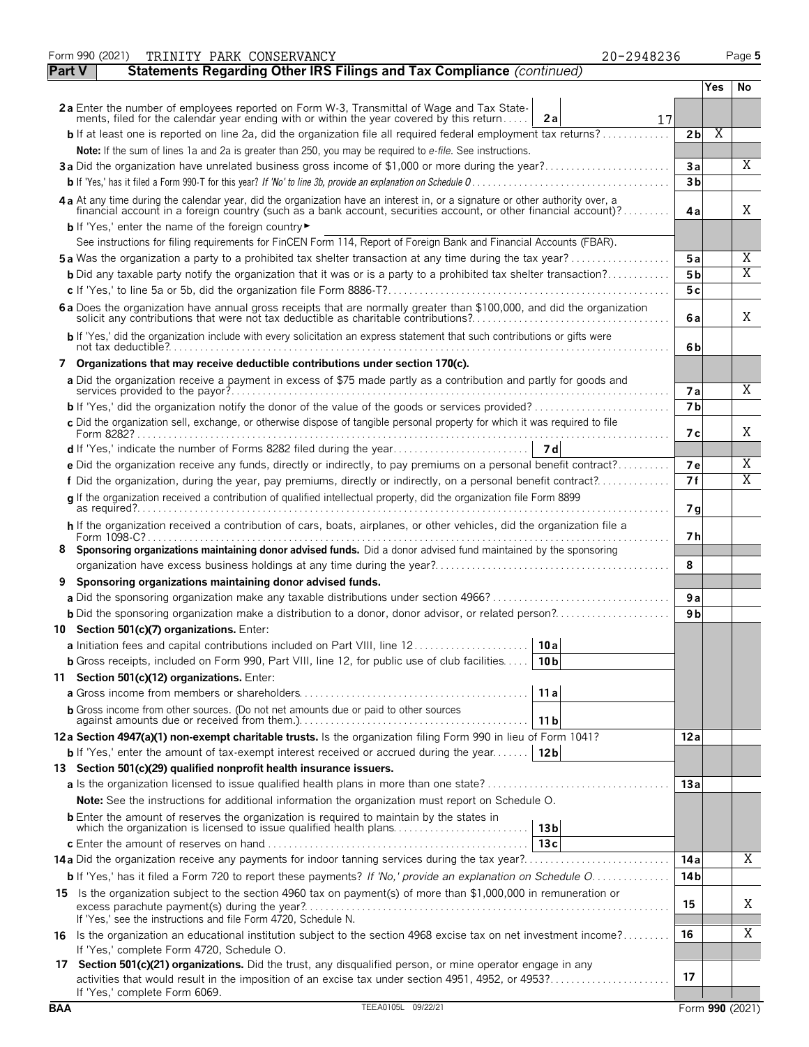Form 990 (2021) TRINITY PARK CONSERVANCY 20-2948236

## Part V — Statements Regarding Other IRS Filings and Tax Compliance *(continued)*

| | | | Yes | No |
|---|---|---|---|---|
| **2a** | Enter the number of employees reported on Form W-3, Transmittal of Wage and Tax Statements, filed for the calendar year ending with or within the year covered by this return — **2a** 17 | | | |
| **b** | If at least one is reported on line 2a, did the organization file all required federal employment tax returns? | 2b | X | |
| | **Note:** If the sum of lines 1a and 2a is greater than 250, you may be required to *e-file*. See instructions. | | | |
| **3a** | Did the organization have unrelated business gross income of $1,000 or more during the year? | 3a | | X |
| **b** | If 'Yes,' has it filed a Form 990-T for this year? *If 'No' to line 3b, provide an explanation on Schedule O* | 3b | | |
| **4a** | At any time during the calendar year, did the organization have an interest in, or a signature or other authority over, a financial account in a foreign country (such as a bank account, securities account, or other financial account)? | 4a | | X |
| **b** | If 'Yes,' enter the name of the foreign country ► | | | |
| | See instructions for filing requirements for FinCEN Form 114, Report of Foreign Bank and Financial Accounts (FBAR). | | | |
| **5a** | Was the organization a party to a prohibited tax shelter transaction at any time during the tax year? | 5a | | X |
| **b** | Did any taxable party notify the organization that it was or is a party to a prohibited tax shelter transaction? | 5b | | X |
| **c** | If 'Yes,' to line 5a or 5b, did the organization file Form 8886-T? | 5c | | |
| **6a** | Does the organization have annual gross receipts that are normally greater than $100,000, and did the organization solicit any contributions that were not tax deductible as charitable contributions? | 6a | | X |
| **b** | If 'Yes,' did the organization include with every solicitation an express statement that such contributions or gifts were not tax deductible? | 6b | | |
| **7** | **Organizations that may receive deductible contributions under section 170(c).** | | | |
| **a** | Did the organization receive a payment in excess of $75 made partly as a contribution and partly for goods and services provided to the payor? | 7a | | X |
| **b** | If 'Yes,' did the organization notify the donor of the value of the goods or services provided? | 7b | | |
| **c** | Did the organization sell, exchange, or otherwise dispose of tangible personal property for which it was required to file Form 8282? | 7c | | X |
| **d** | If 'Yes,' indicate the number of Forms 8282 filed during the year — **7d** | | | |
| **e** | Did the organization receive any funds, directly or indirectly, to pay premiums on a personal benefit contract? | 7e | | X |
| **f** | Did the organization, during the year, pay premiums, directly or indirectly, on a personal benefit contract? | 7f | | X |
| **g** | If the organization received a contribution of qualified intellectual property, did the organization file Form 8899 as required? | 7g | | |
| **h** | If the organization received a contribution of cars, boats, airplanes, or other vehicles, did the organization file a Form 1098-C? | 7h | | |
| **8** | **Sponsoring organizations maintaining donor advised funds.** Did a donor advised fund maintained by the sponsoring organization have excess business holdings at any time during the year? | 8 | | |
| **9** | **Sponsoring organizations maintaining donor advised funds.** | | | |
| **a** | Did the sponsoring organization make any taxable distributions under section 4966? | 9a | | |
| **b** | Did the sponsoring organization make a distribution to a donor, donor advisor, or related person? | 9b | | |
| **10** | **Section 501(c)(7) organizations.** Enter: | | | |
| **a** | Initiation fees and capital contributions included on Part VIII, line 12 — **10a** | | | |
| **b** | Gross receipts, included on Form 990, Part VIII, line 12, for public use of club facilities — **10b** | | | |
| **11** | **Section 501(c)(12) organizations.** Enter: | | | |
| **a** | Gross income from members or shareholders — **11a** | | | |
| **b** | Gross income from other sources. (Do not net amounts due or paid to other sources against amounts due or received from them.) — **11b** | | | |
| **12a** | **Section 4947(a)(1) non-exempt charitable trusts.** Is the organization filing Form 990 in lieu of Form 1041? | 12a | | |
| **b** | If 'Yes,' enter the amount of tax-exempt interest received or accrued during the year — **12b** | | | |
| **13** | **Section 501(c)(29) qualified nonprofit health insurance issuers.** | | | |
| **a** | Is the organization licensed to issue qualified health plans in more than one state? | 13a | | |
| | **Note:** See the instructions for additional information the organization must report on Schedule O. | | | |
| **b** | Enter the amount of reserves the organization is required to maintain by the states in which the organization is licensed to issue qualified health plans — **13b** | | | |
| **c** | Enter the amount of reserves on hand — **13c** | | | |
| **14a** | Did the organization receive any payments for indoor tanning services during the tax year? | 14a | | X |
| **b** | If 'Yes,' has it filed a Form 720 to report these payments? *If 'No,' provide an explanation on Schedule O* | 14b | | |
| **15** | Is the organization subject to the section 4960 tax on payment(s) of more than $1,000,000 in remuneration or excess parachute payment(s) during the year? If 'Yes,' see the instructions and file Form 4720, Schedule N. | 15 | | X |
| **16** | Is the organization an educational institution subject to the section 4968 excise tax on net investment income? If 'Yes,' complete Form 4720, Schedule O. | 16 | | X |
| **17** | **Section 501(c)(21) organizations.** Did the trust, any disqualified person, or mine operator engage in any activities that would result in the imposition of an excise tax under section 4951, 4952, or 4953? If 'Yes,' complete Form 6069. | 17 | | |

BAA TEEA0105L 09/22/21 Form **990** (2021)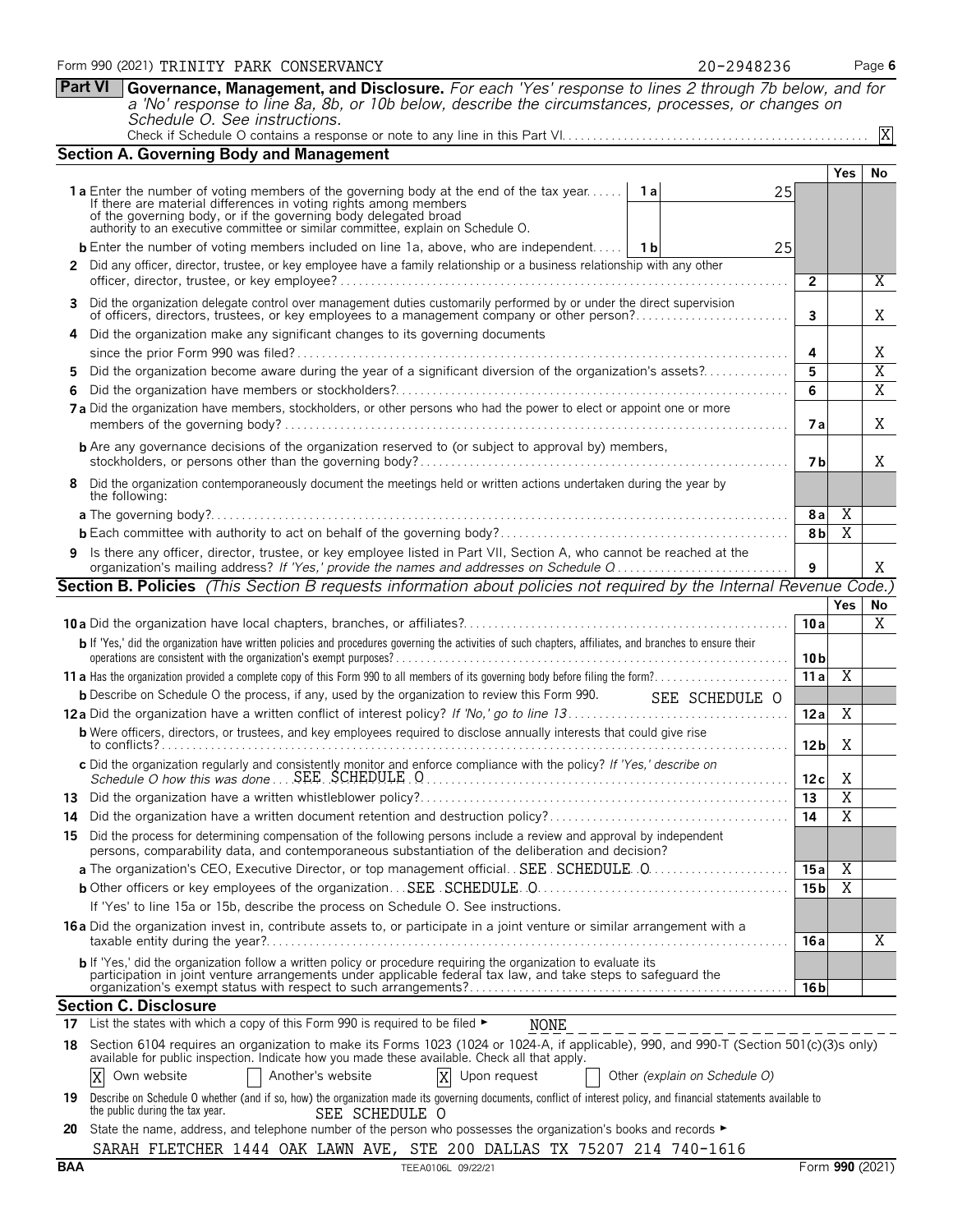Form 990 (2021) TRINITY PARK CONSERVANCY 20-2948236 Page 6

## Part VI Governance, Management, and Disclosure.

*For each 'Yes' response to lines 2 through 7b below, and for a 'No' response to line 8a, 8b, or 10b below, describe the circumstances, processes, or changes on Schedule O. See instructions.*

Check if Schedule O contains a response or note to any line in this Part VI. [X]

### Section A. Governing Body and Management

| | | | Yes | No |
|---|---|---|---|---|
| **1a** Enter the number of voting members of the governing body at the end of the tax year. If there are material differences in voting rights among members of the governing body, or if the governing body delegated broad authority to an executive committee or similar committee, explain on Schedule O. | 1a 25 | | | |
| **b** Enter the number of voting members included on line 1a, above, who are independent. | 1b 25 | | | |
| **2** Did any officer, director, trustee, or key employee have a family relationship or a business relationship with any other officer, director, trustee, or key employee? | | 2 | | X |
| **3** Did the organization delegate control over management duties customarily performed by or under the direct supervision of officers, directors, trustees, or key employees to a management company or other person? | | 3 | | X |
| **4** Did the organization make any significant changes to its governing documents since the prior Form 990 was filed? | | 4 | | X |
| **5** Did the organization become aware during the year of a significant diversion of the organization's assets? | | 5 | | X |
| **6** Did the organization have members or stockholders? | | 6 | | X |
| **7a** Did the organization have members, stockholders, or other persons who had the power to elect or appoint one or more members of the governing body? | | 7a | | X |
| **b** Are any governance decisions of the organization reserved to (or subject to approval by) members, stockholders, or persons other than the governing body? | | 7b | | X |
| **8** Did the organization contemporaneously document the meetings held or written actions undertaken during the year by the following: | | | | |
| **a** The governing body? | | 8a | X | |
| **b** Each committee with authority to act on behalf of the governing body? | | 8b | X | |
| **9** Is there any officer, director, trustee, or key employee listed in Part VII, Section A, who cannot be reached at the organization's mailing address? *If 'Yes,' provide the names and addresses on Schedule O* | | 9 | | X |

### Section B. Policies *(This Section B requests information about policies not required by the Internal Revenue Code.)*

| | | Yes | No |
|---|---|---|---|
| **10a** Did the organization have local chapters, branches, or affiliates? | 10a | | X |
| **b** If 'Yes,' did the organization have written policies and procedures governing the activities of such chapters, affiliates, and branches to ensure their operations are consistent with the organization's exempt purposes? | 10b | | |
| **11a** Has the organization provided a complete copy of this Form 990 to all members of its governing body before filing the form? | 11a | X | |
| **b** Describe on Schedule O the process, if any, used by the organization to review this Form 990. SEE SCHEDULE O | | | |
| **12a** Did the organization have a written conflict of interest policy? *If 'No,' go to line 13* | 12a | X | |
| **b** Were officers, directors, or trustees, and key employees required to disclose annually interests that could give rise to conflicts? | 12b | X | |
| **c** Did the organization regularly and consistently monitor and enforce compliance with the policy? *If 'Yes,' describe on Schedule O how this was done* SEE SCHEDULE O | 12c | X | |
| **13** Did the organization have a written whistleblower policy? | 13 | X | |
| **14** Did the organization have a written document retention and destruction policy? | 14 | X | |
| **15** Did the process for determining compensation of the following persons include a review and approval by independent persons, comparability data, and contemporaneous substantiation of the deliberation and decision? | | | |
| **a** The organization's CEO, Executive Director, or top management official SEE SCHEDULE O | 15a | X | |
| **b** Other officers or key employees of the organization SEE SCHEDULE O | 15b | X | |
| If 'Yes' to line 15a or 15b, describe the process on Schedule O. See instructions. | | | |
| **16a** Did the organization invest in, contribute assets to, or participate in a joint venture or similar arrangement with a taxable entity during the year? | 16a | | X |
| **b** If 'Yes,' did the organization follow a written policy or procedure requiring the organization to evaluate its participation in joint venture arrangements under applicable federal tax law, and take steps to safeguard the organization's exempt status with respect to such arrangements? | 16b | | |

### Section C. Disclosure

**17** List the states with which a copy of this Form 990 is required to be filed ► NONE

**18** Section 6104 requires an organization to make its Forms 1023 (1024 or 1024-A, if applicable), 990, and 990-T (Section 501(c)(3)s only) available for public inspection. Indicate how you made these available. Check all that apply.

[X] Own website [ ] Another's website [X] Upon request [ ] Other *(explain on Schedule O)*

**19** Describe on Schedule O whether (and if so, how) the organization made its governing documents, conflict of interest policy, and financial statements available to the public during the tax year. SEE SCHEDULE O

**20** State the name, address, and telephone number of the person who possesses the organization's books and records ►

SARAH FLETCHER 1444 OAK LAWN AVE, STE 200 DALLAS TX 75207 214 740-1616

BAA TEEA0106L 09/22/21 Form **990** (2021)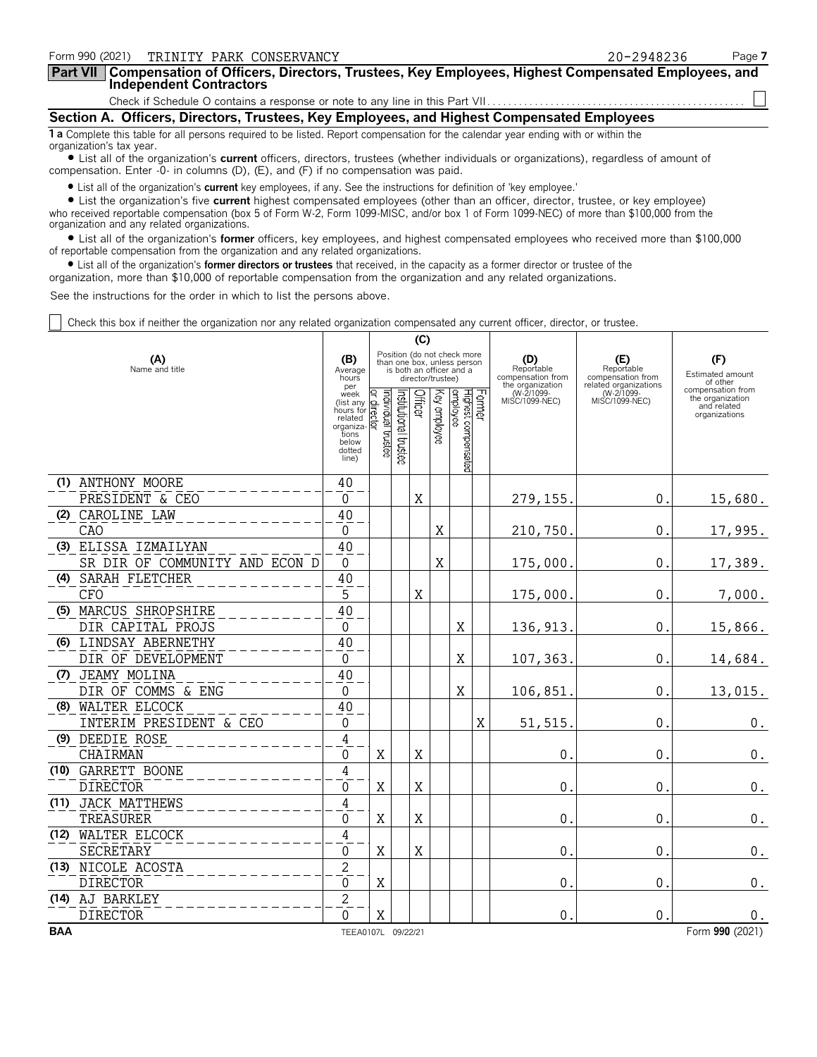Form 990 (2021) TRINITY PARK CONSERVANCY 20-2948236

## Part VII Compensation of Officers, Directors, Trustees, Key Employees, Highest Compensated Employees, and Independent Contractors

Check if Schedule O contains a response or note to any line in this Part VII ☐

### Section A. Officers, Directors, Trustees, Key Employees, and Highest Compensated Employees

**1 a** Complete this table for all persons required to be listed. Report compensation for the calendar year ending with or within the organization's tax year.

- List all of the organization's **current** officers, directors, trustees (whether individuals or organizations), regardless of amount of compensation. Enter -0- in columns (D), (E), and (F) if no compensation was paid.
- List all of the organization's **current** key employees, if any. See the instructions for definition of 'key employee.'
- List the organization's five **current** highest compensated employees (other than an officer, director, trustee, or key employee) who received reportable compensation (box 5 of Form W-2, Form 1099-MISC, and/or box 1 of Form 1099-NEC) of more than $100,000 from the organization and any related organizations.
- List all of the organization's **former** officers, key employees, and highest compensated employees who received more than $100,000 of reportable compensation from the organization and any related organizations.
- List all of the organization's **former directors or trustees** that received, in the capacity as a former director or trustee of the organization, more than $10,000 of reportable compensation from the organization and any related organizations.

See the instructions for the order in which to list the persons above.

☐ Check this box if neither the organization nor any related organization compensated any current officer, director, or trustee.

| (A) Name and title | (B) Average hours per week (list any hours for related organizations below dotted line) | (C) Position (do not check more than one box, unless person is both an officer and a director/trustee) | | | | | | (D) Reportable compensation from the organization (W-2/1099-MISC/1099-NEC) | (E) Reportable compensation from related organizations (W-2/1099-MISC/1099-NEC) | (F) Estimated amount of other compensation from the organization and related organizations |
|---|---|---|---|---|---|---|---|---|---|---|
| | | Individual trustee or director | Institutional trustee | Officer | Key employee | Highest compensated employee | Former | | | |
| (1) ANTHONY MOORE | 40 | | | | | | | | | |
| PRESIDENT & CEO | 0 | | | X | | | | 279,155. | 0. | 15,680. |
| (2) CAROLINE LAW | 40 | | | | | | | | | |
| CAO | 0 | | | | X | | | 210,750. | 0. | 17,995. |
| (3) ELISSA IZMAILYAN | 40 | | | | | | | | | |
| SR DIR OF COMMUNITY AND ECON D | 0 | | | | X | | | 175,000. | 0. | 17,389. |
| (4) SARAH FLETCHER | 40 | | | | | | | | | |
| CFO | 5 | | | X | | | | 175,000. | 0. | 7,000. |
| (5) MARCUS SHROPSHIRE | 40 | | | | | | | | | |
| DIR CAPITAL PROJS | 0 | | | | | X | | 136,913. | 0. | 15,866. |
| (6) LINDSAY ABERNETHY | 40 | | | | | | | | | |
| DIR OF DEVELOPMENT | 0 | | | | | X | | 107,363. | 0. | 14,684. |
| (7) JEAMY MOLINA | 40 | | | | | | | | | |
| DIR OF COMMS & ENG | 0 | | | | | X | | 106,851. | 0. | 13,015. |
| (8) WALTER ELCOCK | 40 | | | | | | | | | |
| INTERIM PRESIDENT & CEO | 0 | | | | | | X | 51,515. | 0. | 0. |
| (9) DEEDIE ROSE | 4 | | | | | | | | | |
| CHAIRMAN | 0 | X | | X | | | | 0. | 0. | 0. |
| (10) GARRETT BOONE | 4 | | | | | | | | | |
| DIRECTOR | 0 | X | | X | | | | 0. | 0. | 0. |
| (11) JACK MATTHEWS | 4 | | | | | | | | | |
| TREASURER | 0 | X | | X | | | | 0. | 0. | 0. |
| (12) WALTER ELCOCK | 4 | | | | | | | | | |
| SECRETARY | 0 | X | | X | | | | 0. | 0. | 0. |
| (13) NICOLE ACOSTA | 2 | | | | | | | | | |
| DIRECTOR | 0 | X | | | | | | 0. | 0. | 0. |
| (14) AJ BARKLEY | 2 | | | | | | | | | |
| DIRECTOR | 0 | X | | | | | | 0. | 0. | 0. |

BAA TEEA0107L 09/22/21 Form **990** (2021)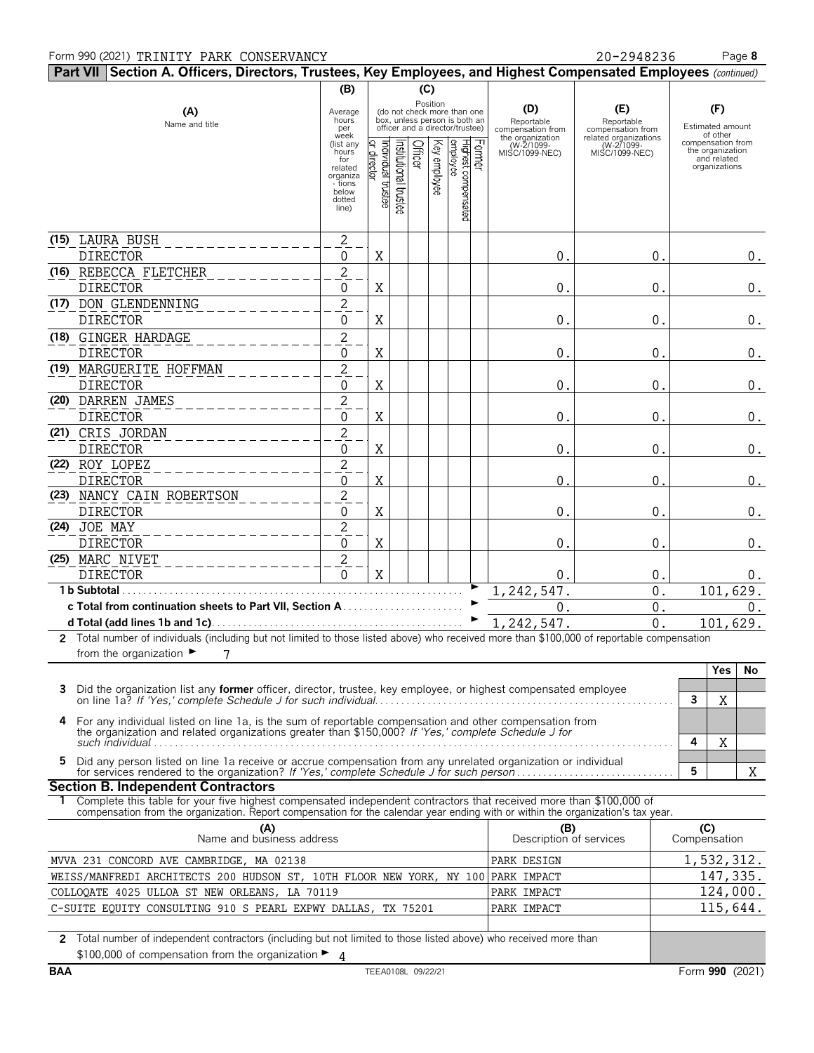Form 990 (2021) TRINITY PARK CONSERVANCY 20-2948236

**Part VII Section A. Officers, Directors, Trustees, Key Employees, and Highest Compensated Employees** *(continued)*

| (A) Name and title | (B) Average hours per week (list any hours for related organizations below dotted line) | (C) Position: Individual trustee or director | Institutional trustee | Officer | Key employee | Highest compensated employee | Former | (D) Reportable compensation from the organization (W-2/1099-MISC/1099-NEC) | (E) Reportable compensation from related organizations (W-2/1099-MISC/1099-NEC) | (F) Estimated amount of other compensation from the organization and related organizations |
|---|---|---|---|---|---|---|---|---|---|---|
| (15) LAURA BUSH<br>DIRECTOR | 2<br>0 | X | | | | | | 0. | 0. | 0. |
| (16) REBECCA FLETCHER<br>DIRECTOR | 2<br>0 | X | | | | | | 0. | 0. | 0. |
| (17) DON GLENDENNING<br>DIRECTOR | 2<br>0 | X | | | | | | 0. | 0. | 0. |
| (18) GINGER HARDAGE<br>DIRECTOR | 2<br>0 | X | | | | | | 0. | 0. | 0. |
| (19) MARGUERITE HOFFMAN<br>DIRECTOR | 2<br>0 | X | | | | | | 0. | 0. | 0. |
| (20) DARREN JAMES<br>DIRECTOR | 2<br>0 | X | | | | | | 0. | 0. | 0. |
| (21) CRIS JORDAN<br>DIRECTOR | 2<br>0 | X | | | | | | 0. | 0. | 0. |
| (22) ROY LOPEZ<br>DIRECTOR | 2<br>0 | X | | | | | | 0. | 0. | 0. |
| (23) NANCY CAIN ROBERTSON<br>DIRECTOR | 2<br>0 | X | | | | | | 0. | 0. | 0. |
| (24) JOE MAY<br>DIRECTOR | 2<br>0 | X | | | | | | 0. | 0. | 0. |
| (25) MARC NIVET<br>DIRECTOR | 2<br>0 | X | | | | | | 0. | 0. | 0. |
| **1 b Subtotal** | | | | | | | | 1,242,547. | 0. | 101,629. |
| **c Total from continuation sheets to Part VII, Section A** | | | | | | | | 0. | 0. | 0. |
| **d Total (add lines 1b and 1c)** | | | | | | | | 1,242,547. | 0. | 101,629. |

**2** Total number of individuals (including but not limited to those listed above) who received more than $100,000 of reportable compensation from the organization ► 7

| | | Yes | No |
|---|---|---|---|
| **3** Did the organization list any **former** officer, director, trustee, key employee, or highest compensated employee on line 1a? *If 'Yes,' complete Schedule J for such individual* | 3 | X | |
| **4** For any individual listed on line 1a, is the sum of reportable compensation and other compensation from the organization and related organizations greater than $150,000? *If 'Yes,' complete Schedule J for such individual* | 4 | X | |
| **5** Did any person listed on line 1a receive or accrue compensation from any unrelated organization or individual for services rendered to the organization? *If 'Yes,' complete Schedule J for such person* | 5 | | X |

## Section B. Independent Contractors

**1** Complete this table for your five highest compensated independent contractors that received more than $100,000 of compensation from the organization. Report compensation for the calendar year ending with or within the organization's tax year.

| (A) Name and business address | (B) Description of services | (C) Compensation |
|---|---|---|
| MVVA 231 CONCORD AVE CAMBRIDGE, MA 02138 | PARK DESIGN | 1,532,312. |
| WEISS/MANFREDI ARCHITECTS 200 HUDSON ST, 10TH FLOOR NEW YORK, NY 100 | PARK IMPACT | 147,335. |
| COLLOQATE 4025 ULLOA ST NEW ORLEANS, LA 70119 | PARK IMPACT | 124,000. |
| C-SUITE EQUITY CONSULTING 910 S PEARL EXPWY DALLAS, TX 75201 | PARK IMPACT | 115,644. |
| | | |

**2** Total number of independent contractors (including but not limited to those listed above) who received more than $100,000 of compensation from the organization ► 4

BAA TEEA0108L 09/22/21 Form **990** (2021)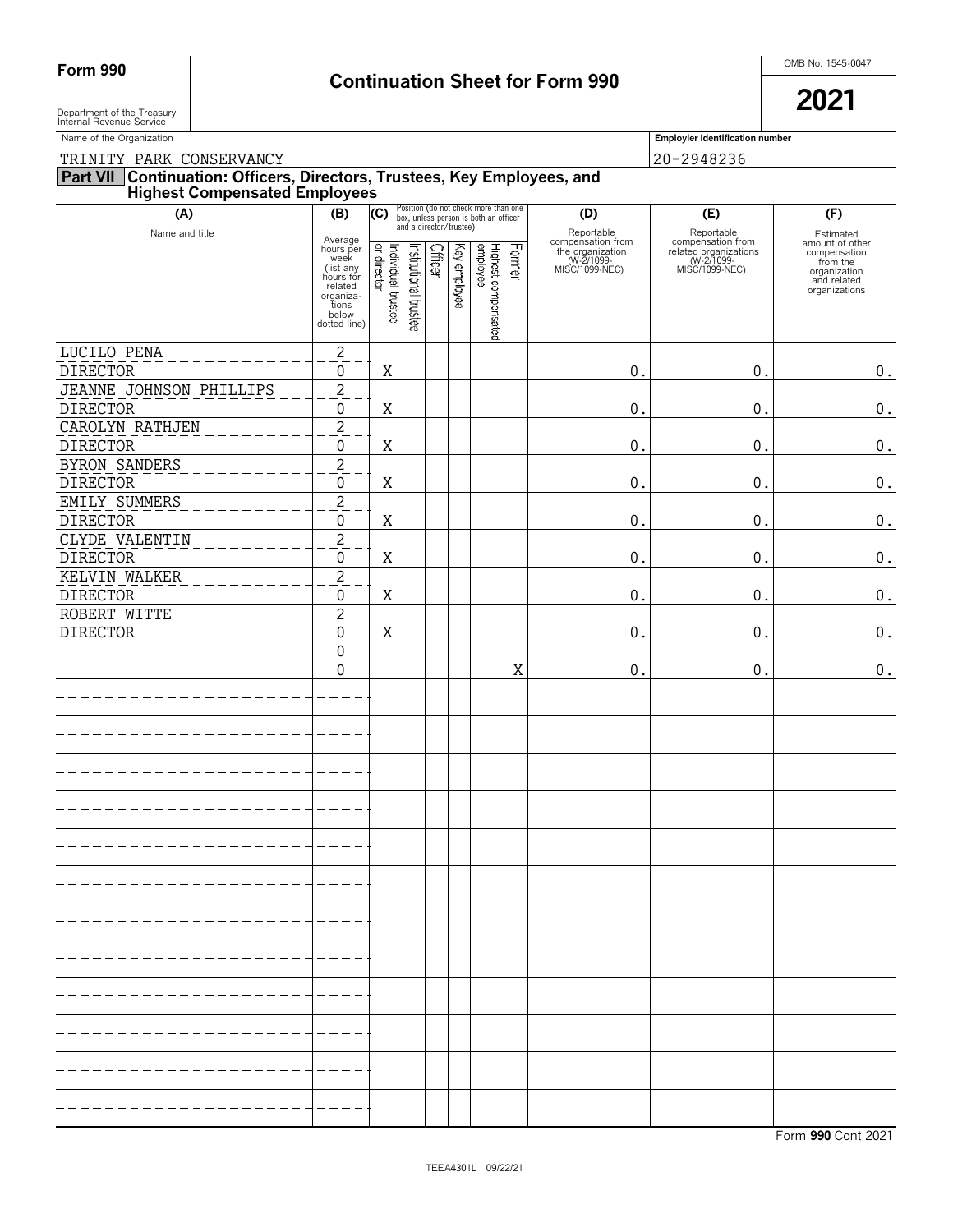**Form 990** | **Continuation Sheet for Form 990** | OMB No. 1545-0047 | **2021**

Department of the Treasury
Internal Revenue Service

| Name of the Organization | Employer Identification number |
|---|---|
| TRINITY PARK CONSERVANCY | 20-2948236 |

## Part VII Continuation: Officers, Directors, Trustees, Key Employees, and Highest Compensated Employees

| (A) Name and title | (B) Average hours per week (list any hours for related organizations below dotted line) | (C) Position: Individual trustee or director | Institutional trustee | Officer | Key employee | Highest compensated employee | Former | (D) Reportable compensation from the organization (W-2/1099-MISC/1099-NEC) | (E) Reportable compensation from related organizations (W-2/1099-MISC/1099-NEC) | (F) Estimated amount of other compensation from the organization and related organizations |
|---|---|---|---|---|---|---|---|---|---|---|
| LUCILO PENA<br>DIRECTOR | 2<br>0 | X | | | | | | 0. | 0. | 0. |
| JEANNE JOHNSON PHILLIPS<br>DIRECTOR | 2<br>0 | X | | | | | | 0. | 0. | 0. |
| CAROLYN RATHJEN<br>DIRECTOR | 2<br>0 | X | | | | | | 0. | 0. | 0. |
| BYRON SANDERS<br>DIRECTOR | 2<br>0 | X | | | | | | 0. | 0. | 0. |
| EMILY SUMMERS<br>DIRECTOR | 2<br>0 | X | | | | | | 0. | 0. | 0. |
| CLYDE VALENTIN<br>DIRECTOR | 2<br>0 | X | | | | | | 0. | 0. | 0. |
| KELVIN WALKER<br>DIRECTOR | 2<br>0 | X | | | | | | 0. | 0. | 0. |
| ROBERT WITTE<br>DIRECTOR | 2<br>0 | X | | | | | | 0. | 0. | 0. |
| | 0<br>0 | | | | | | X | 0. | 0. | 0. |

Form **990** Cont 2021

TEEA4301L 09/22/21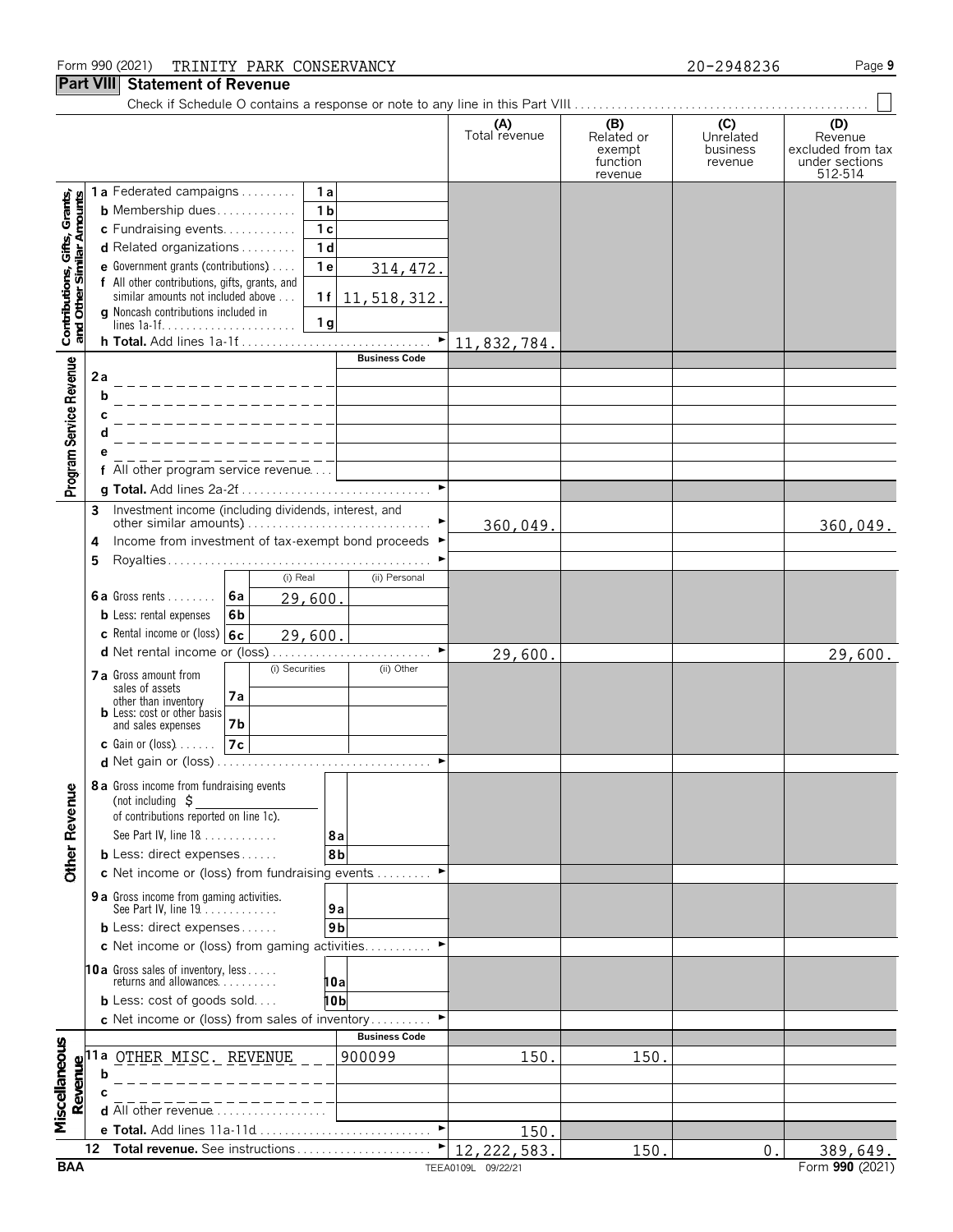Form 990 (2021) TRINITY PARK CONSERVANCY 20-2948236

## Part VIII Statement of Revenue

Check if Schedule O contains a response or note to any line in this Part VIII ☐

| | | | | (A) Total revenue | (B) Related or exempt function revenue | (C) Unrelated business revenue | (D) Revenue excluded from tax under sections 512-514 |
|---|---|---|---|---|---|---|---|
| **Contributions, Gifts, Grants, and Other Similar Amounts** | 1a Federated campaigns | 1a | | | | | |
| | b Membership dues | 1b | | | | | |
| | c Fundraising events | 1c | | | | | |
| | d Related organizations | 1d | | | | | |
| | e Government grants (contributions) | 1e | 314,472. | | | | |
| | f All other contributions, gifts, grants, and similar amounts not included above | 1f | 11,518,312. | | | | |
| | g Noncash contributions included in lines 1a-1f | 1g | | | | | |
| | h **Total.** Add lines 1a-1f | | | 11,832,784. | | | |
| **Program Service Revenue** | | | Business Code | | | | |
| | 2a | | | | | | |
| | b | | | | | | |
| | c | | | | | | |
| | d | | | | | | |
| | e | | | | | | |
| | f All other program service revenue | | | | | | |
| | g **Total.** Add lines 2a-2f | | | | | | |
| **Other Revenue** | 3 Investment income (including dividends, interest, and other similar amounts) | | | 360,049. | | | 360,049. |
| | 4 Income from investment of tax-exempt bond proceeds | | | | | | |
| | 5 Royalties | | | | | | |
| | | (i) Real | (ii) Personal | | | | |
| | 6a Gross rents | 6a 29,600. | | | | | |
| | b Less: rental expenses | 6b | | | | | |
| | c Rental income or (loss) | 6c 29,600. | | | | | |
| | d Net rental income or (loss) | | | 29,600. | | | 29,600. |
| | | (i) Securities | (ii) Other | | | | |
| | 7a Gross amount from sales of assets other than inventory | 7a | | | | | |
| | b Less: cost or other basis and sales expenses | 7b | | | | | |
| | c Gain or (loss) | 7c | | | | | |
| | d Net gain or (loss) | | | | | | |
| | 8a Gross income from fundraising events (not including $ ______ of contributions reported on line 1c). See Part IV, line 18 | 8a | | | | | |
| | b Less: direct expenses | 8b | | | | | |
| | c Net income or (loss) from fundraising events | | | | | | |
| | 9a Gross income from gaming activities. See Part IV, line 19 | 9a | | | | | |
| | b Less: direct expenses | 9b | | | | | |
| | c Net income or (loss) from gaming activities | | | | | | |
| | 10a Gross sales of inventory, less returns and allowances | 10a | | | | | |
| | b Less: cost of goods sold | 10b | | | | | |
| | c Net income or (loss) from sales of inventory | | | | | | |
| **Miscellaneous Revenue** | | | Business Code | | | | |
| | 11a OTHER MISC. REVENUE | | 900099 | 150. | 150. | | |
| | b | | | | | | |
| | c | | | | | | |
| | d All other revenue | | | | | | |
| | e **Total.** Add lines 11a-11d | | | 150. | | | |
| | 12 **Total revenue.** See instructions | | | 12,222,583. | 150. | 0. | 389,649. |

BAA TEEA0109L 09/22/21 Form **990** (2021)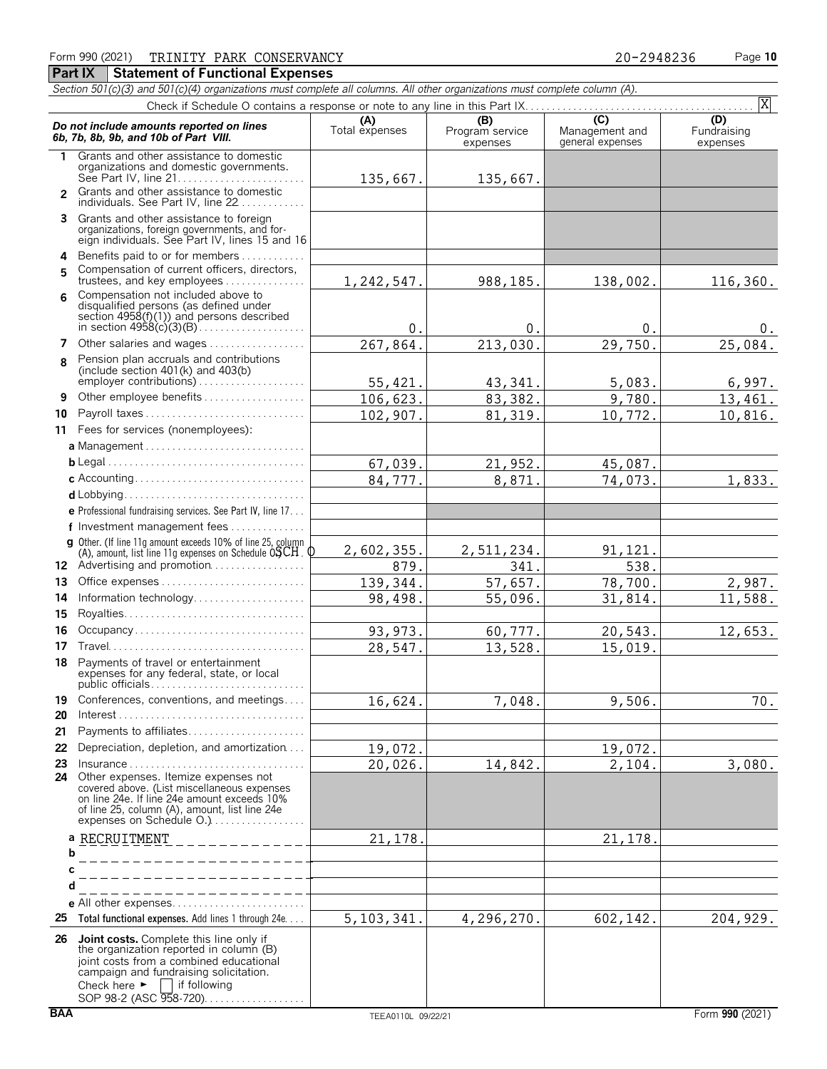Form 990 (2021) TRINITY PARK CONSERVANCY 20-2948236 Page **10**

## Part IX Statement of Functional Expenses

*Section 501(c)(3) and 501(c)(4) organizations must complete all columns. All other organizations must complete column (A).*

Check if Schedule O contains a response or note to any line in this Part IX . . . . . . [X]

| ***Do not include amounts reported on lines 6b, 7b, 8b, 9b, and 10b of Part VIII.*** | (A) Total expenses | (B) Program service expenses | (C) Management and general expenses | (D) Fundraising expenses |
|---|---|---|---|---|
| **1** Grants and other assistance to domestic organizations and domestic governments. See Part IV, line 21 | 135,667. | 135,667. | | |
| **2** Grants and other assistance to domestic individuals. See Part IV, line 22 | | | | |
| **3** Grants and other assistance to foreign organizations, foreign governments, and foreign individuals. See Part IV, lines 15 and 16 | | | | |
| **4** Benefits paid to or for members | | | | |
| **5** Compensation of current officers, directors, trustees, and key employees | 1,242,547. | 988,185. | 138,002. | 116,360. |
| **6** Compensation not included above to disqualified persons (as defined under section 4958(f)(1)) and persons described in section 4958(c)(3)(B) | 0. | 0. | 0. | 0. |
| **7** Other salaries and wages | 267,864. | 213,030. | 29,750. | 25,084. |
| **8** Pension plan accruals and contributions (include section 401(k) and 403(b) employer contributions) | 55,421. | 43,341. | 5,083. | 6,997. |
| **9** Other employee benefits | 106,623. | 83,382. | 9,780. | 13,461. |
| **10** Payroll taxes | 102,907. | 81,319. | 10,772. | 10,816. |
| **11** Fees for services (nonemployees): | | | | |
| **a** Management | | | | |
| **b** Legal | 67,039. | 21,952. | 45,087. | |
| **c** Accounting | 84,777. | 8,871. | 74,073. | 1,833. |
| **d** Lobbying | | | | |
| **e** Professional fundraising services. See Part IV, line 17 | | | | |
| **f** Investment management fees | | | | |
| **g** Other. (If line 11g amount exceeds 10% of line 25, column (A), amount, list line 11g expenses on Schedule O.) SCH. O | 2,602,355. | 2,511,234. | 91,121. | |
| **12** Advertising and promotion | 879. | 341. | 538. | |
| **13** Office expenses | 139,344. | 57,657. | 78,700. | 2,987. |
| **14** Information technology | 98,498. | 55,096. | 31,814. | 11,588. |
| **15** Royalties | | | | |
| **16** Occupancy | 93,973. | 60,777. | 20,543. | 12,653. |
| **17** Travel | 28,547. | 13,528. | 15,019. | |
| **18** Payments of travel or entertainment expenses for any federal, state, or local public officials | | | | |
| **19** Conferences, conventions, and meetings | 16,624. | 7,048. | 9,506. | 70. |
| **20** Interest | | | | |
| **21** Payments to affiliates | | | | |
| **22** Depreciation, depletion, and amortization | 19,072. | | 19,072. | |
| **23** Insurance | 20,026. | 14,842. | 2,104. | 3,080. |
| **24** Other expenses. Itemize expenses not covered above. (List miscellaneous expenses on line 24e. If line 24e amount exceeds 10% of line 25, column (A), amount, list line 24e expenses on Schedule O.) | | | | |
| **a** RECRUITMENT | 21,178. | | 21,178. | |
| **b** | | | | |
| **c** | | | | |
| **d** | | | | |
| **e** All other expenses | | | | |
| **25 Total functional expenses.** Add lines 1 through 24e | 5,103,341. | 4,296,270. | 602,142. | 204,929. |
| **26 Joint costs.** Complete this line only if the organization reported in column (B) joint costs from a combined educational campaign and fundraising solicitation. Check here ► [ ] if following SOP 98-2 (ASC 958-720) | | | | |

BAA TEEA0110L 09/22/21 Form **990** (2021)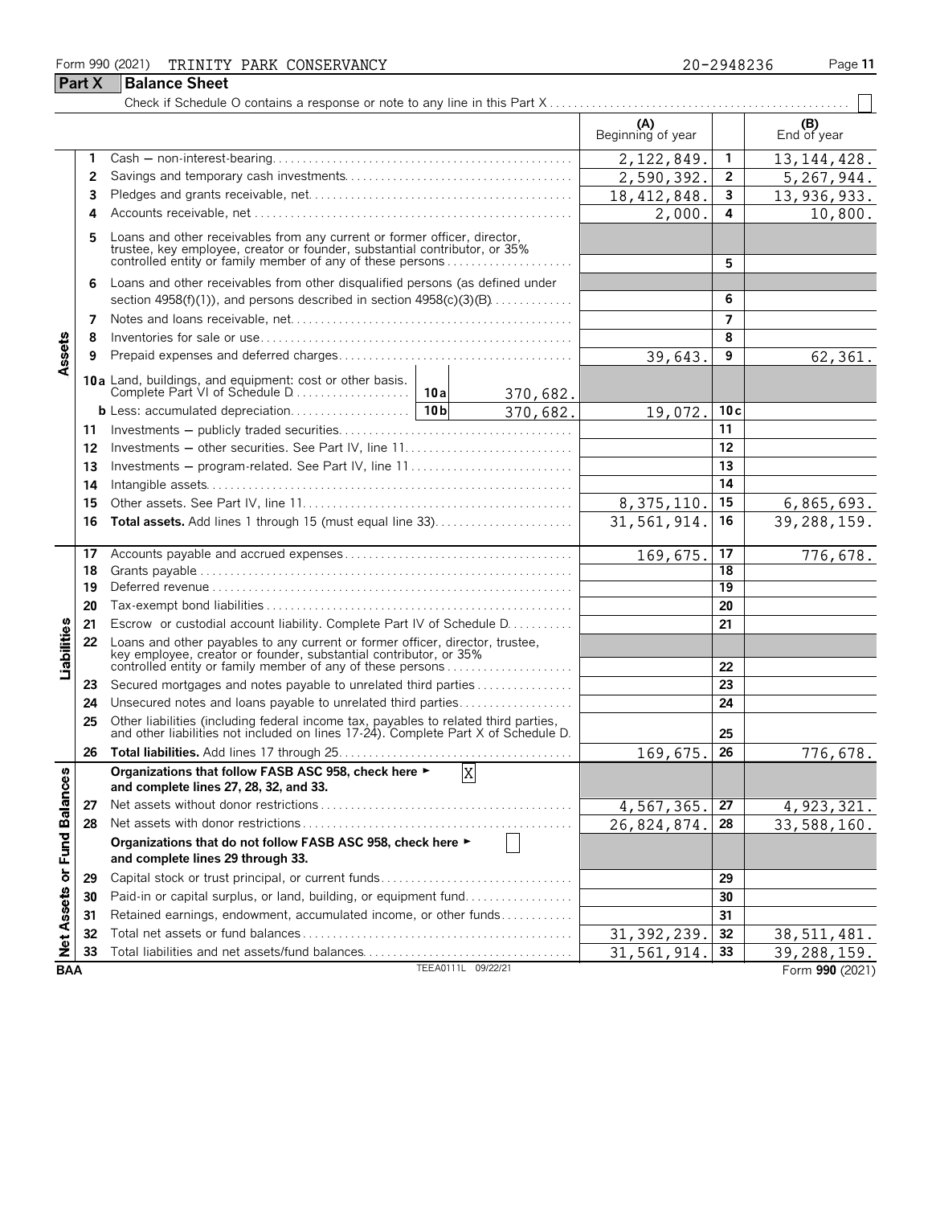Form 990 (2021) TRINITY PARK CONSERVANCY 20-2948236

## Part X Balance Sheet

Check if Schedule O contains a response or note to any line in this Part X .......... ☐

| Section | Line | Description | | (A) Beginning of year | | (B) End of year |
|---|---|---|---|---|---|---|
| Assets | 1 | Cash — non-interest-bearing | | 2,122,849. | 1 | 13,144,428. |
| | 2 | Savings and temporary cash investments | | 2,590,392. | 2 | 5,267,944. |
| | 3 | Pledges and grants receivable, net | | 18,412,848. | 3 | 13,936,933. |
| | 4 | Accounts receivable, net | | 2,000. | 4 | 10,800. |
| | 5 | Loans and other receivables from any current or former officer, director, trustee, key employee, creator or founder, substantial contributor, or 35% controlled entity or family member of any of these persons | | | 5 | |
| | 6 | Loans and other receivables from other disqualified persons (as defined under section 4958(f)(1)), and persons described in section 4958(c)(3)(B) | | | 6 | |
| | 7 | Notes and loans receivable, net | | | 7 | |
| | 8 | Inventories for sale or use | | | 8 | |
| | 9 | Prepaid expenses and deferred charges | | 39,643. | 9 | 62,361. |
| | 10a | Land, buildings, and equipment: cost or other basis. Complete Part VI of Schedule D | 10a 370,682. | | | |
| | b | Less: accumulated depreciation | 10b 370,682. | 19,072. | 10c | |
| | 11 | Investments — publicly traded securities | | | 11 | |
| | 12 | Investments — other securities. See Part IV, line 11 | | | 12 | |
| | 13 | Investments — program-related. See Part IV, line 11 | | | 13 | |
| | 14 | Intangible assets | | | 14 | |
| | 15 | Other assets. See Part IV, line 11 | | 8,375,110. | 15 | 6,865,693. |
| | 16 | **Total assets.** Add lines 1 through 15 (must equal line 33) | | 31,561,914. | 16 | 39,288,159. |
| Liabilities | 17 | Accounts payable and accrued expenses | | 169,675. | 17 | 776,678. |
| | 18 | Grants payable | | | 18 | |
| | 19 | Deferred revenue | | | 19 | |
| | 20 | Tax-exempt bond liabilities | | | 20 | |
| | 21 | Escrow or custodial account liability. Complete Part IV of Schedule D | | | 21 | |
| | 22 | Loans and other payables to any current or former officer, director, trustee, key employee, creator or founder, substantial contributor, or 35% controlled entity or family member of any of these persons | | | 22 | |
| | 23 | Secured mortgages and notes payable to unrelated third parties | | | 23 | |
| | 24 | Unsecured notes and loans payable to unrelated third parties | | | 24 | |
| | 25 | Other liabilities (including federal income tax, payables to related third parties, and other liabilities not included on lines 17-24). Complete Part X of Schedule D | | | 25 | |
| | 26 | **Total liabilities.** Add lines 17 through 25 | | 169,675. | 26 | 776,678. |
| Net Assets or Fund Balances | | **Organizations that follow FASB ASC 958, check here ► [X] and complete lines 27, 28, 32, and 33.** | | | | |
| | 27 | Net assets without donor restrictions | | 4,567,365. | 27 | 4,923,321. |
| | 28 | Net assets with donor restrictions | | 26,824,874. | 28 | 33,588,160. |
| | | **Organizations that do not follow FASB ASC 958, check here ► ☐ and complete lines 29 through 33.** | | | | |
| | 29 | Capital stock or trust principal, or current funds | | | 29 | |
| | 30 | Paid-in or capital surplus, or land, building, or equipment fund | | | 30 | |
| | 31 | Retained earnings, endowment, accumulated income, or other funds | | | 31 | |
| | 32 | Total net assets or fund balances | | 31,392,239. | 32 | 38,511,481. |
| | 33 | Total liabilities and net assets/fund balances | | 31,561,914. | 33 | 39,288,159. |

BAA TEEA0111L 09/22/21 Form **990** (2021)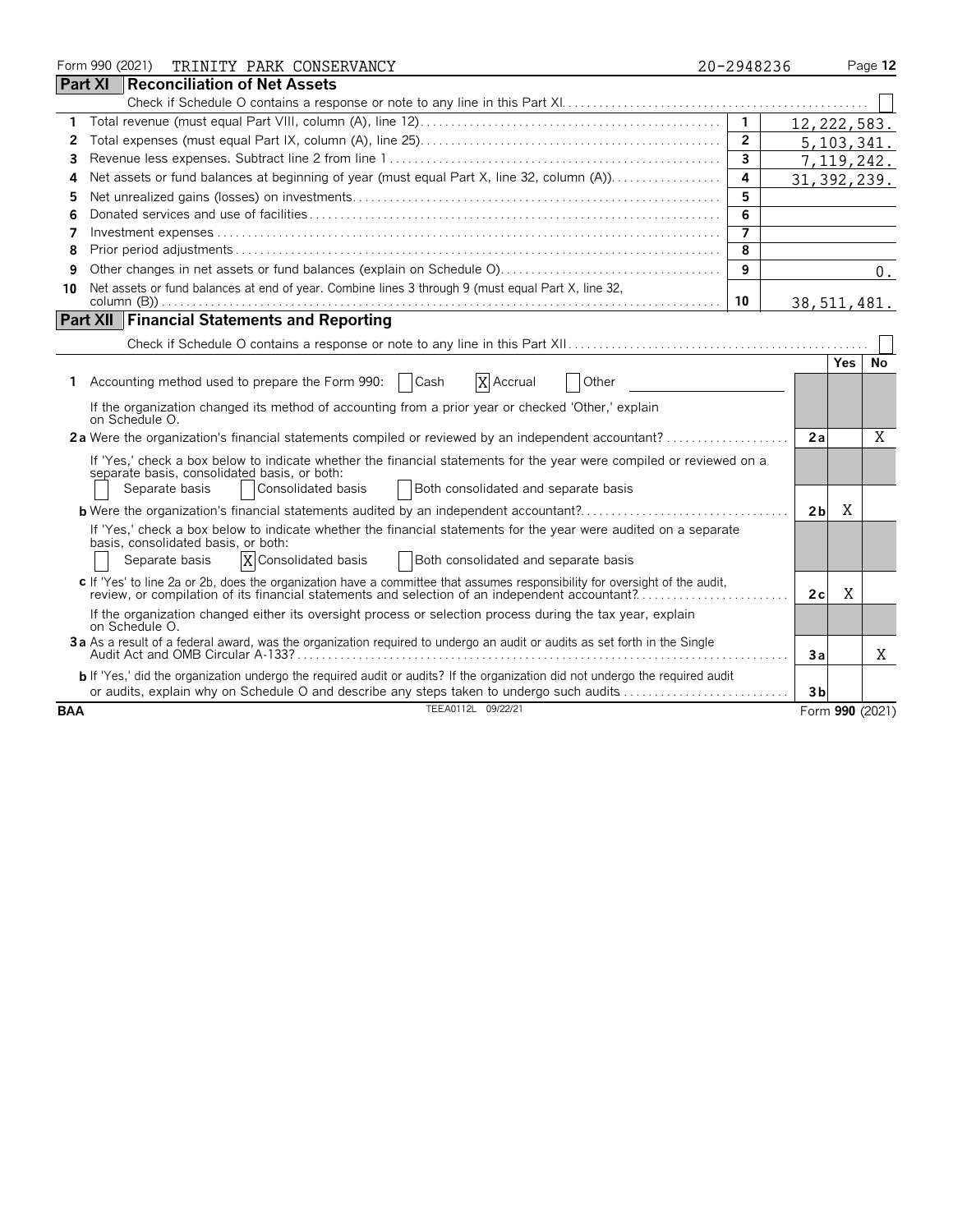Form 990 (2021) TRINITY PARK CONSERVANCY 20-2948236

## Part XI Reconciliation of Net Assets

Check if Schedule O contains a response or note to any line in this Part XI. ☐

| | | Line | Amount |
|---|---|---|---|
| 1 | Total revenue (must equal Part VIII, column (A), line 12) | 1 | 12,222,583. |
| 2 | Total expenses (must equal Part IX, column (A), line 25) | 2 | 5,103,341. |
| 3 | Revenue less expenses. Subtract line 2 from line 1 | 3 | 7,119,242. |
| 4 | Net assets or fund balances at beginning of year (must equal Part X, line 32, column (A)) | 4 | 31,392,239. |
| 5 | Net unrealized gains (losses) on investments | 5 | |
| 6 | Donated services and use of facilities | 6 | |
| 7 | Investment expenses | 7 | |
| 8 | Prior period adjustments | 8 | |
| 9 | Other changes in net assets or fund balances (explain on Schedule O) | 9 | 0. |
| 10 | Net assets or fund balances at end of year. Combine lines 3 through 9 (must equal Part X, line 32, column (B)) | 10 | 38,511,481. |

## Part XII Financial Statements and Reporting

Check if Schedule O contains a response or note to any line in this Part XII ☐

| | | | Yes | No |
|---|---|---|---|---|
| 1 | Accounting method used to prepare the Form 990: ☐ Cash ☒ Accrual ☐ Other | | | |
| | If the organization changed its method of accounting from a prior year or checked 'Other,' explain on Schedule O. | | | |
| 2a | Were the organization's financial statements compiled or reviewed by an independent accountant? | 2a | | X |
| | If 'Yes,' check a box below to indicate whether the financial statements for the year were compiled or reviewed on a separate basis, consolidated basis, or both: ☐ Separate basis ☐ Consolidated basis ☐ Both consolidated and separate basis | | | |
| b | Were the organization's financial statements audited by an independent accountant? | 2b | X | |
| | If 'Yes,' check a box below to indicate whether the financial statements for the year were audited on a separate basis, consolidated basis, or both: ☐ Separate basis ☒ Consolidated basis ☐ Both consolidated and separate basis | | | |
| c | If 'Yes' to line 2a or 2b, does the organization have a committee that assumes responsibility for oversight of the audit, review, or compilation of its financial statements and selection of an independent accountant? | 2c | X | |
| | If the organization changed either its oversight process or selection process during the tax year, explain on Schedule O. | | | |
| 3a | As a result of a federal award, was the organization required to undergo an audit or audits as set forth in the Single Audit Act and OMB Circular A-133? | 3a | | X |
| b | If 'Yes,' did the organization undergo the required audit or audits? If the organization did not undergo the required audit or audits, explain why on Schedule O and describe any steps taken to undergo such audits | 3b | | |

BAA TEEA0112L 09/22/21 Form **990** (2021)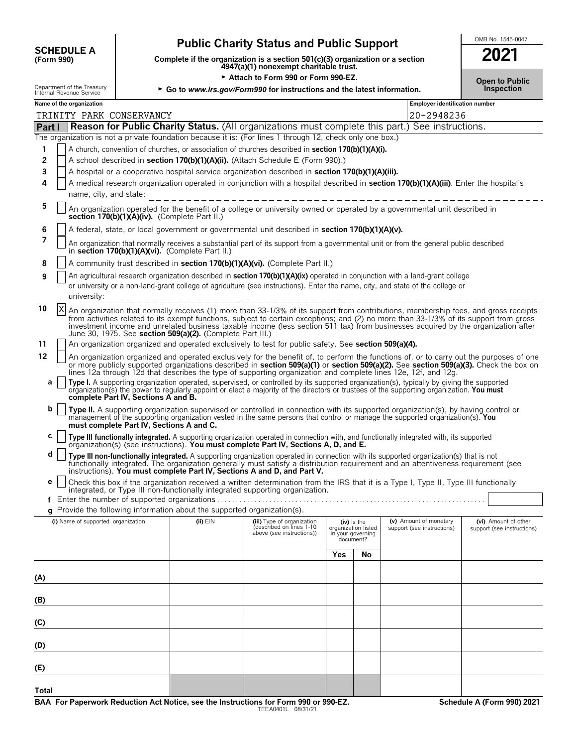**SCHEDULE A**
**(Form 990)**

Department of the Treasury
Internal Revenue Service

# Public Charity Status and Public Support

**Complete if the organization is a section 501(c)(3) organization or a section 4947(a)(1) nonexempt charitable trust.**

► Attach to Form 990 or Form 990-EZ.

► Go to *www.irs.gov/Form990* for instructions and the latest information.

OMB No. 1545-0047

**2021**

**Open to Public Inspection**

**Name of the organization:** TRINITY PARK CONSERVANCY

**Employer identification number:** 20-2948236

## Part I — Reason for Public Charity Status. (All organizations must complete this part.) See instructions.

The organization is not a private foundation because it is: (For lines 1 through 12, check only one box.)

1. [ ] A church, convention of churches, or association of churches described in **section 170(b)(1)(A)(i).**
2. [ ] A school described in **section 170(b)(1)(A)(ii).** (Attach Schedule E (Form 990).)
3. [ ] A hospital or a cooperative hospital service organization described in **section 170(b)(1)(A)(iii).**
4. [ ] A medical research organization operated in conjunction with a hospital described in **section 170(b)(1)(A)(iii)**. Enter the hospital's name, city, and state:
5. [ ] An organization operated for the benefit of a college or university owned or operated by a governmental unit described in **section 170(b)(1)(A)(iv).** (Complete Part II.)
6. [ ] A federal, state, or local government or governmental unit described in **section 170(b)(1)(A)(v).**
7. [ ] An organization that normally receives a substantial part of its support from a governmental unit or from the general public described in **section 170(b)(1)(A)(vi).** (Complete Part II.)
8. [ ] A community trust described in **section 170(b)(1)(A)(vi).** (Complete Part II.)
9. [ ] An agricultural research organization described in **section 170(b)(1)(A)(ix)** operated in conjunction with a land-grant college or university or a non-land-grant college of agriculture (see instructions). Enter the name, city, and state of the college or university:
10. [X] An organization that normally receives (1) more than 33-1/3% of its support from contributions, membership fees, and gross receipts from activities related to its exempt functions, subject to certain exceptions; and (2) no more than 33-1/3% of its support from gross investment income and unrelated business taxable income (less section 511 tax) from businesses acquired by the organization after June 30, 1975. See **section 509(a)(2).** (Complete Part III.)
11. [ ] An organization organized and operated exclusively to test for public safety. See **section 509(a)(4).**
12. [ ] An organization organized and operated exclusively for the benefit of, to perform the functions of, or to carry out the purposes of one or more publicly supported organizations described in **section 509(a)(1)** or **section 509(a)(2).** See **section 509(a)(3).** Check the box on lines 12a through 12d that describes the type of supporting organization and complete lines 12e, 12f, and 12g.
   - **a** [ ] **Type I.** A supporting organization operated, supervised, or controlled by its supported organization(s), typically by giving the supported organization(s) the power to regularly appoint or elect a majority of the directors or trustees of the supporting organization. **You must complete Part IV, Sections A and B.**
   - **b** [ ] **Type II.** A supporting organization supervised or controlled in connection with its supported organization(s), by having control or management of the supporting organization vested in the same persons that control or manage the supported organization(s). **You must complete Part IV, Sections A and C.**
   - **c** [ ] **Type III functionally integrated.** A supporting organization operated in connection with, and functionally integrated with, its supported organization(s) (see instructions). **You must complete Part IV, Sections A, D, and E.**
   - **d** [ ] **Type III non-functionally integrated.** A supporting organization operated in connection with its supported organization(s) that is not functionally integrated. The organization generally must satisfy a distribution requirement and an attentiveness requirement (see instructions). **You must complete Part IV, Sections A and D, and Part V.**
   - **e** [ ] Check this box if the organization received a written determination from the IRS that it is a Type I, Type II, Type III functionally integrated, or Type III non-functionally integrated supporting organization.
   - **f** Enter the number of supported organizations
   - **g** Provide the following information about the supported organization(s).

| (i) Name of supported organization | (ii) EIN | (iii) Type of organization (described on lines 1-10 above (see instructions)) | (iv) Is the organization listed in your governing document? Yes | No | (v) Amount of monetary support (see instructions) | (vi) Amount of other support (see instructions) |
|---|---|---|---|---|---|---|
| (A) | | | | | | |
| (B) | | | | | | |
| (C) | | | | | | |
| (D) | | | | | | |
| (E) | | | | | | |
| Total | | | | | | |

**BAA For Paperwork Reduction Act Notice, see the Instructions for Form 990 or 990-EZ.** TEEA0401L 08/31/21 **Schedule A (Form 990) 2021**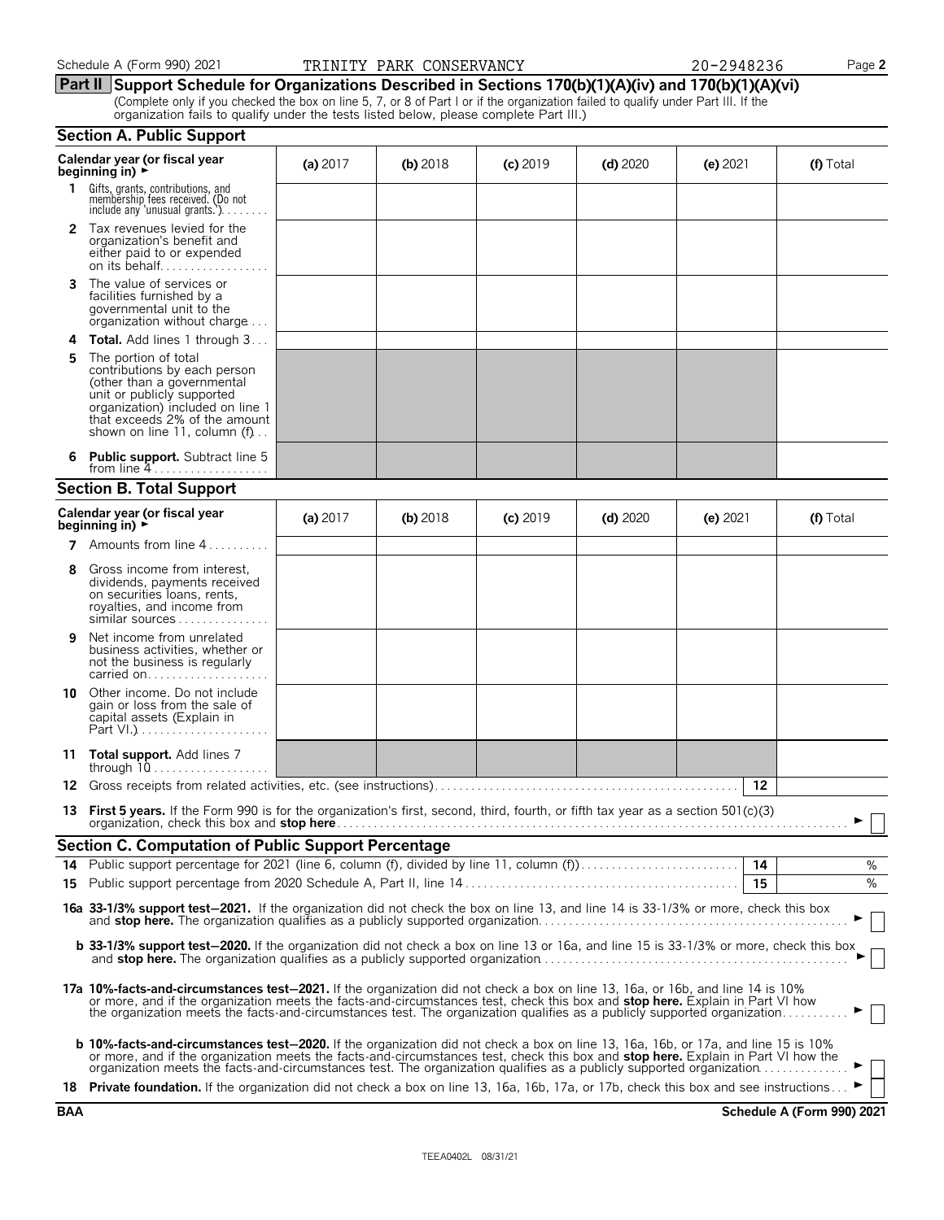Schedule A (Form 990) 2021 TRINITY PARK CONSERVANCY 20-2948236

**Part II Support Schedule for Organizations Described in Sections 170(b)(1)(A)(iv) and 170(b)(1)(A)(vi)**
(Complete only if you checked the box on line 5, 7, or 8 of Part I or if the organization failed to qualify under Part III. If the organization fails to qualify under the tests listed below, please complete Part III.)

## Section A. Public Support

| Calendar year (or fiscal year beginning in) ► | (a) 2017 | (b) 2018 | (c) 2019 | (d) 2020 | (e) 2021 | (f) Total |
|---|---|---|---|---|---|---|
| 1 Gifts, grants, contributions, and membership fees received. (Do not include any 'unusual grants.') | | | | | | |
| 2 Tax revenues levied for the organization's benefit and either paid to or expended on its behalf | | | | | | |
| 3 The value of services or facilities furnished by a governmental unit to the organization without charge | | | | | | |
| 4 **Total.** Add lines 1 through 3 | | | | | | |
| 5 The portion of total contributions by each person (other than a governmental unit or publicly supported organization) included on line 1 that exceeds 2% of the amount shown on line 11, column (f) | | | | | | |
| 6 **Public support.** Subtract line 5 from line 4 | | | | | | |

## Section B. Total Support

| Calendar year (or fiscal year beginning in) ► | (a) 2017 | (b) 2018 | (c) 2019 | (d) 2020 | (e) 2021 | (f) Total |
|---|---|---|---|---|---|---|
| 7 Amounts from line 4 | | | | | | |
| 8 Gross income from interest, dividends, payments received on securities loans, rents, royalties, and income from similar sources | | | | | | |
| 9 Net income from unrelated business activities, whether or not the business is regularly carried on | | | | | | |
| 10 Other income. Do not include gain or loss from the sale of capital assets (Explain in Part VI.) | | | | | | |
| 11 **Total support.** Add lines 7 through 10 | | | | | | |

12 Gross receipts from related activities, etc. (see instructions) | 12 |

13 **First 5 years.** If the Form 990 is for the organization's first, second, third, fourth, or fifth tax year as a section 501(c)(3) organization, check this box and **stop here** ► ☐

## Section C. Computation of Public Support Percentage

14 Public support percentage for 2021 (line 6, column (f), divided by line 11, column (f)) | 14 | %

15 Public support percentage from 2020 Schedule A, Part II, line 14 | 15 | %

**16a 33-1/3% support test–2021.** If the organization did not check the box on line 13, and line 14 is 33-1/3% or more, check this box and **stop here.** The organization qualifies as a publicly supported organization ► ☐

**b 33-1/3% support test–2020.** If the organization did not check a box on line 13 or 16a, and line 15 is 33-1/3% or more, check this box and **stop here.** The organization qualifies as a publicly supported organization ► ☐

**17a 10%-facts-and-circumstances test–2021.** If the organization did not check a box on line 13, 16a, or 16b, and line 14 is 10% or more, and if the organization meets the facts-and-circumstances test, check this box and **stop here.** Explain in Part VI how the organization meets the facts-and-circumstances test. The organization qualifies as a publicly supported organization ► ☐

**b 10%-facts-and-circumstances test–2020.** If the organization did not check a box on line 13, 16a, 16b, or 17a, and line 15 is 10% or more, and if the organization meets the facts-and-circumstances test, check this box and **stop here.** Explain in Part VI how the organization meets the facts-and-circumstances test. The organization qualifies as a publicly supported organization ► ☐

18 **Private foundation.** If the organization did not check a box on line 13, 16a, 16b, 17a, or 17b, check this box and see instructions ► ☐

**BAA** **Schedule A (Form 990) 2021**

TEEA0402L 08/31/21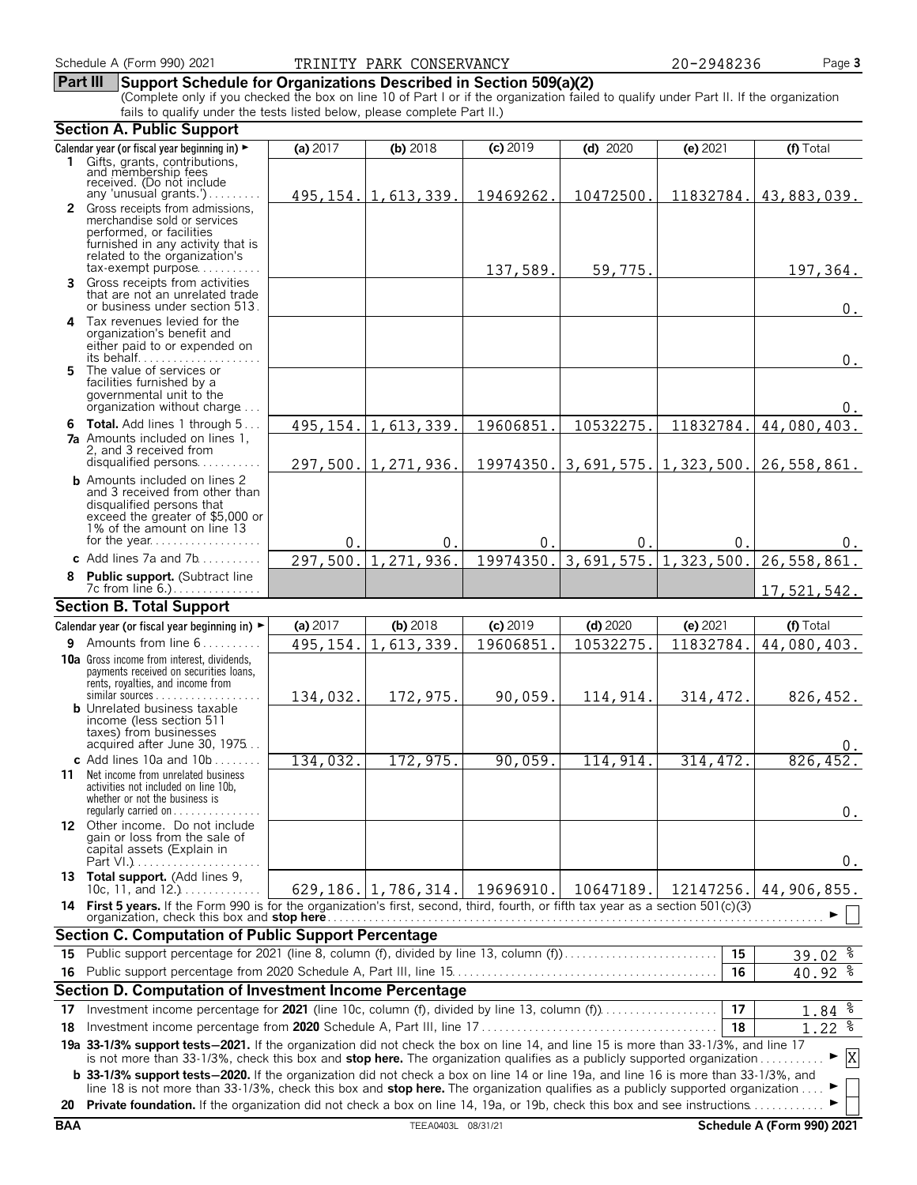Schedule A (Form 990) 2021 TRINITY PARK CONSERVANCY 20-2948236

## Part III Support Schedule for Organizations Described in Section 509(a)(2)

(Complete only if you checked the box on line 10 of Part I or if the organization failed to qualify under Part II. If the organization fails to qualify under the tests listed below, please complete Part II.)

### Section A. Public Support

| Calendar year (or fiscal year beginning in) ► | (a) 2017 | (b) 2018 | (c) 2019 | (d) 2020 | (e) 2021 | (f) Total |
|---|---|---|---|---|---|---|
| 1 Gifts, grants, contributions, and membership fees received. (Do not include any 'unusual grants.') | 495,154. | 1,613,339. | 19469262. | 10472500. | 11832784. | 43,883,039. |
| 2 Gross receipts from admissions, merchandise sold or services performed, or facilities furnished in any activity that is related to the organization's tax-exempt purpose | | | 137,589. | 59,775. | | 197,364. |
| 3 Gross receipts from activities that are not an unrelated trade or business under section 513 | | | | | | 0. |
| 4 Tax revenues levied for the organization's benefit and either paid to or expended on its behalf | | | | | | 0. |
| 5 The value of services or facilities furnished by a governmental unit to the organization without charge | | | | | | 0. |
| 6 **Total.** Add lines 1 through 5 | 495,154. | 1,613,339. | 19606851. | 10532275. | 11832784. | 44,080,403. |
| 7a Amounts included on lines 1, 2, and 3 received from disqualified persons | 297,500. | 1,271,936. | 19974350. | 3,691,575. | 1,323,500. | 26,558,861. |
| b Amounts included on lines 2 and 3 received from other than disqualified persons that exceed the greater of $5,000 or 1% of the amount on line 13 for the year | 0. | 0. | 0. | 0. | 0. | 0. |
| c Add lines 7a and 7b | 297,500. | 1,271,936. | 19974350. | 3,691,575. | 1,323,500. | 26,558,861. |
| 8 **Public support.** (Subtract line 7c from line 6.) | | | | | | 17,521,542. |

### Section B. Total Support

| Calendar year (or fiscal year beginning in) ► | (a) 2017 | (b) 2018 | (c) 2019 | (d) 2020 | (e) 2021 | (f) Total |
|---|---|---|---|---|---|---|
| 9 Amounts from line 6 | 495,154. | 1,613,339. | 19606851. | 10532275. | 11832784. | 44,080,403. |
| 10a Gross income from interest, dividends, payments received on securities loans, rents, royalties, and income from similar sources | 134,032. | 172,975. | 90,059. | 114,914. | 314,472. | 826,452. |
| b Unrelated business taxable income (less section 511 taxes) from businesses acquired after June 30, 1975 | | | | | | 0. |
| c Add lines 10a and 10b | 134,032. | 172,975. | 90,059. | 114,914. | 314,472. | 826,452. |
| 11 Net income from unrelated business activities not included on line 10b, whether or not the business is regularly carried on | | | | | | 0. |
| 12 Other income. Do not include gain or loss from the sale of capital assets (Explain in Part VI.) | | | | | | 0. |
| 13 **Total support.** (Add lines 9, 10c, 11, and 12.) | 629,186. | 1,786,314. | 19696910. | 10647189. | 12147256. | 44,906,855. |

14 **First 5 years.** If the Form 990 is for the organization's first, second, third, fourth, or fifth tax year as a section 501(c)(3) organization, check this box and **stop here** ► ☐

### Section C. Computation of Public Support Percentage

| | | | |
|---|---|---|---|
| 15 | Public support percentage for 2021 (line 8, column (f), divided by line 13, column (f)) | 15 | 39.02 % |
| 16 | Public support percentage from 2020 Schedule A, Part III, line 15 | 16 | 40.92 % |

### Section D. Computation of Investment Income Percentage

| | | | |
|---|---|---|---|
| 17 | Investment income percentage for **2021** (line 10c, column (f), divided by line 13, column (f)) | 17 | 1.84 % |
| 18 | Investment income percentage from **2020** Schedule A, Part III, line 17 | 18 | 1.22 % |

**19a 33-1/3% support tests—2021.** If the organization did not check the box on line 14, and line 15 is more than 33-1/3%, and line 17 is not more than 33-1/3%, check this box and **stop here.** The organization qualifies as a publicly supported organization ► ☒

**b 33-1/3% support tests—2020.** If the organization did not check a box on line 14 or line 19a, and line 16 is more than 33-1/3%, and line 18 is not more than 33-1/3%, check this box and **stop here.** The organization qualifies as a publicly supported organization ► ☐

**20 Private foundation.** If the organization did not check a box on line 14, 19a, or 19b, check this box and see instructions ► ☐

BAA TEEA0403L 08/31/21 **Schedule A (Form 990) 2021**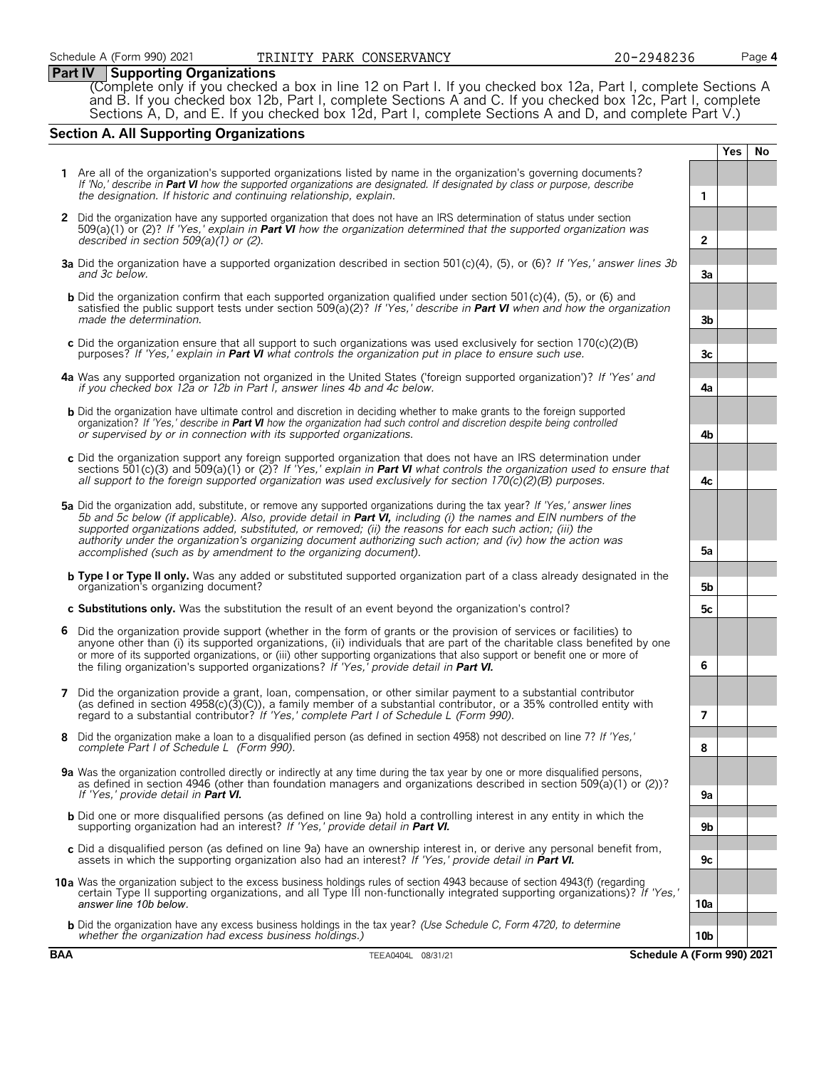## Part IV Supporting Organizations

(Complete only if you checked a box in line 12 on Part I. If you checked box 12a, Part I, complete Sections A and B. If you checked box 12b, Part I, complete Sections A and C. If you checked box 12c, Part I, complete Sections A, D, and E. If you checked box 12d, Part I, complete Sections A and D, and complete Part V.)

### Section A. All Supporting Organizations

| | | | Yes | No |
|---|---|---|---|---|
| **1** | Are all of the organization's supported organizations listed by name in the organization's governing documents? *If 'No,' describe in* ***Part VI*** *how the supported organizations are designated. If designated by class or purpose, describe the designation. If historic and continuing relationship, explain.* | 1 | | |
| **2** | Did the organization have any supported organization that does not have an IRS determination of status under section 509(a)(1) or (2)? *If 'Yes,' explain in* ***Part VI*** *how the organization determined that the supported organization was described in section 509(a)(1) or (2).* | 2 | | |
| **3a** | Did the organization have a supported organization described in section 501(c)(4), (5), or (6)? *If 'Yes,' answer lines 3b and 3c below.* | 3a | | |
| **b** | Did the organization confirm that each supported organization qualified under section 501(c)(4), (5), or (6) and satisfied the public support tests under section 509(a)(2)? *If 'Yes,' describe in* ***Part VI*** *when and how the organization made the determination.* | 3b | | |
| **c** | Did the organization ensure that all support to such organizations was used exclusively for section 170(c)(2)(B) purposes? *If 'Yes,' explain in* ***Part VI*** *what controls the organization put in place to ensure such use.* | 3c | | |
| **4a** | Was any supported organization not organized in the United States ('foreign supported organization')? *If 'Yes' and if you checked box 12a or 12b in Part I, answer lines 4b and 4c below.* | 4a | | |
| **b** | Did the organization have ultimate control and discretion in deciding whether to make grants to the foreign supported organization? *If 'Yes,' describe in* ***Part VI*** *how the organization had such control and discretion despite being controlled or supervised by or in connection with its supported organizations.* | 4b | | |
| **c** | Did the organization support any foreign supported organization that does not have an IRS determination under sections 501(c)(3) and 509(a)(1) or (2)? *If 'Yes,' explain in* ***Part VI*** *what controls the organization used to ensure that all support to the foreign supported organization was used exclusively for section 170(c)(2)(B) purposes.* | 4c | | |
| **5a** | Did the organization add, substitute, or remove any supported organizations during the tax year? *If 'Yes,' answer lines 5b and 5c below (if applicable). Also, provide detail in* ***Part VI,*** *including (i) the names and EIN numbers of the supported organizations added, substituted, or removed; (ii) the reasons for each such action; (iii) the authority under the organization's organizing document authorizing such action; and (iv) how the action was accomplished (such as by amendment to the organizing document).* | 5a | | |
| **b** | **Type I or Type II only.** Was any added or substituted supported organization part of a class already designated in the organization's organizing document? | 5b | | |
| **c** | **Substitutions only.** Was the substitution the result of an event beyond the organization's control? | 5c | | |
| **6** | Did the organization provide support (whether in the form of grants or the provision of services or facilities) to anyone other than (i) its supported organizations, (ii) individuals that are part of the charitable class benefited by one or more of its supported organizations, or (iii) other supporting organizations that also support or benefit one or more of the filing organization's supported organizations? *If 'Yes,' provide detail in* ***Part VI.*** | 6 | | |
| **7** | Did the organization provide a grant, loan, compensation, or other similar payment to a substantial contributor (as defined in section 4958(c)(3)(C)), a family member of a substantial contributor, or a 35% controlled entity with regard to a substantial contributor? *If 'Yes,' complete Part I of Schedule L (Form 990).* | 7 | | |
| **8** | Did the organization make a loan to a disqualified person (as defined in section 4958) not described on line 7? *If 'Yes,' complete Part I of Schedule L (Form 990).* | 8 | | |
| **9a** | Was the organization controlled directly or indirectly at any time during the tax year by one or more disqualified persons, as defined in section 4946 (other than foundation managers and organizations described in section 509(a)(1) or (2))? *If 'Yes,' provide detail in* ***Part VI.*** | 9a | | |
| **b** | Did one or more disqualified persons (as defined on line 9a) hold a controlling interest in any entity in which the supporting organization had an interest? *If 'Yes,' provide detail in* ***Part VI.*** | 9b | | |
| **c** | Did a disqualified person (as defined on line 9a) have an ownership interest in, or derive any personal benefit from, assets in which the supporting organization also had an interest? *If 'Yes,' provide detail in* ***Part VI.*** | 9c | | |
| **10a** | Was the organization subject to the excess business holdings rules of section 4943 because of section 4943(f) (regarding certain Type II supporting organizations, and all Type III non-functionally integrated supporting organizations)? *If 'Yes,' answer line 10b below.* | 10a | | |
| **b** | Did the organization have any excess business holdings in the tax year? *(Use Schedule C, Form 4720, to determine whether the organization had excess business holdings.)* | 10b | | |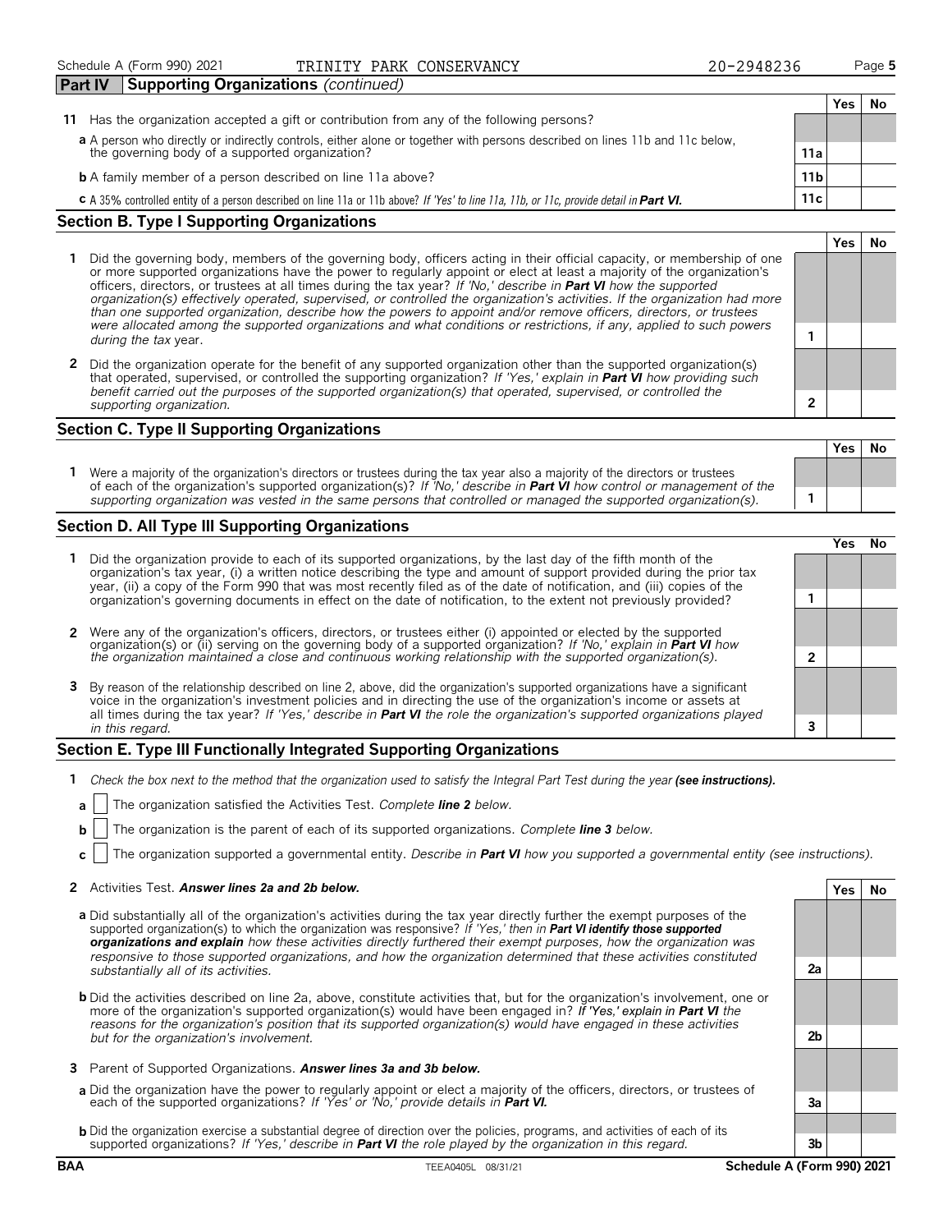Schedule A (Form 990) 2021 TRINITY PARK CONSERVANCY 20-2948236

## Part IV Supporting Organizations *(continued)*

| | | | Yes | No |
|---|---|---|---|---|
| **11** | Has the organization accepted a gift or contribution from any of the following persons? | | | |
| **a** | A person who directly or indirectly controls, either alone or together with persons described on lines 11b and 11c below, the governing body of a supported organization? | 11a | | |
| **b** | A family member of a person described on line 11a above? | 11b | | |
| **c** | A 35% controlled entity of a person described on line 11a or 11b above? *If 'Yes' to line 11a, 11b, or 11c, provide detail in **Part VI.*** | 11c | | |

### Section B. Type I Supporting Organizations

| | | | Yes | No |
|---|---|---|---|---|
| **1** | Did the governing body, members of the governing body, officers acting in their official capacity, or membership of one or more supported organizations have the power to regularly appoint or elect at least a majority of the organization's officers, directors, or trustees at all times during the tax year? *If 'No,' describe in **Part VI** how the supported organization(s) effectively operated, supervised, or controlled the organization's activities. If the organization had more than one supported organization, describe how the powers to appoint and/or remove officers, directors, or trustees were allocated among the supported organizations and what conditions or restrictions, if any, applied to such powers during the tax* year. | 1 | | |
| **2** | Did the organization operate for the benefit of any supported organization other than the supported organization(s) that operated, supervised, or controlled the supporting organization? *If 'Yes,' explain in **Part VI** how providing such benefit carried out the purposes of the supported organization(s) that operated, supervised, or controlled the supporting organization.* | 2 | | |

### Section C. Type II Supporting Organizations

| | | | Yes | No |
|---|---|---|---|---|
| **1** | Were a majority of the organization's directors or trustees during the tax year also a majority of the directors or trustees of each of the organization's supported organization(s)? *If 'No,' describe in **Part VI** how control or management of the supporting organization was vested in the same persons that controlled or managed the supported organization(s).* | 1 | | |

### Section D. All Type III Supporting Organizations

| | | | Yes | No |
|---|---|---|---|---|
| **1** | Did the organization provide to each of its supported organizations, by the last day of the fifth month of the organization's tax year, (i) a written notice describing the type and amount of support provided during the prior tax year, (ii) a copy of the Form 990 that was most recently filed as of the date of notification, and (iii) copies of the organization's governing documents in effect on the date of notification, to the extent not previously provided? | 1 | | |
| **2** | Were any of the organization's officers, directors, or trustees either (i) appointed or elected by the supported organization(s) or (ii) serving on the governing body of a supported organization? *If 'No,' explain in **Part VI** how the organization maintained a close and continuous working relationship with the supported organization(s).* | 2 | | |
| **3** | By reason of the relationship described on line 2, above, did the organization's supported organizations have a significant voice in the organization's investment policies and in directing the use of the organization's income or assets at all times during the tax year? *If 'Yes,' describe in **Part VI** the role the organization's supported organizations played in this regard.* | 3 | | |

### Section E. Type III Functionally Integrated Supporting Organizations

**1** *Check the box next to the method that the organization used to satisfy the Integral Part Test during the year **(see instructions).***

- **a** ☐ The organization satisfied the Activities Test. *Complete **line 2** below.*
- **b** ☐ The organization is the parent of each of its supported organizations. *Complete **line 3** below.*
- **c** ☐ The organization supported a governmental entity. *Describe in **Part VI** how you supported a governmental entity (see instructions).*

| | | | Yes | No |
|---|---|---|---|---|
| **2** | Activities Test. ***Answer lines 2a and 2b below.*** | | | |
| **a** | Did substantially all of the organization's activities during the tax year directly further the exempt purposes of the supported organization(s) to which the organization was responsive? *If 'Yes,' then in **Part VI identify those supported organizations and explain** how these activities directly furthered their exempt purposes, how the organization was responsive to those supported organizations, and how the organization determined that these activities constituted substantially all of its activities.* | 2a | | |
| **b** | Did the activities described on line 2a, above, constitute activities that, but for the organization's involvement, one or more of the organization's supported organization(s) would have been engaged in? *If 'Yes,' explain in **Part VI** the reasons for the organization's position that its supported organization(s) would have engaged in these activities but for the organization's involvement.* | 2b | | |
| **3** | Parent of Supported Organizations. ***Answer lines 3a and 3b below.*** | | | |
| **a** | Did the organization have the power to regularly appoint or elect a majority of the officers, directors, or trustees of each of the supported organizations? *If 'Yes' or 'No,' provide details in **Part VI.*** | 3a | | |
| **b** | Did the organization exercise a substantial degree of direction over the policies, programs, and activities of each of its supported organizations? *If 'Yes,' describe in **Part VI** the role played by the organization in this regard.* | 3b | | |

BAA TEEA0405L 08/31/21 Schedule A (Form 990) 2021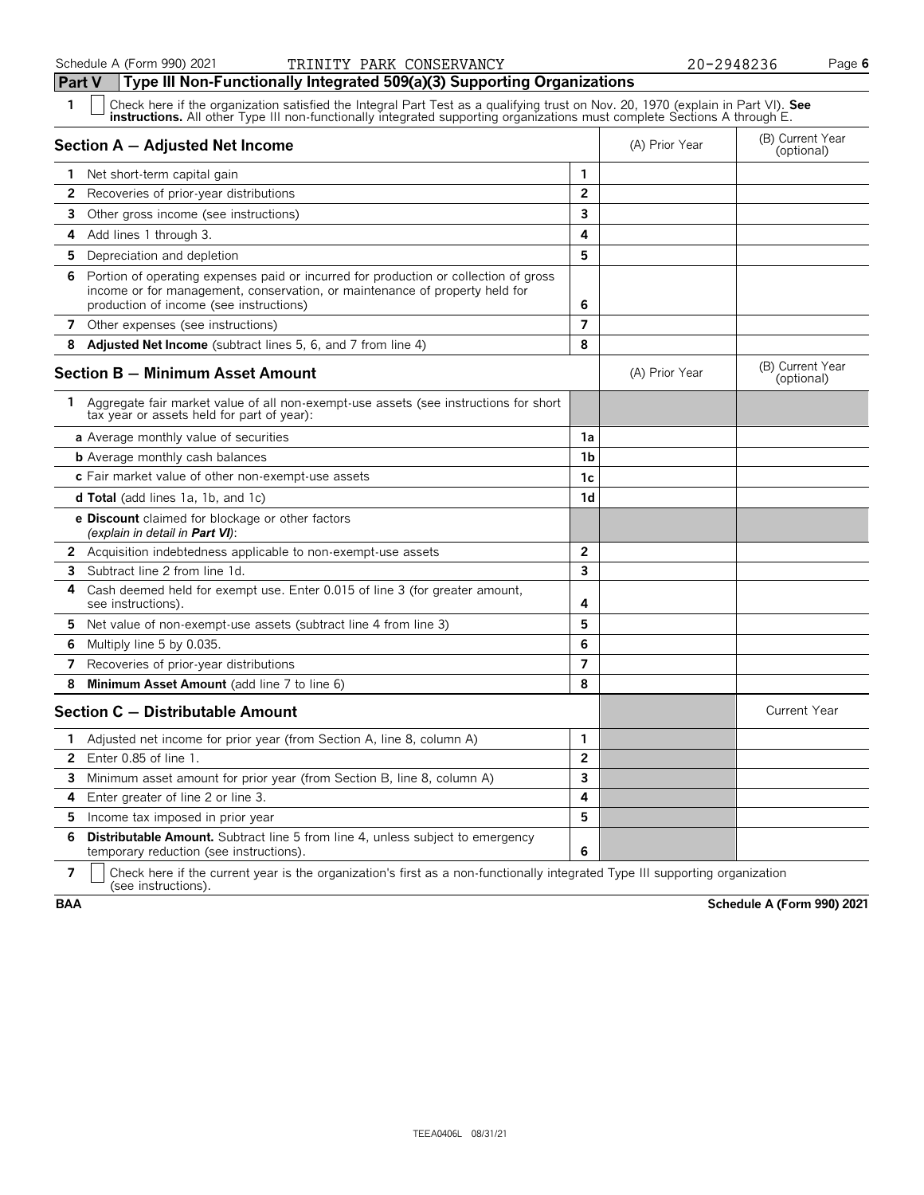Schedule A (Form 990) 2021 TRINITY PARK CONSERVANCY 20-2948236

## Part V Type III Non-Functionally Integrated 509(a)(3) Supporting Organizations

**1** ☐ Check here if the organization satisfied the Integral Part Test as a qualifying trust on Nov. 20, 1970 (explain in Part VI). **See instructions.** All other Type III non-functionally integrated supporting organizations must complete Sections A through E.

| Section A — Adjusted Net Income | | (A) Prior Year | (B) Current Year (optional) |
|---|---|---|---|
| **1** Net short-term capital gain | 1 | | |
| **2** Recoveries of prior-year distributions | 2 | | |
| **3** Other gross income (see instructions) | 3 | | |
| **4** Add lines 1 through 3. | 4 | | |
| **5** Depreciation and depletion | 5 | | |
| **6** Portion of operating expenses paid or incurred for production or collection of gross income or for management, conservation, or maintenance of property held for production of income (see instructions) | 6 | | |
| **7** Other expenses (see instructions) | 7 | | |
| **8** **Adjusted Net Income** (subtract lines 5, 6, and 7 from line 4) | 8 | | |

| Section B — Minimum Asset Amount | | (A) Prior Year | (B) Current Year (optional) |
|---|---|---|---|
| **1** Aggregate fair market value of all non-exempt-use assets (see instructions for short tax year or assets held for part of year): | | | |
| **a** Average monthly value of securities | 1a | | |
| **b** Average monthly cash balances | 1b | | |
| **c** Fair market value of other non-exempt-use assets | 1c | | |
| **d Total** (add lines 1a, 1b, and 1c) | 1d | | |
| **e Discount** claimed for blockage or other factors *(explain in detail in **Part VI**)*: | | | |
| **2** Acquisition indebtedness applicable to non-exempt-use assets | 2 | | |
| **3** Subtract line 2 from line 1d. | 3 | | |
| **4** Cash deemed held for exempt use. Enter 0.015 of line 3 (for greater amount, see instructions). | 4 | | |
| **5** Net value of non-exempt-use assets (subtract line 4 from line 3) | 5 | | |
| **6** Multiply line 5 by 0.035. | 6 | | |
| **7** Recoveries of prior-year distributions | 7 | | |
| **8** **Minimum Asset Amount** (add line 7 to line 6) | 8 | | |

| Section C — Distributable Amount | | | Current Year |
|---|---|---|---|
| **1** Adjusted net income for prior year (from Section A, line 8, column A) | 1 | | |
| **2** Enter 0.85 of line 1. | 2 | | |
| **3** Minimum asset amount for prior year (from Section B, line 8, column A) | 3 | | |
| **4** Enter greater of line 2 or line 3. | 4 | | |
| **5** Income tax imposed in prior year | 5 | | |
| **6** **Distributable Amount.** Subtract line 5 from line 4, unless subject to emergency temporary reduction (see instructions). | 6 | | |

**7** ☐ Check here if the current year is the organization's first as a non-functionally integrated Type III supporting organization (see instructions).

BAA **Schedule A (Form 990) 2021**

TEEA0406L 08/31/21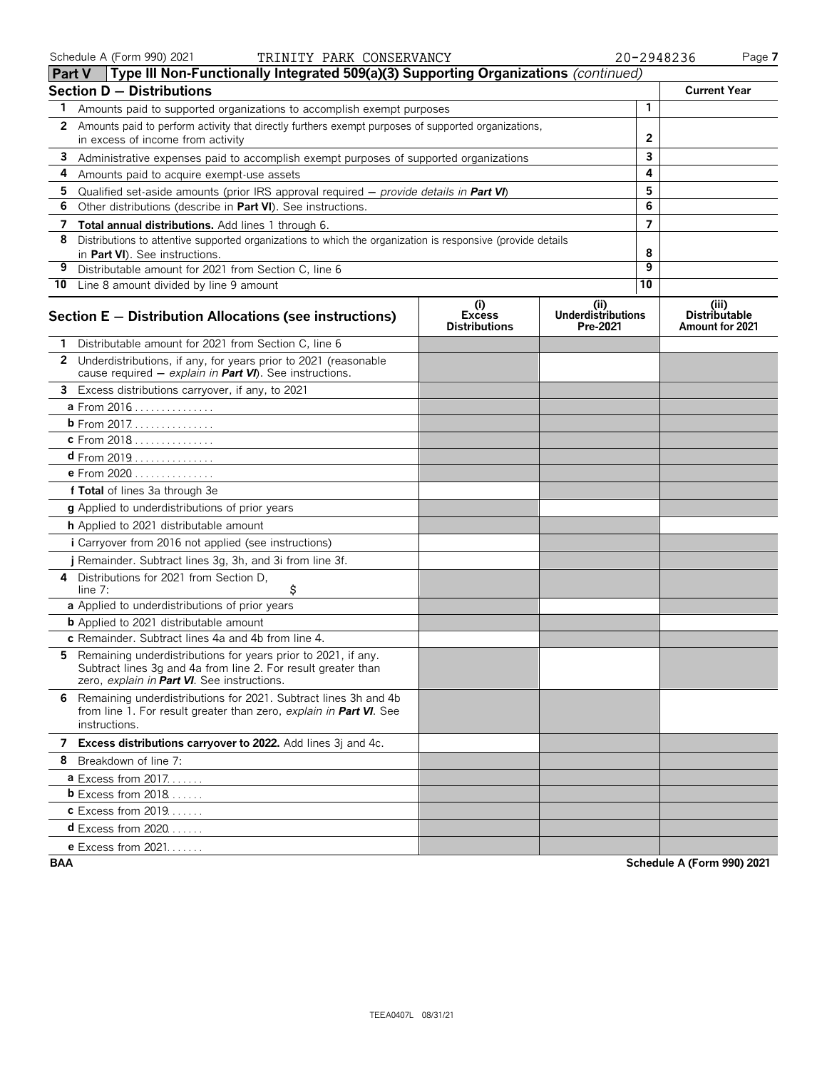Schedule A (Form 990) 2021 TRINITY PARK CONSERVANCY 20-2948236

## Part V — Type III Non-Functionally Integrated 509(a)(3) Supporting Organizations *(continued)*

### Section D — Distributions

| | Section D — Distributions | | Current Year |
|---|---|---|---|
| 1 | Amounts paid to supported organizations to accomplish exempt purposes | 1 | |
| 2 | Amounts paid to perform activity that directly furthers exempt purposes of supported organizations, in excess of income from activity | 2 | |
| 3 | Administrative expenses paid to accomplish exempt purposes of supported organizations | 3 | |
| 4 | Amounts paid to acquire exempt-use assets | 4 | |
| 5 | Qualified set-aside amounts (prior IRS approval required — *provide details in* ***Part VI***) | 5 | |
| 6 | Other distributions (describe in **Part VI**). See instructions. | 6 | |
| 7 | **Total annual distributions.** Add lines 1 through 6. | 7 | |
| 8 | Distributions to attentive supported organizations to which the organization is responsive (provide details in **Part VI**). See instructions. | 8 | |
| 9 | Distributable amount for 2021 from Section C, line 6 | 9 | |
| 10 | Line 8 amount divided by line 9 amount | 10 | |

### Section E — Distribution Allocations (see instructions)

| Section E — Distribution Allocations (see instructions) | (i) Excess Distributions | (ii) Underdistributions Pre-2021 | (iii) Distributable Amount for 2021 |
|---|---|---|---|
| **1** Distributable amount for 2021 from Section C, line 6 | | | |
| **2** Underdistributions, if any, for years prior to 2021 (reasonable cause required — *explain in* ***Part VI***). See instructions. | | | |
| **3** Excess distributions carryover, if any, to 2021 | | | |
| **a** From 2016 | | | |
| **b** From 2017 | | | |
| **c** From 2018 | | | |
| **d** From 2019 | | | |
| **e** From 2020 | | | |
| **f Total** of lines 3a through 3e | | | |
| **g** Applied to underdistributions of prior years | | | |
| **h** Applied to 2021 distributable amount | | | |
| **i** Carryover from 2016 not applied (see instructions) | | | |
| **j** Remainder. Subtract lines 3g, 3h, and 3i from line 3f. | | | |
| **4** Distributions for 2021 from Section D, line 7: $ | | | |
| **a** Applied to underdistributions of prior years | | | |
| **b** Applied to 2021 distributable amount | | | |
| **c** Remainder. Subtract lines 4a and 4b from line 4. | | | |
| **5** Remaining underdistributions for years prior to 2021, if any. Subtract lines 3g and 4a from line 2. For result greater than zero, *explain in* ***Part VI***. See instructions. | | | |
| **6** Remaining underdistributions for 2021. Subtract lines 3h and 4b from line 1. For result greater than zero, *explain in* ***Part VI***. See instructions. | | | |
| **7 Excess distributions carryover to 2022.** Add lines 3j and 4c. | | | |
| **8** Breakdown of line 7: | | | |
| **a** Excess from 2017 | | | |
| **b** Excess from 2018 | | | |
| **c** Excess from 2019 | | | |
| **d** Excess from 2020 | | | |
| **e** Excess from 2021 | | | |

BAA Schedule A (Form 990) 2021

TEEA0407L 08/31/21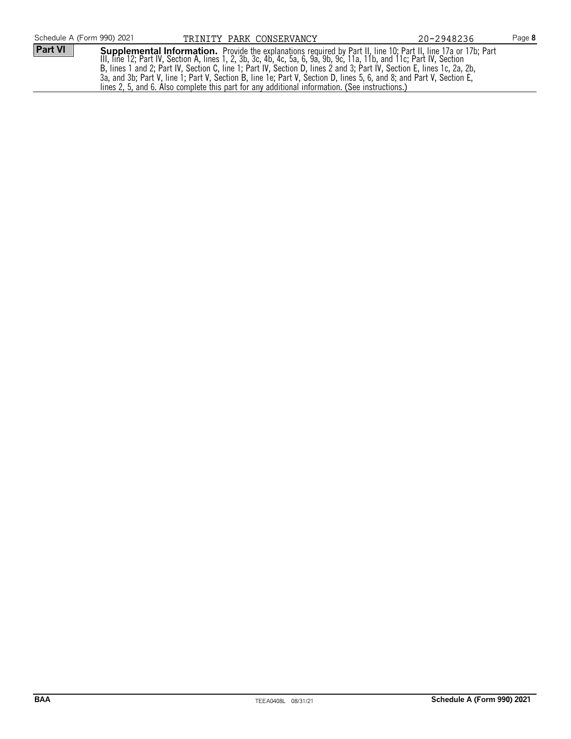Schedule A (Form 990) 2021 TRINITY PARK CONSERVANCY 20-2948236

**Part VI** **Supplemental Information.** Provide the explanations required by Part II, line 10; Part II, line 17a or 17b; Part III, line 12; Part IV, Section A, lines 1, 2, 3b, 3c, 4b, 4c, 5a, 6, 9a, 9b, 9c, 11a, 11b, and 11c; Part IV, Section B, lines 1 and 2; Part IV, Section C, line 1; Part IV, Section D, lines 2 and 3; Part IV, Section E, lines 1c, 2a, 2b, 3a, and 3b; Part V, line 1; Part V, Section B, line 1e; Part V, Section D, lines 5, 6, and 8; and Part V, Section E, lines 2, 5, and 6. Also complete this part for any additional information. (See instructions.)

BAA TEEA0408L 08/31/21 **Schedule A (Form 990) 2021**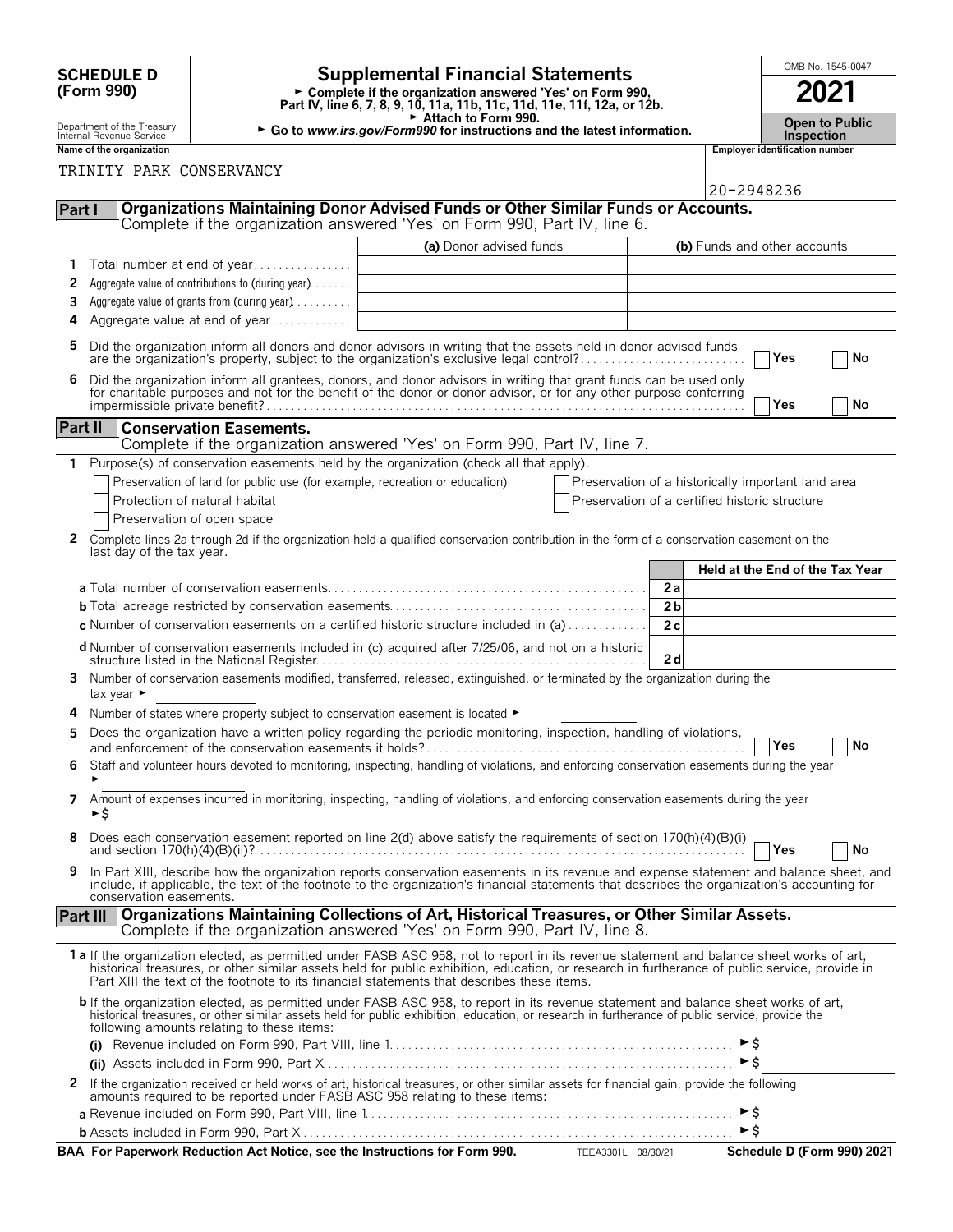**SCHEDULE D (Form 990)**

Department of the Treasury
Internal Revenue Service

# Supplemental Financial Statements

► Complete if the organization answered 'Yes' on Form 990, Part IV, line 6, 7, 8, 9, 10, 11a, 11b, 11c, 11d, 11e, 11f, 12a, or 12b.
► Attach to Form 990.
► Go to *www.irs.gov/Form990* for instructions and the latest information.

OMB No. 1545-0047

**2021**

**Open to Public Inspection**

**Name of the organization**

TRINITY PARK CONSERVANCY

**Employer identification number**

20-2948236

## Part I — Organizations Maintaining Donor Advised Funds or Other Similar Funds or Accounts.

Complete if the organization answered 'Yes' on Form 990, Part IV, line 6.

| | | (a) Donor advised funds | (b) Funds and other accounts |
|---|---|---|---|
| 1 | Total number at end of year | | |
| 2 | Aggregate value of contributions to (during year) | | |
| 3 | Aggregate value of grants from (during year) | | |
| 4 | Aggregate value at end of year | | |

5 Did the organization inform all donors and donor advisors in writing that the assets held in donor advised funds are the organization's property, subject to the organization's exclusive legal control? ☐ Yes ☐ No

6 Did the organization inform all grantees, donors, and donor advisors in writing that grant funds can be used only for charitable purposes and not for the benefit of the donor or donor advisor, or for any other purpose conferring impermissible private benefit? ☐ Yes ☐ No

## Part II — Conservation Easements.

Complete if the organization answered 'Yes' on Form 990, Part IV, line 7.

1 Purpose(s) of conservation easements held by the organization (check all that apply).

- ☐ Preservation of land for public use (for example, recreation or education)
- ☐ Protection of natural habitat
- ☐ Preservation of open space
- ☐ Preservation of a historically important land area
- ☐ Preservation of a certified historic structure

2 Complete lines 2a through 2d if the organization held a qualified conservation contribution in the form of a conservation easement on the last day of the tax year.

| | | Held at the End of the Tax Year |
|---|---|---|
| **a** Total number of conservation easements | 2a | |
| **b** Total acreage restricted by conservation easements | 2b | |
| **c** Number of conservation easements on a certified historic structure included in (a) | 2c | |
| **d** Number of conservation easements included in (c) acquired after 7/25/06, and not on a historic structure listed in the National Register | 2d | |

3 Number of conservation easements modified, transferred, released, extinguished, or terminated by the organization during the tax year ►

4 Number of states where property subject to conservation easement is located ►

5 Does the organization have a written policy regarding the periodic monitoring, inspection, handling of violations, and enforcement of the conservation easements it holds? ☐ Yes ☐ No

6 Staff and volunteer hours devoted to monitoring, inspecting, handling of violations, and enforcing conservation easements during the year ►

7 Amount of expenses incurred in monitoring, inspecting, handling of violations, and enforcing conservation easements during the year ►$

8 Does each conservation easement reported on line 2(d) above satisfy the requirements of section 170(h)(4)(B)(i) and section 170(h)(4)(B)(ii)? ☐ Yes ☐ No

9 In Part XIII, describe how the organization reports conservation easements in its revenue and expense statement and balance sheet, and include, if applicable, the text of the footnote to the organization's financial statements that describes the organization's accounting for conservation easements.

## Part III — Organizations Maintaining Collections of Art, Historical Treasures, or Other Similar Assets.

Complete if the organization answered 'Yes' on Form 990, Part IV, line 8.

**1a** If the organization elected, as permitted under FASB ASC 958, not to report in its revenue statement and balance sheet works of art, historical treasures, or other similar assets held for public exhibition, education, or research in furtherance of public service, provide in Part XIII the text of the footnote to its financial statements that describes these items.

**b** If the organization elected, as permitted under FASB ASC 958, to report in its revenue statement and balance sheet works of art, historical treasures, or other similar assets held for public exhibition, education, or research in furtherance of public service, provide the following amounts relating to these items:

**(i)** Revenue included on Form 990, Part VIII, line 1 ►$

**(ii)** Assets included in Form 990, Part X ►$

2 If the organization received or held works of art, historical treasures, or other similar assets for financial gain, provide the following amounts required to be reported under FASB ASC 958 relating to these items:

**a** Revenue included on Form 990, Part VIII, line 1 ►$

**b** Assets included in Form 990, Part X ►$

**BAA For Paperwork Reduction Act Notice, see the Instructions for Form 990.** TEEA3301L 08/30/21 **Schedule D (Form 990) 2021**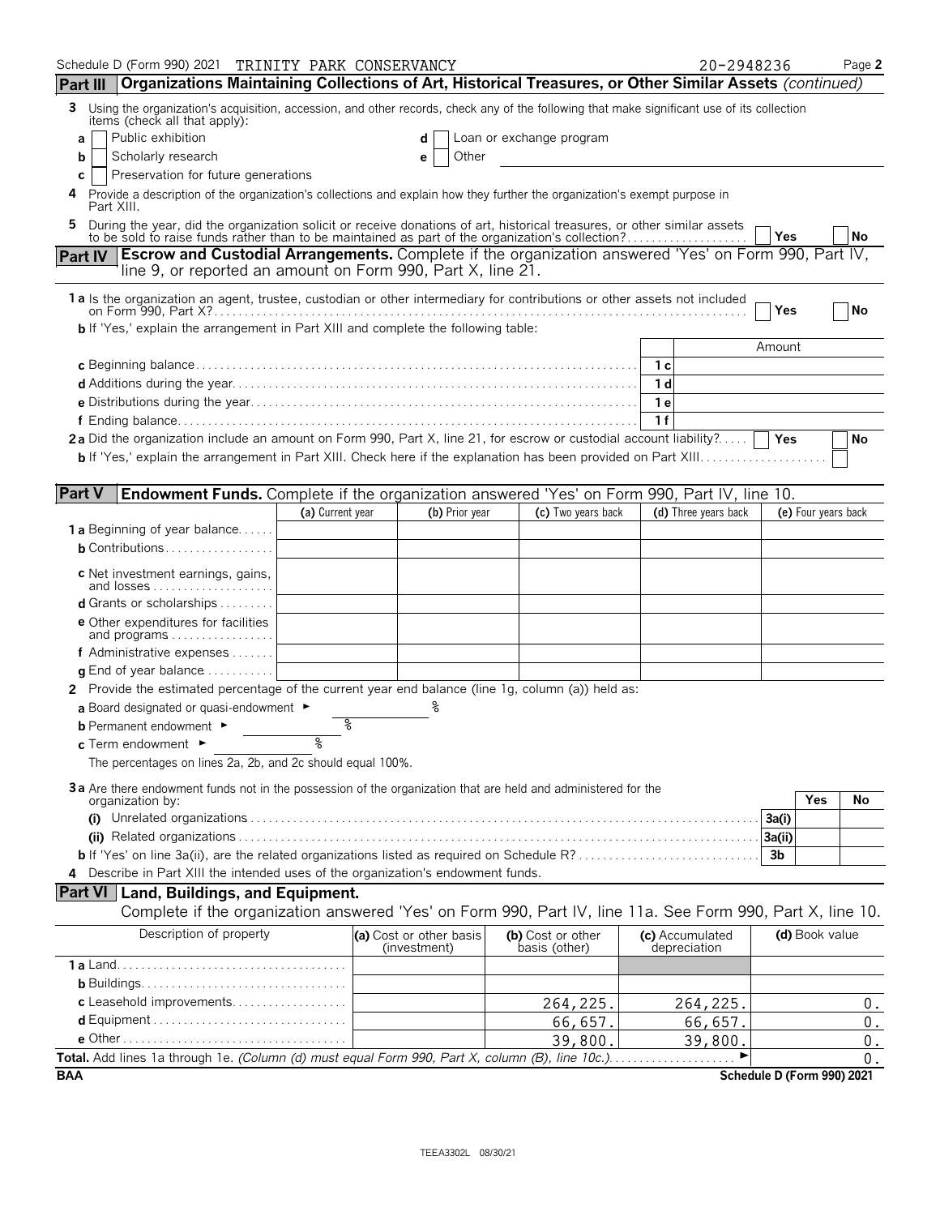Schedule D (Form 990) 2021 TRINITY PARK CONSERVANCY 20-2948236 Page 2

**Part III** **Organizations Maintaining Collections of Art, Historical Treasures, or Other Similar Assets** *(continued)*

3 Using the organization's acquisition, accession, and other records, check any of the following that make significant use of its collection items (check all that apply):

- a ☐ Public exhibition
- b ☐ Scholarly research
- c ☐ Preservation for future generations
- d ☐ Loan or exchange program
- e ☐ Other

4 Provide a description of the organization's collections and explain how they further the organization's exempt purpose in Part XIII.

5 During the year, did the organization solicit or receive donations of art, historical treasures, or other similar assets to be sold to raise funds rather than to be maintained as part of the organization's collection? ☐ Yes ☐ No

**Part IV** **Escrow and Custodial Arrangements.** Complete if the organization answered 'Yes' on Form 990, Part IV, line 9, or reported an amount on Form 990, Part X, line 21.

1a Is the organization an agent, trustee, custodian or other intermediary for contributions or other assets not included on Form 990, Part X? ☐ Yes ☐ No

b If 'Yes,' explain the arrangement in Part XIII and complete the following table:

| | | Amount |
|---|---|---|
| c Beginning balance | 1c | |
| d Additions during the year | 1d | |
| e Distributions during the year | 1e | |
| f Ending balance | 1f | |

2a Did the organization include an amount on Form 990, Part X, line 21, for escrow or custodial account liability? ☐ Yes ☐ No

b If 'Yes,' explain the arrangement in Part XIII. Check here if the explanation has been provided on Part XIII ☐

**Part V** **Endowment Funds.** Complete if the organization answered 'Yes' on Form 990, Part IV, line 10.

| | (a) Current year | (b) Prior year | (c) Two years back | (d) Three years back | (e) Four years back |
|---|---|---|---|---|---|
| 1a Beginning of year balance | | | | | |
| b Contributions | | | | | |
| c Net investment earnings, gains, and losses | | | | | |
| d Grants or scholarships | | | | | |
| e Other expenditures for facilities and programs | | | | | |
| f Administrative expenses | | | | | |
| g End of year balance | | | | | |

2 Provide the estimated percentage of the current year end balance (line 1g, column (a)) held as:

a Board designated or quasi-endowment ► %

b Permanent endowment ► %

c Term endowment ► %

The percentages on lines 2a, 2b, and 2c should equal 100%.

3a Are there endowment funds not in the possession of the organization that are held and administered for the organization by:

| | | Yes | No |
|---|---|---|---|
| (i) Unrelated organizations | 3a(i) | | |
| (ii) Related organizations | 3a(ii) | | |
| b If 'Yes' on line 3a(ii), are the related organizations listed as required on Schedule R? | 3b | | |

4 Describe in Part XIII the intended uses of the organization's endowment funds.

**Part VI** **Land, Buildings, and Equipment.**

Complete if the organization answered 'Yes' on Form 990, Part IV, line 11a. See Form 990, Part X, line 10.

| Description of property | (a) Cost or other basis (investment) | (b) Cost or other basis (other) | (c) Accumulated depreciation | (d) Book value |
|---|---|---|---|---|
| 1a Land | | | | |
| b Buildings | | | | |
| c Leasehold improvements | | 264,225. | 264,225. | 0. |
| d Equipment | | 66,657. | 66,657. | 0. |
| e Other | | 39,800. | 39,800. | 0. |
| **Total.** Add lines 1a through 1e. *(Column (d) must equal Form 990, Part X, column (B), line 10c.)* ► | | | | 0. |

BAA Schedule D (Form 990) 2021

TEEA3302L 08/30/21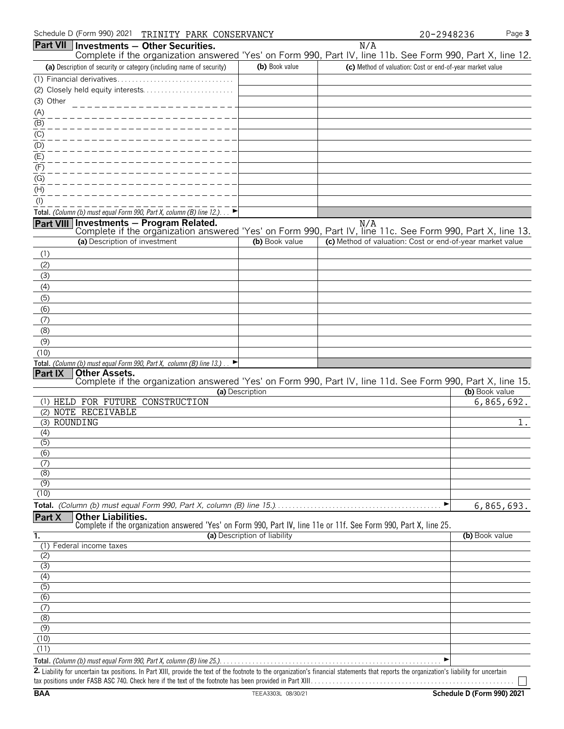Schedule D (Form 990) 2021 TRINITY PARK CONSERVANCY 20-2948236

## Part VII Investments — Other Securities.

N/A

Complete if the organization answered 'Yes' on Form 990, Part IV, line 11b. See Form 990, Part X, line 12.

| (a) Description of security or category (including name of security) | (b) Book value | (c) Method of valuation: Cost or end-of-year market value |
|---|---|---|
| (1) Financial derivatives | | |
| (2) Closely held equity interests | | |
| (3) Other | | |
| (A) | | |
| (B) | | |
| (C) | | |
| (D) | | |
| (E) | | |
| (F) | | |
| (G) | | |
| (H) | | |
| (I) | | |
| **Total.** *(Column (b) must equal Form 990, Part X, column (B) line 12.)* ► | | |

## Part VIII Investments — Program Related.

N/A

Complete if the organization answered 'Yes' on Form 990, Part IV, line 11c. See Form 990, Part X, line 13.

| (a) Description of investment | (b) Book value | (c) Method of valuation: Cost or end-of-year market value |
|---|---|---|
| (1) | | |
| (2) | | |
| (3) | | |
| (4) | | |
| (5) | | |
| (6) | | |
| (7) | | |
| (8) | | |
| (9) | | |
| (10) | | |
| **Total.** *(Column (b) must equal Form 990, Part X, column (B) line 13.)* ► | | |

## Part IX Other Assets.

Complete if the organization answered 'Yes' on Form 990, Part IV, line 11d. See Form 990, Part X, line 15.

| (a) Description | (b) Book value |
|---|---|
| (1) HELD FOR FUTURE CONSTRUCTION | 6,865,692. |
| (2) NOTE RECEIVABLE | |
| (3) ROUNDING | 1. |
| (4) | |
| (5) | |
| (6) | |
| (7) | |
| (8) | |
| (9) | |
| (10) | |
| **Total.** *(Column (b) must equal Form 990, Part X, column (B) line 15.)* ► | 6,865,693. |

## Part X Other Liabilities.

Complete if the organization answered 'Yes' on Form 990, Part IV, line 11e or 11f. See Form 990, Part X, line 25.

| 1. (a) Description of liability | (b) Book value |
|---|---|
| (1) Federal income taxes | |
| (2) | |
| (3) | |
| (4) | |
| (5) | |
| (6) | |
| (7) | |
| (8) | |
| (9) | |
| (10) | |
| (11) | |
| **Total.** *(Column (b) must equal Form 990, Part X, column (B) line 25.)* ► | |

**2.** Liability for uncertain tax positions. In Part XIII, provide the text of the footnote to the organization's financial statements that reports the organization's liability for uncertain tax positions under FASB ASC 740. Check here if the text of the footnote has been provided in Part XIII ☐

BAA TEEA3303L 08/30/21 Schedule D (Form 990) 2021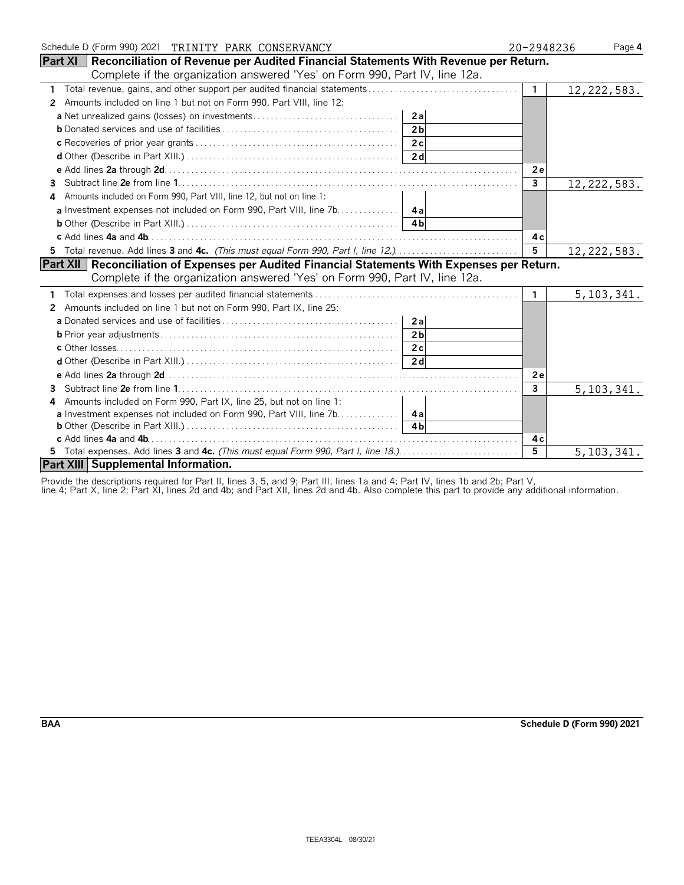Schedule D (Form 990) 2021 TRINITY PARK CONSERVANCY 20-2948236 Page **4**

## Part XI Reconciliation of Revenue per Audited Financial Statements With Revenue per Return.

Complete if the organization answered 'Yes' on Form 990, Part IV, line 12a.

| | | | | |
|---|---|---|---|---|
| **1** Total revenue, gains, and other support per audited financial statements | | | 1 | 12,222,583. |
| **2** Amounts included on line 1 but not on Form 990, Part VIII, line 12: | | | | |
| **a** Net unrealized gains (losses) on investments | 2a | | | |
| **b** Donated services and use of facilities | 2b | | | |
| **c** Recoveries of prior year grants | 2c | | | |
| **d** Other (Describe in Part XIII.) | 2d | | | |
| **e** Add lines **2a** through **2d** | | | 2e | |
| **3** Subtract line **2e** from line **1** | | | 3 | 12,222,583. |
| **4** Amounts included on Form 990, Part VIII, line 12, but not on line 1: | | | | |
| **a** Investment expenses not included on Form 990, Part VIII, line 7b | 4a | | | |
| **b** Other (Describe in Part XIII.) | 4b | | | |
| **c** Add lines **4a** and **4b** | | | 4c | |
| **5** Total revenue. Add lines **3** and **4c.** *(This must equal Form 990, Part I, line 12.)* | | | 5 | 12,222,583. |

## Part XII Reconciliation of Expenses per Audited Financial Statements With Expenses per Return.

Complete if the organization answered 'Yes' on Form 990, Part IV, line 12a.

| | | | | |
|---|---|---|---|---|
| **1** Total expenses and losses per audited financial statements | | | 1 | 5,103,341. |
| **2** Amounts included on line 1 but not on Form 990, Part IX, line 25: | | | | |
| **a** Donated services and use of facilities | 2a | | | |
| **b** Prior year adjustments | 2b | | | |
| **c** Other losses | 2c | | | |
| **d** Other (Describe in Part XIII.) | 2d | | | |
| **e** Add lines **2a** through **2d** | | | 2e | |
| **3** Subtract line **2e** from line **1** | | | 3 | 5,103,341. |
| **4** Amounts included on Form 990, Part IX, line 25, but not on line 1: | | | | |
| **a** Investment expenses not included on Form 990, Part VIII, line 7b | 4a | | | |
| **b** Other (Describe in Part XIII.) | 4b | | | |
| **c** Add lines **4a** and **4b** | | | 4c | |
| **5** Total expenses. Add lines **3** and **4c.** *(This must equal Form 990, Part I, line 18.)* | | | 5 | 5,103,341. |

## Part XIII Supplemental Information.

Provide the descriptions required for Part II, lines 3, 5, and 9; Part III, lines 1a and 4; Part IV, lines 1b and 2b; Part V, line 4; Part X, line 2; Part XI, lines 2d and 4b; and Part XII, lines 2d and 4b. Also complete this part to provide any additional information.

BAA Schedule D (Form 990) 2021

TEEA3304L 08/30/21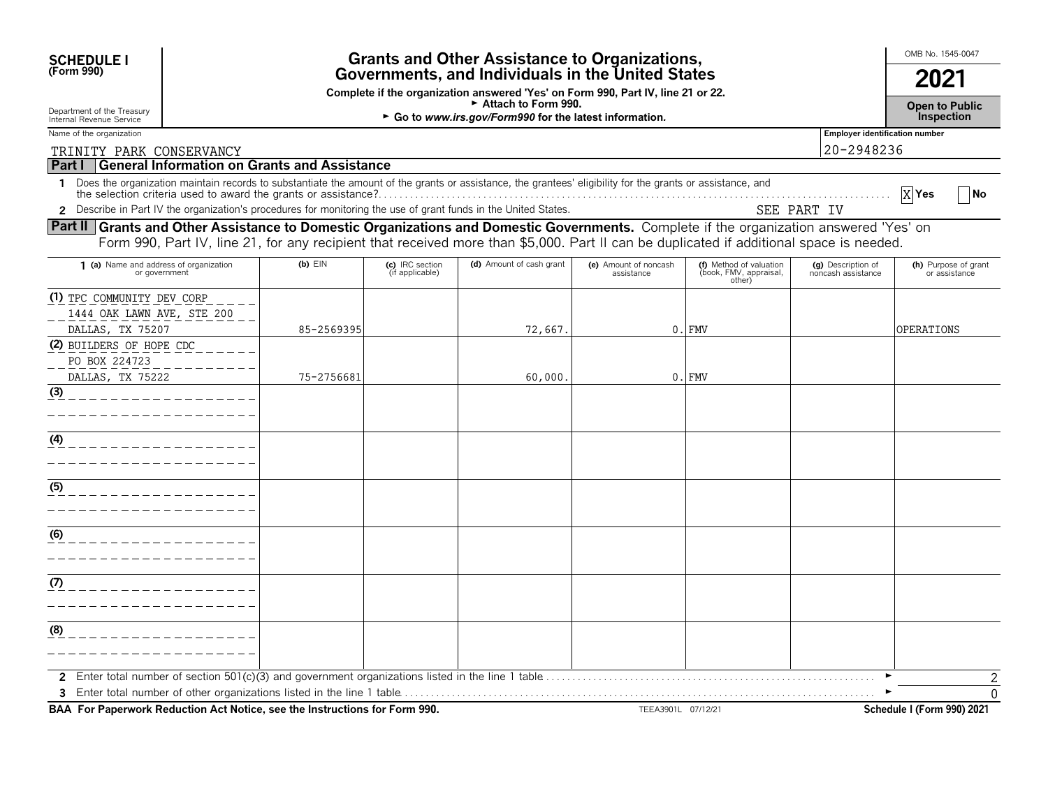**SCHEDULE I**
**(Form 990)**

Department of the Treasury
Internal Revenue Service

# Grants and Other Assistance to Organizations, Governments, and Individuals in the United States

**Complete if the organization answered 'Yes' on Form 990, Part IV, line 21 or 22.**
**► Attach to Form 990.**
**► Go to *www.irs.gov/Form990* for the latest information.**

OMB No. 1545-0047

**2021**

**Open to Public Inspection**

Name of the organization: TRINITY PARK CONSERVANCY

Employer identification number: 20-2948236

## Part I General Information on Grants and Assistance

1 Does the organization maintain records to substantiate the amount of the grants or assistance, the grantees' eligibility for the grants or assistance, and the selection criteria used to award the grants or assistance? [X] Yes [ ] No

2 Describe in Part IV the organization's procedures for monitoring the use of grant funds in the United States. SEE PART IV

## Part II Grants and Other Assistance to Domestic Organizations and Domestic Governments.

Complete if the organization answered 'Yes' on Form 990, Part IV, line 21, for any recipient that received more than $5,000. Part II can be duplicated if additional space is needed.

| 1 (a) Name and address of organization or government | (b) EIN | (c) IRC section (if applicable) | (d) Amount of cash grant | (e) Amount of noncash assistance | (f) Method of valuation (book, FMV, appraisal, other) | (g) Description of noncash assistance | (h) Purpose of grant or assistance |
|---|---|---|---|---|---|---|---|
| (1) TPC COMMUNITY DEV CORP<br>1444 OAK LAWN AVE, STE 200<br>DALLAS, TX 75207 | 85-2569395 | | 72,667. | 0. | FMV | | OPERATIONS |
| (2) BUILDERS OF HOPE CDC<br>PO BOX 224723<br>DALLAS, TX 75222 | 75-2756681 | | 60,000. | 0. | FMV | | |
| (3) | | | | | | | |
| (4) | | | | | | | |
| (5) | | | | | | | |
| (6) | | | | | | | |
| (7) | | | | | | | |
| (8) | | | | | | | |

2 Enter total number of section 501(c)(3) and government organizations listed in the line 1 table ► 2

3 Enter total number of other organizations listed in the line 1 table ► 0

**BAA For Paperwork Reduction Act Notice, see the Instructions for Form 990.** TEEA3901L 07/12/21 **Schedule I (Form 990) 2021**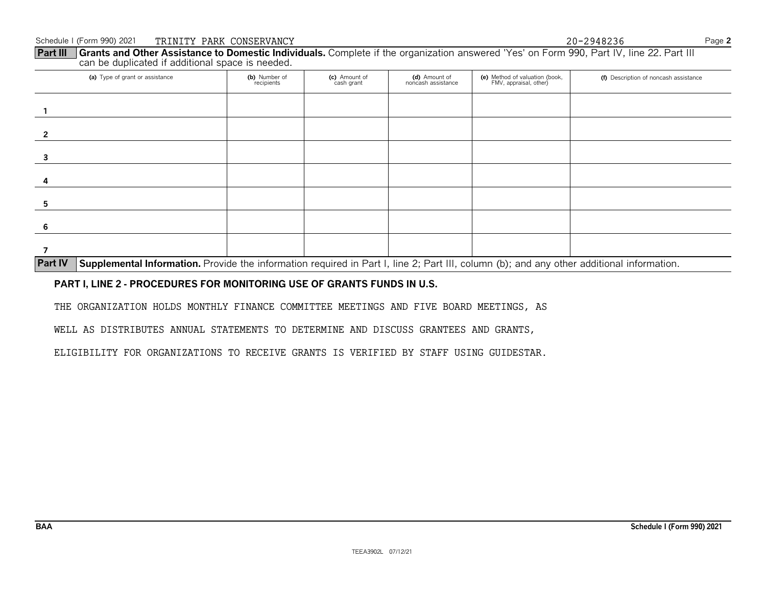Schedule I (Form 990) 2021 TRINITY PARK CONSERVANCY 20-2948236

**Part III** **Grants and Other Assistance to Domestic Individuals.** Complete if the organization answered 'Yes' on Form 990, Part IV, line 22. Part III can be duplicated if additional space is needed.

| | (a) Type of grant or assistance | (b) Number of recipients | (c) Amount of cash grant | (d) Amount of noncash assistance | (e) Method of valuation (book, FMV, appraisal, other) | (f) Description of noncash assistance |
|---|---|---|---|---|---|---|
| 1 | | | | | | |
| 2 | | | | | | |
| 3 | | | | | | |
| 4 | | | | | | |
| 5 | | | | | | |
| 6 | | | | | | |
| 7 | | | | | | |

**Part IV** **Supplemental Information.** Provide the information required in Part I, line 2; Part III, column (b); and any other additional information.

**PART I, LINE 2 - PROCEDURES FOR MONITORING USE OF GRANTS FUNDS IN U.S.**

THE ORGANIZATION HOLDS MONTHLY FINANCE COMMITTEE MEETINGS AND FIVE BOARD MEETINGS, AS WELL AS DISTRIBUTES ANNUAL STATEMENTS TO DETERMINE AND DISCUSS GRANTEES AND GRANTS, ELIGIBILITY FOR ORGANIZATIONS TO RECEIVE GRANTS IS VERIFIED BY STAFF USING GUIDESTAR.

BAA Schedule I (Form 990) 2021

TEEA3902L 07/12/21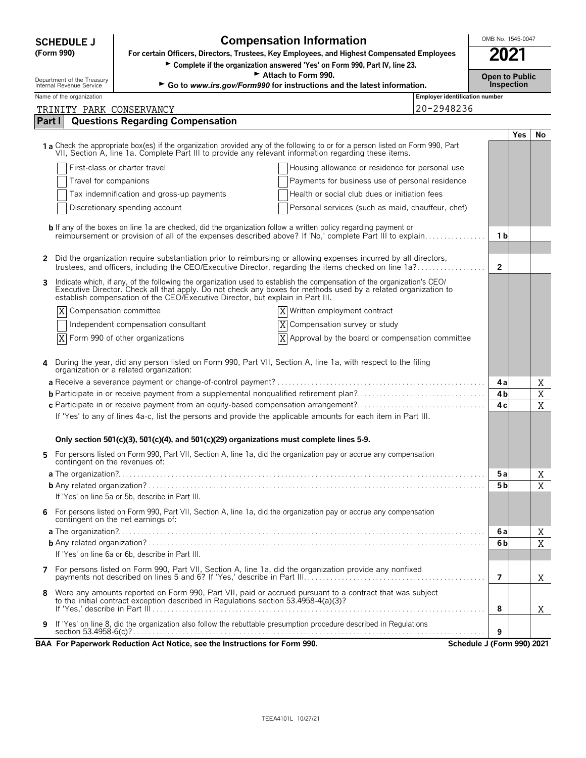**SCHEDULE J (Form 990)**

Department of the Treasury
Internal Revenue Service

# Compensation Information

**For certain Officers, Directors, Trustees, Key Employees, and Highest Compensated Employees**

► Complete if the organization answered 'Yes' on Form 990, Part IV, line 23.

► Attach to Form 990.

► Go to *www.irs.gov/Form990* for instructions and the latest information.

OMB No. 1545-0047

**2021**

**Open to Public Inspection**

Name of the organization: TRINITY PARK CONSERVANCY

Employer identification number: 20-2948236

## Part I — Questions Regarding Compensation

| | | Yes | No |
|---|---|---|---|
| **1a** Check the appropriate box(es) if the organization provided any of the following to or for a person listed on Form 990, Part VII, Section A, line 1a. Complete Part III to provide any relevant information regarding these items. | | | |
| ☐ First-class or charter travel ☐ Housing allowance or residence for personal use | | | |
| ☐ Travel for companions ☐ Payments for business use of personal residence | | | |
| ☐ Tax indemnification and gross-up payments ☐ Health or social club dues or initiation fees | | | |
| ☐ Discretionary spending account ☐ Personal services (such as maid, chauffeur, chef) | | | |
| **b** If any of the boxes on line 1a are checked, did the organization follow a written policy regarding payment or reimbursement or provision of all of the expenses described above? If 'No,' complete Part III to explain | 1b | | |
| **2** Did the organization require substantiation prior to reimbursing or allowing expenses incurred by all directors, trustees, and officers, including the CEO/Executive Director, regarding the items checked on line 1a? | 2 | | |
| **3** Indicate which, if any, of the following the organization used to establish the compensation of the organization's CEO/Executive Director. Check all that apply. Do not check any boxes for methods used by a related organization to establish compensation of the CEO/Executive Director, but explain in Part III. | | | |
| ☒ Compensation committee ☒ Written employment contract | | | |
| ☐ Independent compensation consultant ☒ Compensation survey or study | | | |
| ☒ Form 990 of other organizations ☒ Approval by the board or compensation committee | | | |
| **4** During the year, did any person listed on Form 990, Part VII, Section A, line 1a, with respect to the filing organization or a related organization: | | | |
| **a** Receive a severance payment or change-of-control payment? | 4a | | X |
| **b** Participate in or receive payment from a supplemental nonqualified retirement plan? | 4b | | X |
| **c** Participate in or receive payment from an equity-based compensation arrangement? | 4c | | X |
| If 'Yes' to any of lines 4a-c, list the persons and provide the applicable amounts for each item in Part III. | | | |
| **Only section 501(c)(3), 501(c)(4), and 501(c)(29) organizations must complete lines 5-9.** | | | |
| **5** For persons listed on Form 990, Part VII, Section A, line 1a, did the organization pay or accrue any compensation contingent on the revenues of: | | | |
| **a** The organization? | 5a | | X |
| **b** Any related organization? | 5b | | X |
| If 'Yes' on line 5a or 5b, describe in Part III. | | | |
| **6** For persons listed on Form 990, Part VII, Section A, line 1a, did the organization pay or accrue any compensation contingent on the net earnings of: | | | |
| **a** The organization? | 6a | | X |
| **b** Any related organization? | 6b | | X |
| If 'Yes' on line 6a or 6b, describe in Part III. | | | |
| **7** For persons listed on Form 990, Part VII, Section A, line 1a, did the organization provide any nonfixed payments not described on lines 5 and 6? If 'Yes,' describe in Part III | 7 | | X |
| **8** Were any amounts reported on Form 990, Part VII, paid or accrued pursuant to a contract that was subject to the initial contract exception described in Regulations section 53.4958-4(a)(3)? If 'Yes,' describe in Part III | 8 | | X |
| **9** If 'Yes' on line 8, did the organization also follow the rebuttable presumption procedure described in Regulations section 53.4958-6(c)? | 9 | | |

**BAA For Paperwork Reduction Act Notice, see the Instructions for Form 990.** **Schedule J (Form 990) 2021**

TEEA4101L 10/27/21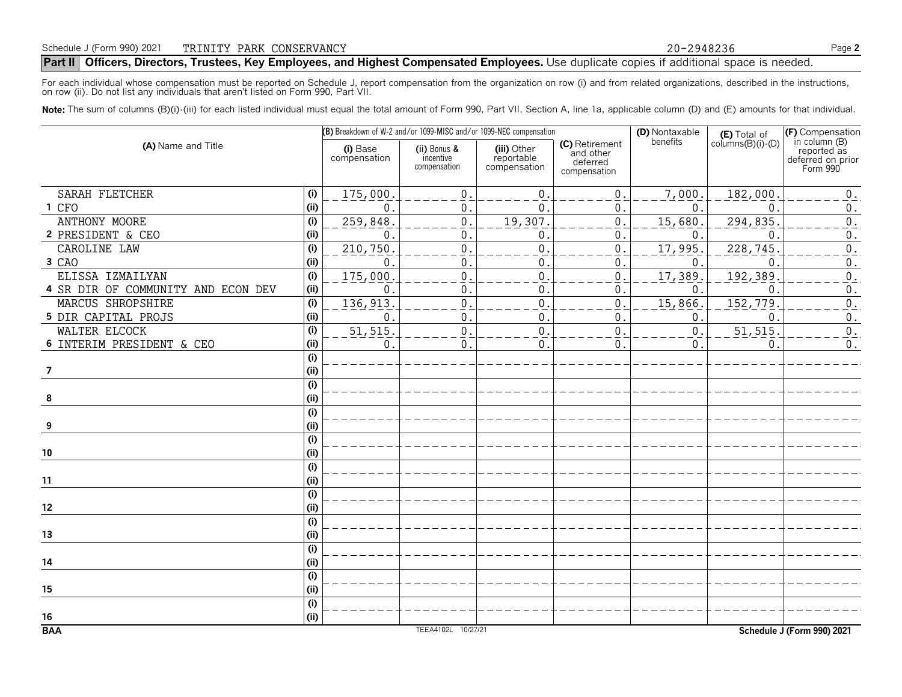Schedule J (Form 990) 2021 TRINITY PARK CONSERVANCY 20-2948236

## Part II Officers, Directors, Trustees, Key Employees, and Highest Compensated Employees. Use duplicate copies if additional space is needed.

For each individual whose compensation must be reported on Schedule J, report compensation from the organization on row (i) and from related organizations, described in the instructions, on row (ii). Do not list any individuals that aren't listed on Form 990, Part VII.

**Note:** The sum of columns (B)(i)-(iii) for each listed individual must equal the total amount of Form 990, Part VII, Section A, line 1a, applicable column (D) and (E) amounts for that individual.

| (A) Name and Title | | (B) Breakdown of W-2 and/or 1099-MISC and/or 1099-NEC compensation | | | (C) Retirement and other deferred compensation | (D) Nontaxable benefits | (E) Total of columns(B)(i)-(D) | (F) Compensation in column (B) reported as deferred on prior Form 990 |
|---|---|---|---|---|---|---|---|---|
| | | (i) Base compensation | (ii) Bonus & incentive compensation | (iii) Other reportable compensation | | | | |
| 1 SARAH FLETCHER CFO | (i) | 175,000. | 0. | 0. | 0. | 7,000. | 182,000. | 0. |
| | (ii) | 0. | 0. | 0. | 0. | 0. | 0. | 0. |
| 2 ANTHONY MOORE PRESIDENT & CEO | (i) | 259,848. | 0. | 19,307. | 0. | 15,680. | 294,835. | 0. |
| | (ii) | 0. | 0. | 0. | 0. | 0. | 0. | 0. |
| 3 CAROLINE LAW CAO | (i) | 210,750. | 0. | 0. | 0. | 17,995. | 228,745. | 0. |
| | (ii) | 0. | 0. | 0. | 0. | 0. | 0. | 0. |
| 4 ELISSA IZMAILYAN SR DIR OF COMMUNITY AND ECON DEV | (i) | 175,000. | 0. | 0. | 0. | 17,389. | 192,389. | 0. |
| | (ii) | 0. | 0. | 0. | 0. | 0. | 0. | 0. |
| 5 MARCUS SHROPSHIRE DIR CAPITAL PROJS | (i) | 136,913. | 0. | 0. | 0. | 15,866. | 152,779. | 0. |
| | (ii) | 0. | 0. | 0. | 0. | 0. | 0. | 0. |
| 6 WALTER ELCOCK INTERIM PRESIDENT & CEO | (i) | 51,515. | 0. | 0. | 0. | 0. | 51,515. | 0. |
| | (ii) | 0. | 0. | 0. | 0. | 0. | 0. | 0. |
| 7 | (i) | | | | | | | |
| | (ii) | | | | | | | |
| 8 | (i) | | | | | | | |
| | (ii) | | | | | | | |
| 9 | (i) | | | | | | | |
| | (ii) | | | | | | | |
| 10 | (i) | | | | | | | |
| | (ii) | | | | | | | |
| 11 | (i) | | | | | | | |
| | (ii) | | | | | | | |
| 12 | (i) | | | | | | | |
| | (ii) | | | | | | | |
| 13 | (i) | | | | | | | |
| | (ii) | | | | | | | |
| 14 | (i) | | | | | | | |
| | (ii) | | | | | | | |
| 15 | (i) | | | | | | | |
| | (ii) | | | | | | | |
| 16 | (i) | | | | | | | |
| | (ii) | | | | | | | |

BAA TEEA4102L 10/27/21 Schedule J (Form 990) 2021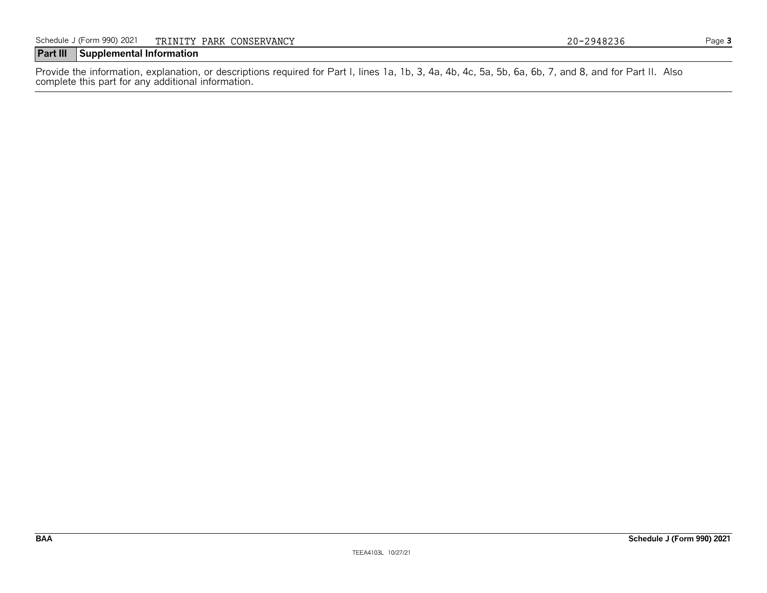Schedule J (Form 990) 2021 TRINITY PARK CONSERVANCY 20-2948236

## Part III Supplemental Information

Provide the information, explanation, or descriptions required for Part I, lines 1a, 1b, 3, 4a, 4b, 4c, 5a, 5b, 6a, 6b, 7, and 8, and for Part II. Also complete this part for any additional information.

BAA

Schedule J (Form 990) 2021

TEEA4103L 10/27/21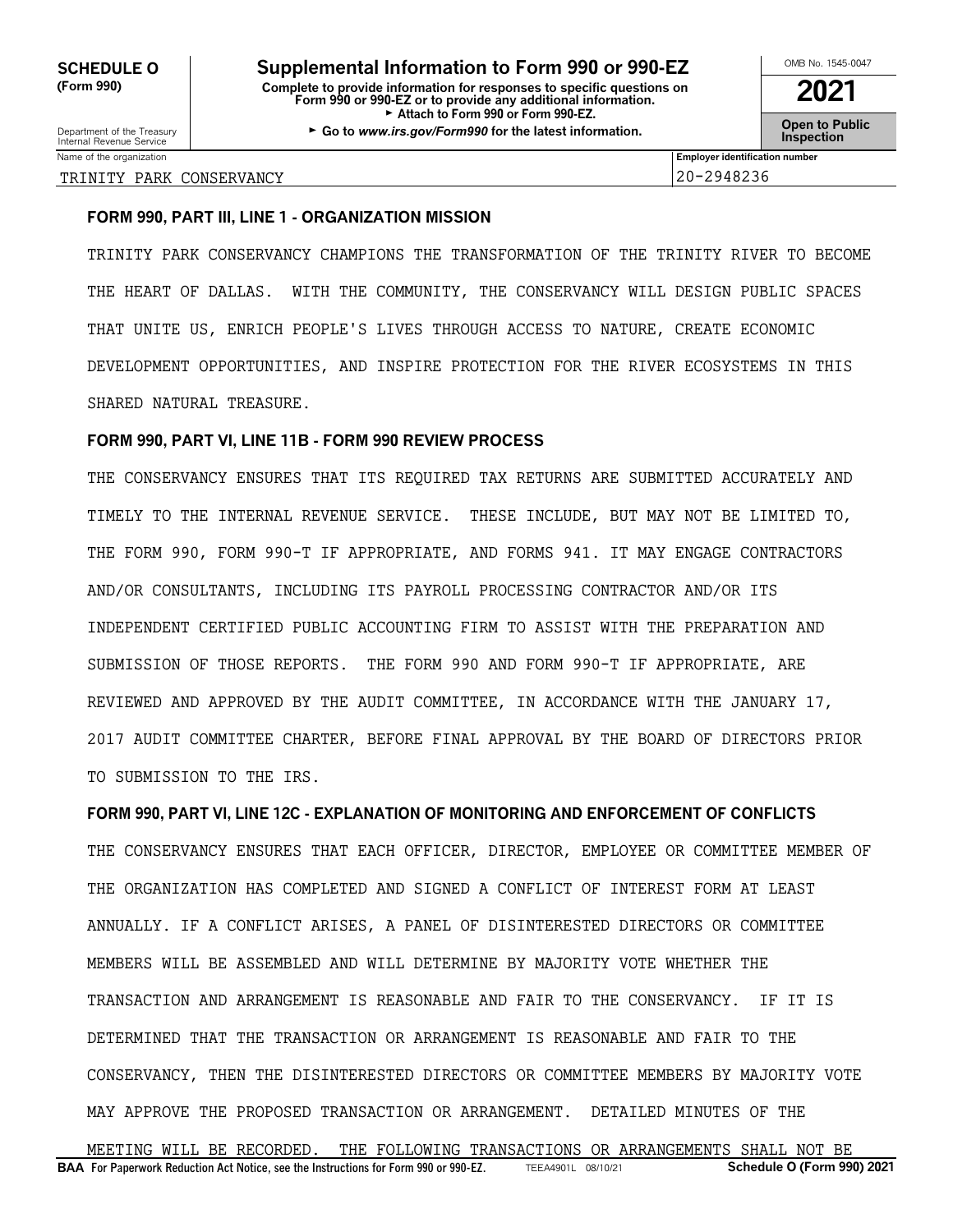**SCHEDULE O (Form 990)**

Department of the Treasury
Internal Revenue Service

# Supplemental Information to Form 990 or 990-EZ

**Complete to provide information for responses to specific questions on Form 990 or 990-EZ or to provide any additional information.**
► **Attach to Form 990 or Form 990-EZ.**
► **Go to *www.irs.gov/Form990* for the latest information.**

OMB No. 1545-0047

**2021**

**Open to Public Inspection**

| Name of the organization | Employer identification number |
|---|---|
| TRINITY PARK CONSERVANCY | 20-2948236 |

**FORM 990, PART III, LINE 1 - ORGANIZATION MISSION**

TRINITY PARK CONSERVANCY CHAMPIONS THE TRANSFORMATION OF THE TRINITY RIVER TO BECOME THE HEART OF DALLAS. WITH THE COMMUNITY, THE CONSERVANCY WILL DESIGN PUBLIC SPACES THAT UNITE US, ENRICH PEOPLE'S LIVES THROUGH ACCESS TO NATURE, CREATE ECONOMIC DEVELOPMENT OPPORTUNITIES, AND INSPIRE PROTECTION FOR THE RIVER ECOSYSTEMS IN THIS SHARED NATURAL TREASURE.

**FORM 990, PART VI, LINE 11B - FORM 990 REVIEW PROCESS**

THE CONSERVANCY ENSURES THAT ITS REQUIRED TAX RETURNS ARE SUBMITTED ACCURATELY AND TIMELY TO THE INTERNAL REVENUE SERVICE. THESE INCLUDE, BUT MAY NOT BE LIMITED TO, THE FORM 990, FORM 990-T IF APPROPRIATE, AND FORMS 941. IT MAY ENGAGE CONTRACTORS AND/OR CONSULTANTS, INCLUDING ITS PAYROLL PROCESSING CONTRACTOR AND/OR ITS INDEPENDENT CERTIFIED PUBLIC ACCOUNTING FIRM TO ASSIST WITH THE PREPARATION AND SUBMISSION OF THOSE REPORTS. THE FORM 990 AND FORM 990-T IF APPROPRIATE, ARE REVIEWED AND APPROVED BY THE AUDIT COMMITTEE, IN ACCORDANCE WITH THE JANUARY 17, 2017 AUDIT COMMITTEE CHARTER, BEFORE FINAL APPROVAL BY THE BOARD OF DIRECTORS PRIOR TO SUBMISSION TO THE IRS.

**FORM 990, PART VI, LINE 12C - EXPLANATION OF MONITORING AND ENFORCEMENT OF CONFLICTS**

THE CONSERVANCY ENSURES THAT EACH OFFICER, DIRECTOR, EMPLOYEE OR COMMITTEE MEMBER OF THE ORGANIZATION HAS COMPLETED AND SIGNED A CONFLICT OF INTEREST FORM AT LEAST ANNUALLY. IF A CONFLICT ARISES, A PANEL OF DISINTERESTED DIRECTORS OR COMMITTEE MEMBERS WILL BE ASSEMBLED AND WILL DETERMINE BY MAJORITY VOTE WHETHER THE TRANSACTION AND ARRANGEMENT IS REASONABLE AND FAIR TO THE CONSERVANCY. IF IT IS DETERMINED THAT THE TRANSACTION OR ARRANGEMENT IS REASONABLE AND FAIR TO THE CONSERVANCY, THEN THE DISINTERESTED DIRECTORS OR COMMITTEE MEMBERS BY MAJORITY VOTE MAY APPROVE THE PROPOSED TRANSACTION OR ARRANGEMENT. DETAILED MINUTES OF THE MEETING WILL BE RECORDED. THE FOLLOWING TRANSACTIONS OR ARRANGEMENTS SHALL NOT BE

**BAA For Paperwork Reduction Act Notice, see the Instructions for Form 990 or 990-EZ.** TEEA4901L 08/10/21 **Schedule O (Form 990) 2021**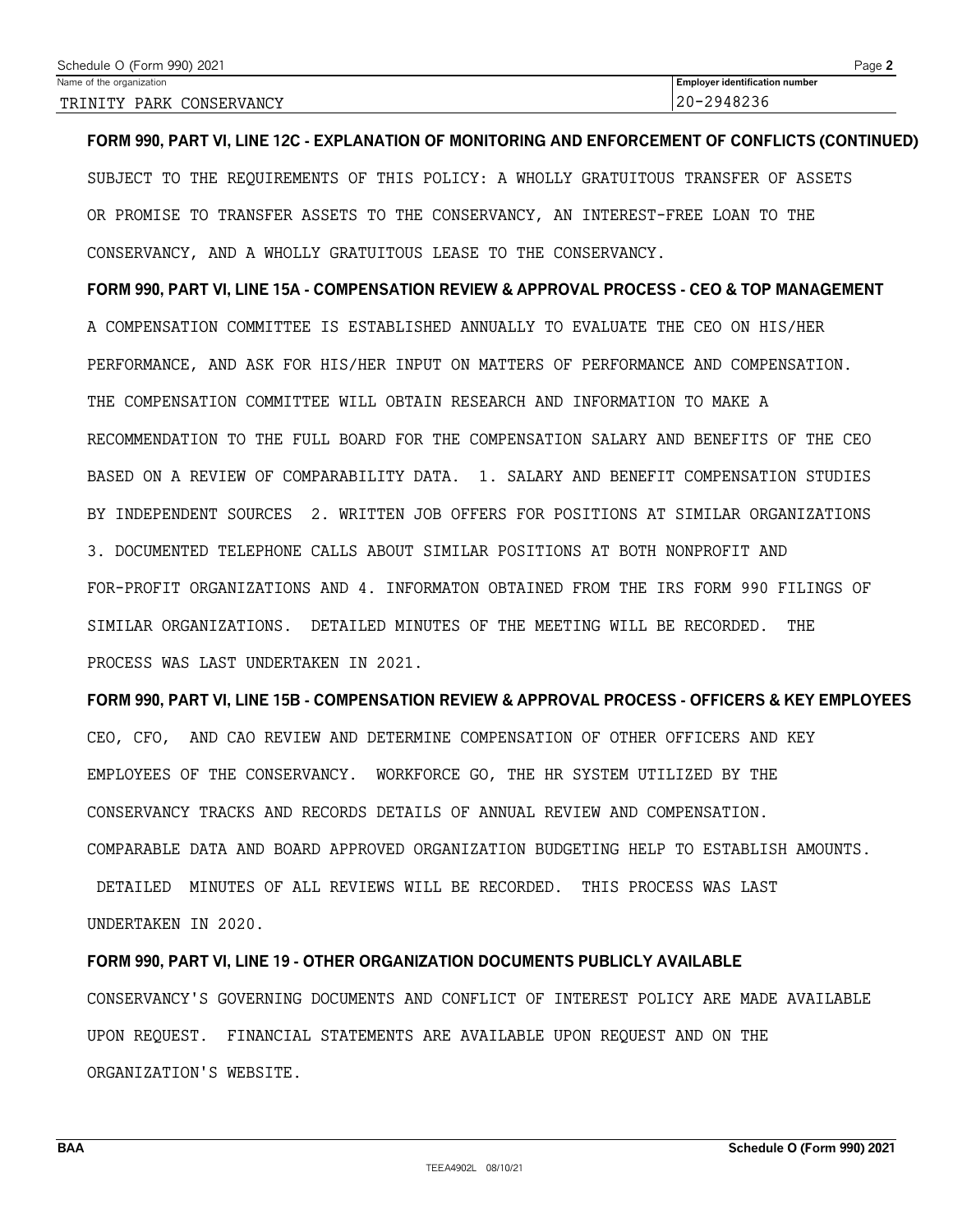| Name of the organization | Employer identification number |
| --- | --- |
| TRINITY PARK CONSERVANCY | 20-2948236 |

**FORM 990, PART VI, LINE 12C - EXPLANATION OF MONITORING AND ENFORCEMENT OF CONFLICTS (CONTINUED)**

SUBJECT TO THE REQUIREMENTS OF THIS POLICY: A WHOLLY GRATUITOUS TRANSFER OF ASSETS OR PROMISE TO TRANSFER ASSETS TO THE CONSERVANCY, AN INTEREST-FREE LOAN TO THE CONSERVANCY, AND A WHOLLY GRATUITOUS LEASE TO THE CONSERVANCY.

**FORM 990, PART VI, LINE 15A - COMPENSATION REVIEW & APPROVAL PROCESS - CEO & TOP MANAGEMENT**

A COMPENSATION COMMITTEE IS ESTABLISHED ANNUALLY TO EVALUATE THE CEO ON HIS/HER PERFORMANCE, AND ASK FOR HIS/HER INPUT ON MATTERS OF PERFORMANCE AND COMPENSATION. THE COMPENSATION COMMITTEE WILL OBTAIN RESEARCH AND INFORMATION TO MAKE A RECOMMENDATION TO THE FULL BOARD FOR THE COMPENSATION SALARY AND BENEFITS OF THE CEO BASED ON A REVIEW OF COMPARABILITY DATA. 1. SALARY AND BENEFIT COMPENSATION STUDIES BY INDEPENDENT SOURCES 2. WRITTEN JOB OFFERS FOR POSITIONS AT SIMILAR ORGANIZATIONS 3. DOCUMENTED TELEPHONE CALLS ABOUT SIMILAR POSITIONS AT BOTH NONPROFIT AND FOR-PROFIT ORGANIZATIONS AND 4. INFORMATON OBTAINED FROM THE IRS FORM 990 FILINGS OF SIMILAR ORGANIZATIONS. DETAILED MINUTES OF THE MEETING WILL BE RECORDED. THE PROCESS WAS LAST UNDERTAKEN IN 2021.

**FORM 990, PART VI, LINE 15B - COMPENSATION REVIEW & APPROVAL PROCESS - OFFICERS & KEY EMPLOYEES**

CEO, CFO, AND CAO REVIEW AND DETERMINE COMPENSATION OF OTHER OFFICERS AND KEY EMPLOYEES OF THE CONSERVANCY. WORKFORCE GO, THE HR SYSTEM UTILIZED BY THE CONSERVANCY TRACKS AND RECORDS DETAILS OF ANNUAL REVIEW AND COMPENSATION. COMPARABLE DATA AND BOARD APPROVED ORGANIZATION BUDGETING HELP TO ESTABLISH AMOUNTS. DETAILED MINUTES OF ALL REVIEWS WILL BE RECORDED. THIS PROCESS WAS LAST UNDERTAKEN IN 2020.

**FORM 990, PART VI, LINE 19 - OTHER ORGANIZATION DOCUMENTS PUBLICLY AVAILABLE**

CONSERVANCY'S GOVERNING DOCUMENTS AND CONFLICT OF INTEREST POLICY ARE MADE AVAILABLE UPON REQUEST. FINANCIAL STATEMENTS ARE AVAILABLE UPON REQUEST AND ON THE ORGANIZATION'S WEBSITE.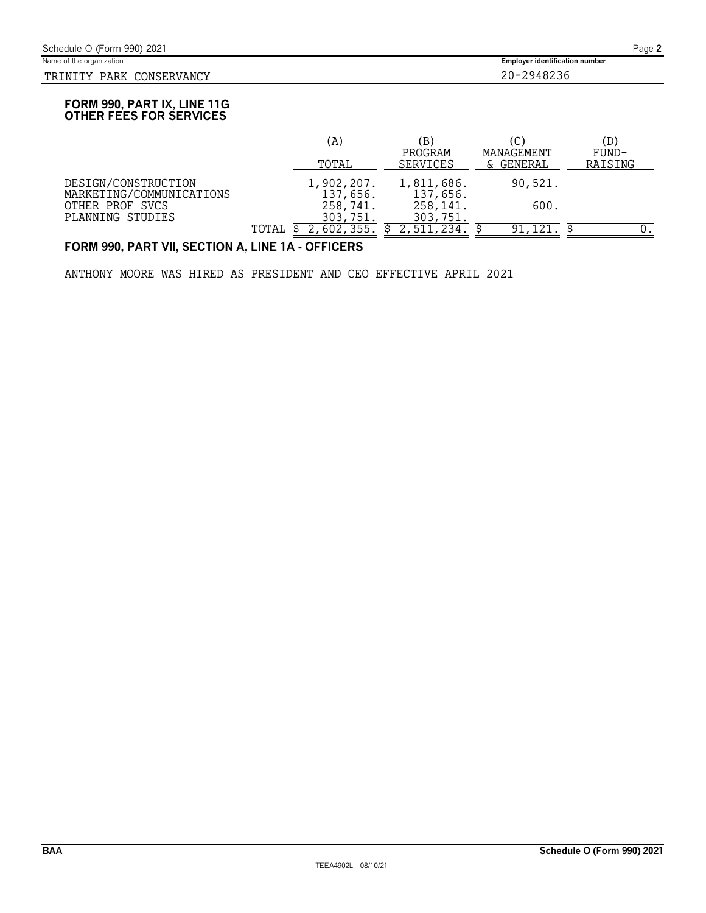Schedule O (Form 990) 2021

Name of the organization: TRINITY PARK CONSERVANCY

Employer identification number: 20-2948236

**FORM 990, PART IX, LINE 11G**
**OTHER FEES FOR SERVICES**

| | (A) TOTAL | (B) PROGRAM SERVICES | (C) MANAGEMENT & GENERAL | (D) FUND-RAISING |
|---|---|---|---|---|
| DESIGN/CONSTRUCTION | 1,902,207. | 1,811,686. | 90,521. | |
| MARKETING/COMMUNICATIONS | 137,656. | 137,656. | | |
| OTHER PROF SVCS | 258,741. | 258,141. | 600. | |
| PLANNING STUDIES | 303,751. | 303,751. | | |
| TOTAL | $ 2,602,355. | $ 2,511,234. | $ 91,121. | $ 0. |

**FORM 990, PART VII, SECTION A, LINE 1A - OFFICERS**

ANTHONY MOORE WAS HIRED AS PRESIDENT AND CEO EFFECTIVE APRIL 2021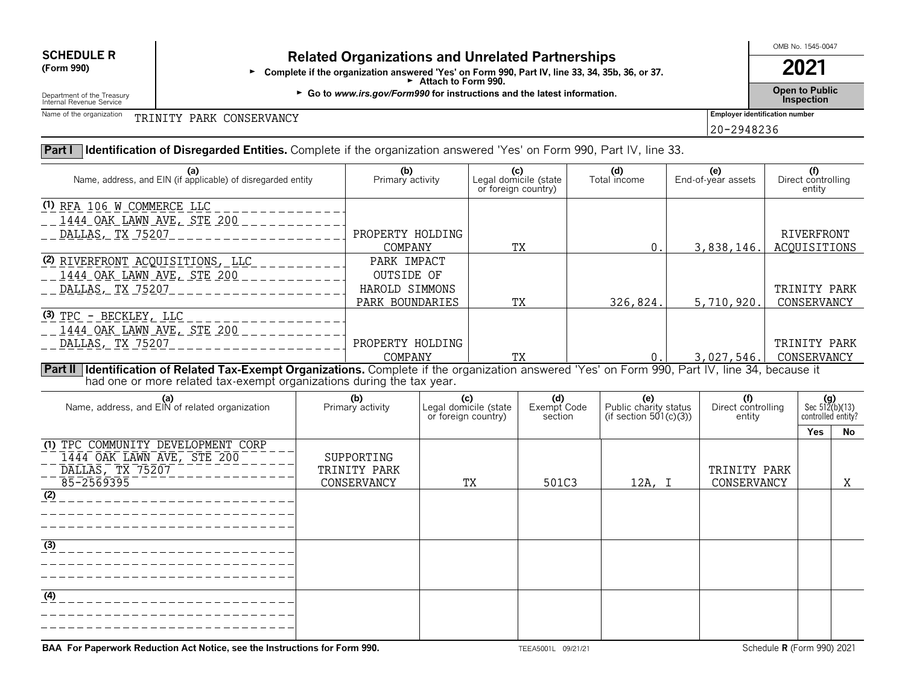**SCHEDULE R**
**(Form 990)**

Department of the Treasury
Internal Revenue Service

# Related Organizations and Unrelated Partnerships

► **Complete if the organization answered 'Yes' on Form 990, Part IV, line 33, 34, 35b, 36, or 37.**
► **Attach to Form 990.**
► **Go to *www.irs.gov/Form990* for instructions and the latest information.**

OMB No. 1545-0047

**2021**

**Open to Public Inspection**

Name of the organization: TRINITY PARK CONSERVANCY

Employer identification number: 20-2948236

**Part I** **Identification of Disregarded Entities.** Complete if the organization answered 'Yes' on Form 990, Part IV, line 33.

| (a) Name, address, and EIN (if applicable) of disregarded entity | (b) Primary activity | (c) Legal domicile (state or foreign country) | (d) Total income | (e) End-of-year assets | (f) Direct controlling entity |
|---|---|---|---|---|---|
| (1) RFA 106 W COMMERCE LLC 1444 OAK LAWN AVE, STE 200 DALLAS, TX 75207 | PROPERTY HOLDING COMPANY | TX | 0. | 3,838,146. | RIVERFRONT ACQUISITIONS |
| (2) RIVERFRONT ACQUISITIONS, LLC 1444 OAK LAWN AVE, STE 200 DALLAS, TX 75207 | PARK IMPACT OUTSIDE OF HAROLD SIMMONS PARK BOUNDARIES | TX | 326,824. | 5,710,920. | TRINITY PARK CONSERVANCY |
| (3) TPC - BECKLEY, LLC 1444 OAK LAWN AVE, STE 200 DALLAS, TX 75207 | PROPERTY HOLDING COMPANY | TX | 0. | 3,027,546. | TRINITY PARK CONSERVANCY |

**Part II** **Identification of Related Tax-Exempt Organizations.** Complete if the organization answered 'Yes' on Form 990, Part IV, line 34, because it had one or more related tax-exempt organizations during the tax year.

| (a) Name, address, and EIN of related organization | (b) Primary activity | (c) Legal domicile (state or foreign country) | (d) Exempt Code section | (e) Public charity status (if section 501(c)(3)) | (f) Direct controlling entity | (g) Sec 512(b)(13) controlled entity? Yes | No |
|---|---|---|---|---|---|---|---|
| (1) TPC COMMUNITY DEVELOPMENT CORP 1444 OAK LAWN AVE, STE 200 DALLAS, TX 75207 85-2569395 | SUPPORTING TRINITY PARK CONSERVANCY | TX | 501C3 | 12A, I | TRINITY PARK CONSERVANCY | | X |
| (2) | | | | | | | |
| (3) | | | | | | | |
| (4) | | | | | | | |

**BAA For Paperwork Reduction Act Notice, see the Instructions for Form 990.** TEEA5001L 09/21/21 Schedule **R** (Form 990) 2021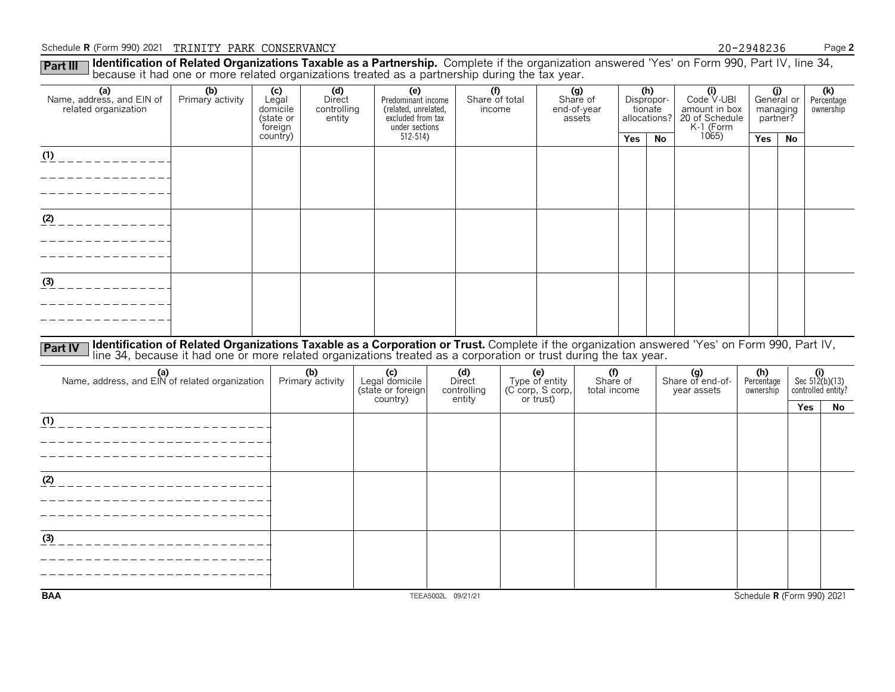Schedule R (Form 990) 2021 TRINITY PARK CONSERVANCY 20-2948236

**Part III** **Identification of Related Organizations Taxable as a Partnership.** Complete if the organization answered 'Yes' on Form 990, Part IV, line 34, because it had one or more related organizations treated as a partnership during the tax year.

| (a) Name, address, and EIN of related organization | (b) Primary activity | (c) Legal domicile (state or foreign country) | (d) Direct controlling entity | (e) Predominant income (related, unrelated, excluded from tax under sections 512-514) | (f) Share of total income | (g) Share of end-of-year assets | (h) Disproportionate allocations? | | (i) Code V-UBI amount in box 20 of Schedule K-1 (Form 1065) | (j) General or managing partner? | | (k) Percentage ownership |
|---|---|---|---|---|---|---|---|---|---|---|---|---|
| | | | | | | | Yes | No | | Yes | No | |
| (1) | | | | | | | | | | | | |
| (2) | | | | | | | | | | | | |
| (3) | | | | | | | | | | | | |

**Part IV** **Identification of Related Organizations Taxable as a Corporation or Trust.** Complete if the organization answered 'Yes' on Form 990, Part IV, line 34, because it had one or more related organizations treated as a corporation or trust during the tax year.

| (a) Name, address, and EIN of related organization | (b) Primary activity | (c) Legal domicile (state or foreign country) | (d) Direct controlling entity | (e) Type of entity (C corp, S corp, or trust) | (f) Share of total income | (g) Share of end-of-year assets | (h) Percentage ownership | (i) Sec 512(b)(13) controlled entity? | |
|---|---|---|---|---|---|---|---|---|---|
| | | | | | | | | Yes | No |
| (1) | | | | | | | | | |
| (2) | | | | | | | | | |
| (3) | | | | | | | | | |

BAA TEEA5002L 09/21/21 Schedule R (Form 990) 2021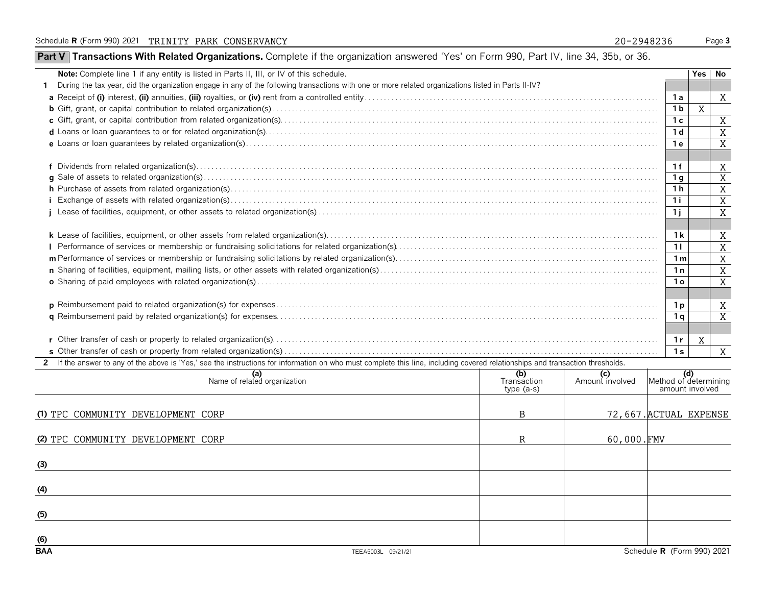Schedule R (Form 990) 2021 TRINITY PARK CONSERVANCY 20-2948236

## Part V Transactions With Related Organizations. Complete if the organization answered 'Yes' on Form 990, Part IV, line 34, 35b, or 36.

| **Note:** Complete line 1 if any entity is listed in Parts II, III, or IV of this schedule. | | Yes | No |
|---|---|---|---|
| **1** During the tax year, did the organization engage in any of the following transactions with one or more related organizations listed in Parts II-IV? | | | |
| **a** Receipt of **(i)** interest, **(ii)** annuities, **(iii)** royalties, or **(iv)** rent from a controlled entity | 1a | | X |
| **b** Gift, grant, or capital contribution to related organization(s) | 1b | X | |
| **c** Gift, grant, or capital contribution from related organization(s) | 1c | | X |
| **d** Loans or loan guarantees to or for related organization(s) | 1d | | X |
| **e** Loans or loan guarantees by related organization(s) | 1e | | X |
| **f** Dividends from related organization(s) | 1f | | X |
| **g** Sale of assets to related organization(s) | 1g | | X |
| **h** Purchase of assets from related organization(s) | 1h | | X |
| **i** Exchange of assets with related organization(s) | 1i | | X |
| **j** Lease of facilities, equipment, or other assets to related organization(s) | 1j | | X |
| **k** Lease of facilities, equipment, or other assets from related organization(s) | 1k | | X |
| **l** Performance of services or membership or fundraising solicitations for related organization(s) | 1l | | X |
| **m** Performance of services or membership or fundraising solicitations by related organization(s) | 1m | | X |
| **n** Sharing of facilities, equipment, mailing lists, or other assets with related organization(s) | 1n | | X |
| **o** Sharing of paid employees with related organization(s) | 1o | | X |
| **p** Reimbursement paid to related organization(s) for expenses | 1p | | X |
| **q** Reimbursement paid by related organization(s) for expenses | 1q | | X |
| **r** Other transfer of cash or property to related organization(s) | 1r | X | |
| **s** Other transfer of cash or property from related organization(s) | 1s | | X |

**2** If the answer to any of the above is 'Yes,' see the instructions for information on who must complete this line, including covered relationships and transaction thresholds.

| | (a) Name of related organization | (b) Transaction type (a-s) | (c) Amount involved | (d) Method of determining amount involved |
|---|---|---|---|---|
| (1) | TPC COMMUNITY DEVELOPMENT CORP | B | 72,667. | ACTUAL EXPENSE |
| (2) | TPC COMMUNITY DEVELOPMENT CORP | R | 60,000. | FMV |
| (3) | | | | |
| (4) | | | | |
| (5) | | | | |
| (6) | | | | |

BAA TEEA5003L 09/21/21 Schedule R (Form 990) 2021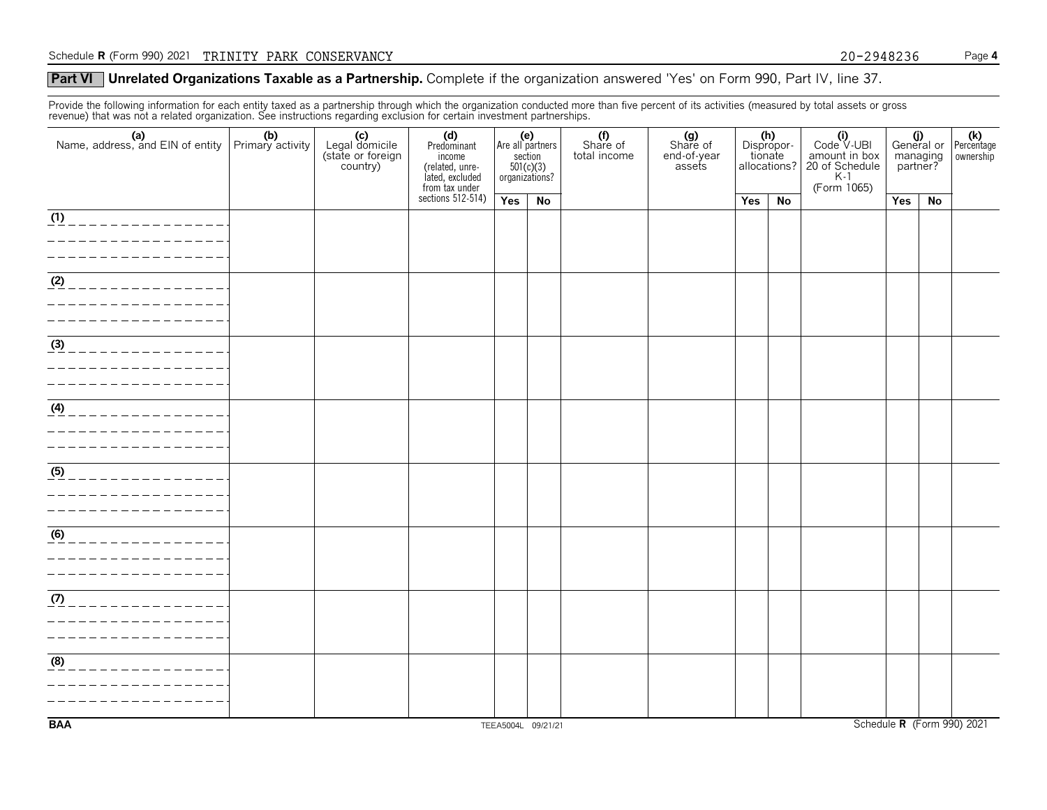## Part VI Unrelated Organizations Taxable as a Partnership. Complete if the organization answered 'Yes' on Form 990, Part IV, line 37.

Provide the following information for each entity taxed as a partnership through which the organization conducted more than five percent of its activities (measured by total assets or gross revenue) that was not a related organization. See instructions regarding exclusion for certain investment partnerships.

| (a) Name, address, and EIN of entity | (b) Primary activity | (c) Legal domicile (state or foreign country) | (d) Predominant income (related, unrelated, excluded from tax under sections 512-514) | (e) Are all partners section 501(c)(3) organizations? | | (f) Share of total income | (g) Share of end-of-year assets | (h) Disproportionate allocations? | | (i) Code V-UBI amount in box 20 of Schedule K-1 (Form 1065) | (j) General or managing partner? | | (k) Percentage ownership |
|---|---|---|---|---|---|---|---|---|---|---|---|---|---|
| | | | | Yes | No | | | Yes | No | | Yes | No | |
| (1) | | | | | | | | | | | | | |
| (2) | | | | | | | | | | | | | |
| (3) | | | | | | | | | | | | | |
| (4) | | | | | | | | | | | | | |
| (5) | | | | | | | | | | | | | |
| (6) | | | | | | | | | | | | | |
| (7) | | | | | | | | | | | | | |
| (8) | | | | | | | | | | | | | |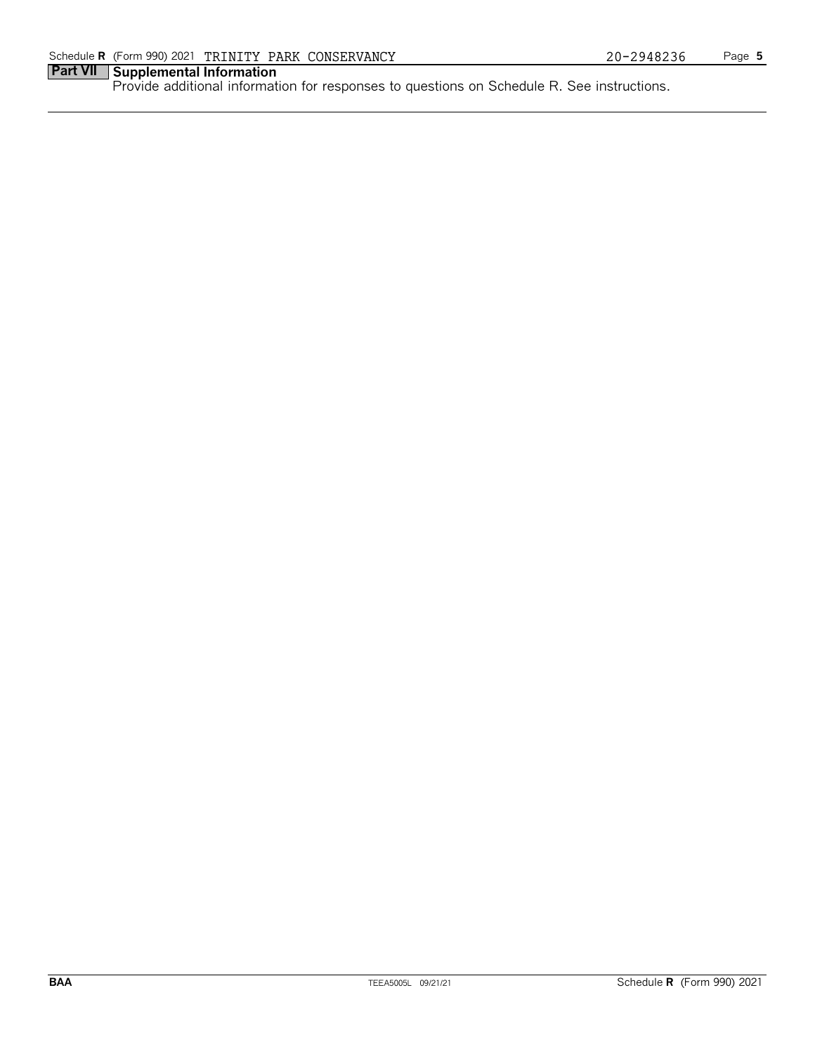**Part VII Supplemental Information**

Provide additional information for responses to questions on Schedule R. See instructions.